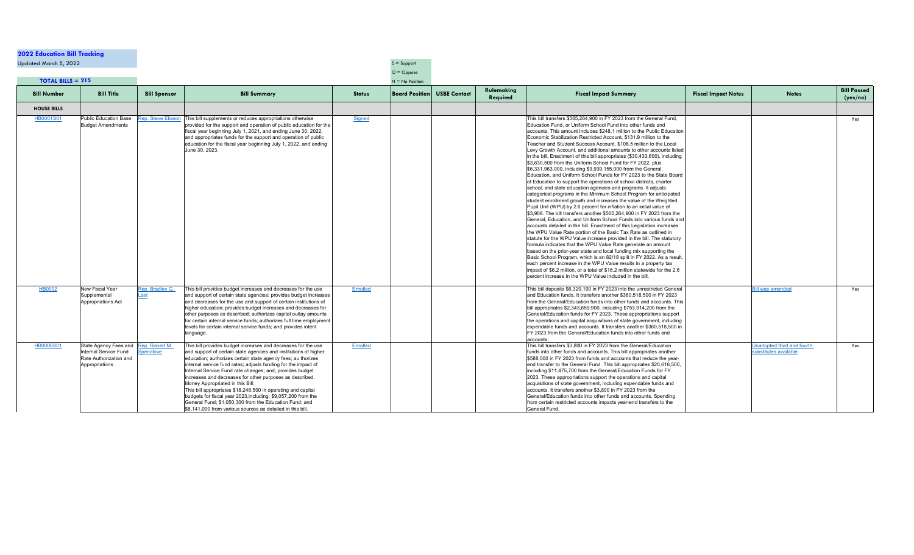**2022 Education Bill Tracking**

Updated March 5, 2022

S = Support
O = Oppose
N = No Position

**TOTAL BILLS = 215**

| Bill Number | Bill Title | Bill Sponsor | Bill Summary | Status | Board Position | USBE Contact | Rulemaking Required | Fiscal Impact Summary | Fiscal Impact Notes | Notes | Bill Passed (yes/no) |
|---|---|---|---|---|---|---|---|---|---|---|---|
| **HOUSE BILLS** | | | | | | | | | | | |
| HB0001S01 | Public Education Base Budget Amendments | Rep. Steve Eliason | This bill supplements or reduces appropriations otherwise provided for the support and operation of public education for the fiscal year beginning July 1, 2021, and ending June 30, 2022, and appropriates funds for the support and operation of public education for the fiscal year beginning July 1, 2022, and ending June 30, 2023. | Signed | | | | This bill transfers $565,264,900 in FY 2023 from the General Fund, Education Fund, or Uniform School Fund into other funds and accounts. This amount includes $248.1 million to the Public Education Economic Stabilization Restricted Account, $131.9 million to the Teacher and Student Success Account, $108.5 million to the Local Levy Growth Account, and additional amounts to other accounts listed in the bill. Enactment of this bill appropriates ($30,433,600), including $3,630,500 from the Uniform School Fund for FY 2022, plus $6,331,963,000, including $3,939,155,000 from the General, Education, and Uniform School Funds for FY 2023 to the State Board of Education to support the operations of school districts, charter school, and state education agencies and programs. It adjusts categorical programs in the Minimum School Program for anticipated student enrollment growth and increases the value of the Weighted Pupil Unit (WPU) by 2.6 percent for inflation to an initial value of $3,908. The bill transfers another $565,264,900 in FY 2023 from the General, Education, and Uniform School Funds into various funds and accounts detailed in the bill. Enactment of this Legislation increases the WPU Value Rate portion of the Basic Tax Rate as outlined in statute for the WPU Value increase provided in the bill. The statutory formula indicates that the WPU Value Rate generate an amount based on the prior-year state and local funding mix supporting the Basic School Program, which is an 82/18 split in FY 2022. As a result, each percent increase in the WPU Value results in a property tax impact of $6.2 million, or a total of $16.2 million statewide for the 2.6 percent increase in the WPU Value included in the bill. | | | Yes |
| HB0002 | New Fiscal Year Supplemental Appropriations Act | Rep. Bradley G. Last | This bill provides budget increases and decreases for the use and support of certain state agencies; provides budget increases and decreases for the use and support of certain institutions of higher education; provides budget increases and decreases for other purposes as described; authorizes capital outlay amounts for certain internal service funds; authorizes full time employment levels for certain internal service funds; and provides intent language. | Enrolled | | | | This bill deposits $6,320,100 in FY 2023 into the unrestricted General and Education funds. It transfers another $360,518,500 in FY 2023 from the General/Education funds into other funds and accounts. This bill appropriates $2,343,659,900, including $753,914,200 from the General/Education funds for FY 2023. These appropriations support the operations and capital acquisitions of state government, including expendable funds and accounts. It transfers another $360,518,500 in FY 2023 from the General/Education funds into other funds and accounts. | | Bill was amended | Yes |
| HB0008S01 | State Agency Fees and Internal Service Fund Rate Authorization and Appropriations | Rep. Robert M. Spendlove | This bill provides budget increases and decreases for the use and support of certain state agencies and institutions of higher education; authorizes certain state agency fees; au thorizes internal service fund rates; adjusts funding for the impact of Internal Service Fund rate changes; and, provides budget increases and decreases for other purposes as described.<br>Money Appropriated in this Bill:<br>This bill appropriates $18,248,500 in operating and capital budgets for fiscal year 2023,including: $9,057,200 from the General Fund; $1,050,300 from the Education Fund; and $8,141,000 from various sources as detailed in this bill. | Enrolled | | | | This bill transfers $3,800 in FY 2023 from the General/Education funds into other funds and accounts. This bill appropriates another $588,000 in FY 2023 from funds and accounts that reduce the year-end transfer to the General Fund. This bill appropriates $20,616,500, including $11,475,700 from the General/Education Funds for FY 2023. These appropriations support the operations and capital acquisitions of state government, including expendable funds and accounts. It transfers another $3,800 in FY 2023 from the General/Education funds into other funds and accounts. Spending from certain restricted accounts impacts year-end transfers to the General Fund. | | Unadopted third and fourth substitutes available | Yes |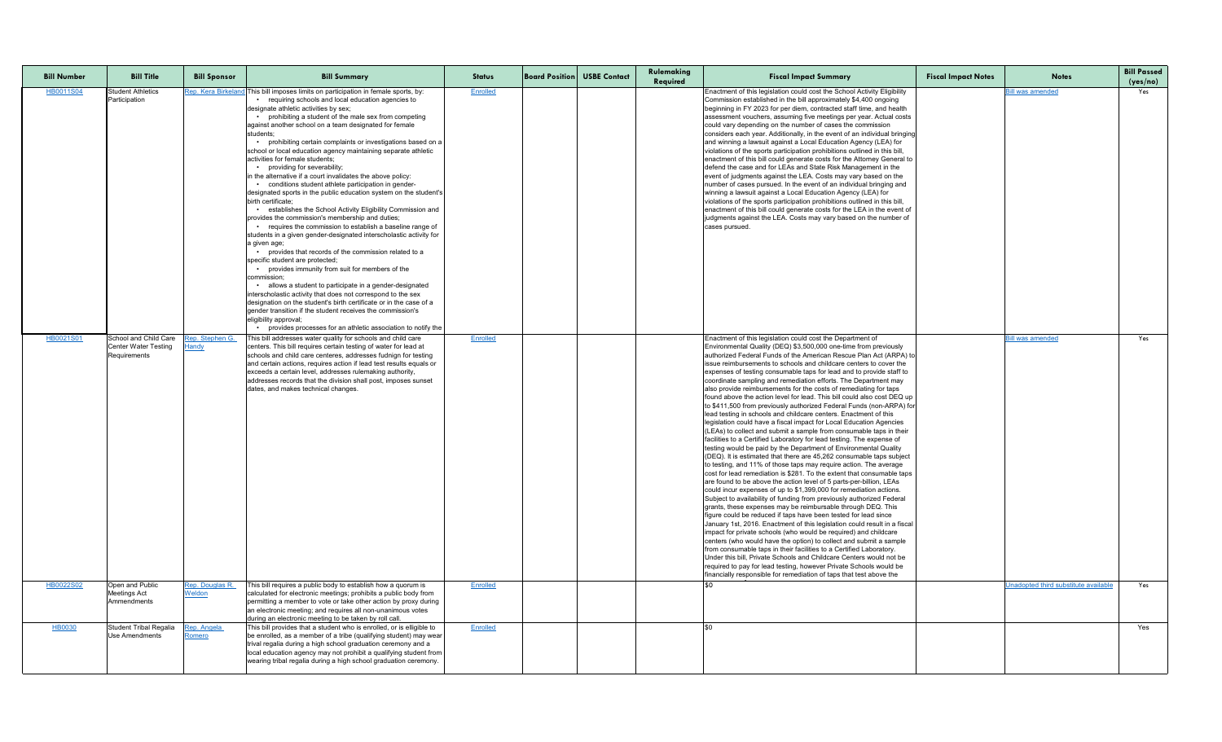| Bill Number | Bill Title | Bill Sponsor | Bill Summary | Status | Board Position | USBE Contact | Rulemaking Required | Fiscal Impact Summary | Fiscal Impact Notes | Notes | Bill Passed (yes/no) |
|---|---|---|---|---|---|---|---|---|---|---|---|
| HB0011S04 | Student Athletics Participation | Rep. Kera Birkeland | This bill imposes limits on participation in female sports, by: • requiring schools and local education agencies to designate athletic activities by sex; • prohibiting a student of the male sex from competing against another school on a team designated for female students; • prohibiting certain complaints or investigations based on a school or local education agency maintaining separate athletic activities for female students; • providing for severability; in the alternative if a court invalidates the above policy: • conditions student athlete participation in gender-designated sports in the public education system on the student's birth certificate; • establishes the School Activity Eligibility Commission and provides the commission's membership and duties; • requires the commission to establish a baseline range of students in a given gender-designated interscholastic activity for a given age; • provides that records of the commission related to a specific student are protected; • provides immunity from suit for members of the commission; • allows a student to participate in a gender-designated interscholastic activity that does not correspond to the sex designation on the student's birth certificate or in the case of a gender transition if the student receives the commission's eligibility approval; • provides processes for an athletic association to notify the | Enrolled | | | | Enactment of this legislation could cost the School Activity Eligibility Commission established in the bill approximately $4,400 ongoing beginning in FY 2023 for per diem, contracted staff time, and health assessment vouchers, assuming five meetings per year. Actual costs could vary depending on the number of cases the commission considers each year. Additionally, in the event of an individual bringing and winning a lawsuit against a Local Education Agency (LEA) for violations of the sports participation prohibitions outlined in this bill, enactment of this bill could generate costs for the Attorney General to defend the case and for LEAs and State Risk Management in the event of judgments against the LEA. Costs may vary based on the number of cases pursued. In the event of an individual bringing and winning a lawsuit against a Local Education Agency (LEA) for violations of the sports participation prohibitions outlined in this bill, enactment of this bill could generate costs for the LEA in the event of judgments against the LEA. Costs may vary based on the number of cases pursued. | | Bill was amended | Yes |
| HB0021S01 | School and Child Care Center Water Testing Requirements | Rep. Stephen G. Handy | This bill addresses water quality for schools and child care centers. This bill requires certain testing of water for lead at schools and child care centeres, addresses fudnign for testing and certain actions, requires action if lead test results equals or exceeds a certain level, addresses rulemaking authority, addresses records that the division shall post, imposes sunset dates, and makes technical changes. | Enrolled | | | | Enactment of this legislation could cost the Department of Environmental Quality (DEQ) $3,500,000 one-time from previously authorized Federal Funds of the American Rescue Plan Act (ARPA) to issue reimbursements to schools and childcare centers to cover the expenses of testing consumable taps for lead and to provide staff to coordinate sampling and remediation efforts. The Department may also provide reimbursements for the costs of remediating for taps found above the action level for lead. This bill could also cost DEQ up to $411,500 from previously authorized Federal Funds (non-ARPA) for lead testing in schools and childcare centers. Enactment of this legislation could have a fiscal impact for Local Education Agencies (LEAs) to collect and submit a sample from consumable taps in their facilities to a Certified Laboratory for lead testing. The expense of testing would be paid by the Department of Environmental Quality (DEQ). It is estimated that there are 45,262 consumable taps subject to testing, and 11% of those taps may require action. The average cost for lead remediation is $281. To the extent that consumable taps are found to be above the action level of 5 parts-per-billion, LEAs could incur expenses of up to $1,399,000 for remediation actions. Subject to availability of funding from previously authorized Federal grants, these expenses may be reimbursable through DEQ. This figure could be reduced if taps have been tested for lead since January 1st, 2016. Enactment of this legislation could result in a fiscal impact for private schools (who would be required) and childcare centers (who would have the option) to collect and submit a sample from consumable taps in their facilities to a Certified Laboratory. Under this bill, Private Schools and Childcare Centers would not be required to pay for lead testing, however Private Schools would be financially responsible for remediation of taps that test above the | | Bill was amended | Yes |
| HB0022S02 | Open and Public Meetings Act Ammendments | Rep. Douglas R. Weldon | This bill requires a public body to establish how a quorum is calculated for electronic meetings; prohibits a public body from permitting a member to vote or take other action by proxy during an electronic meeting; and requires all non-unanimous votes during an electronic meeting to be taken by roll call. | Enrolled | | | | $0 | | Unadopted third substitute available | Yes |
| HB0030 | Student Tribal Regalia Use Amendments | Rep. Angela Romero | This bill provides that a student who is enrolled, or is elligible to be enrolled, as a member of a tribe (qualifying student) may wear trival regalia during a high school graduation ceremony and a local education agency may not prohibit a qualifying student from wearing tribal regalia during a high school graduation ceremony. | Enrolled | | | | $0 | | | Yes |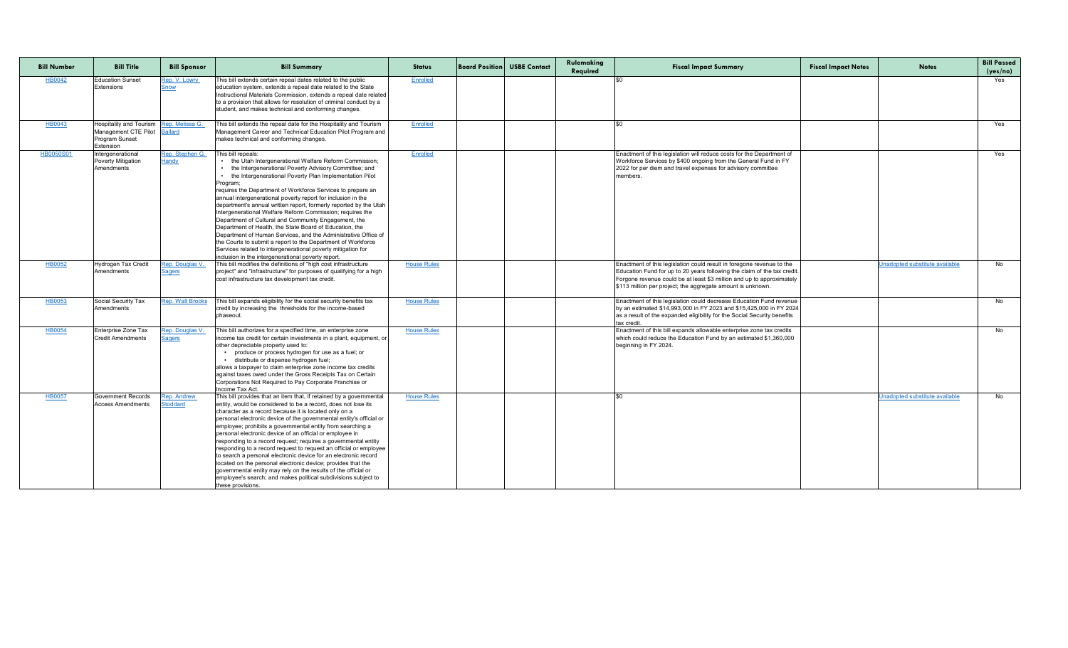| Bill Number | Bill Title | Bill Sponsor | Bill Summary | Status | Board Position | USBE Contact | Rulemaking Required | Fiscal Impact Summary | Fiscal Impact Notes | Notes | Bill Passed (yes/no) |
|---|---|---|---|---|---|---|---|---|---|---|---|
| HB0042 | Education Sunset Extensions | Rep. V. Lowry Snow | This bill extends certain repeal dates related to the public education system, extends a repeal date related to the State Instructionsl Materials Commission, extends a repeal date related to a provision that allows for resolution of criminal conduct by a student, and makes technical and conforming changes. | Enrolled | | | | $0 | | | Yes |
| HB0043 | Hospitality and Tourism Management CTE Pilot Program Sunset Extension | Rep. Melissa G. Ballard | This bill extends the repeal date for the Hospitality and Tourism Management Career and Technical Education Pilot Program and makes technical and conforming changes. | Enrolled | | | | $0 | | | Yes |
| HB0050S01 | Intergenerational Poverty Mitigation Amendments | Rep. Stephen G. Handy | This bill repeals: • the Utah Intergenerational Welfare Reform Commission; • the Intergenerational Poverty Advisory Committee; and • the Intergenerational Poverty Plan Implementation Pilot Program; requires the Department of Workforce Services to prepare an annual intergenerational poverty report for inclusion in the department's annual written report, formerly reported by the Utah Intergenerational Welfare Reform Commission; requires the Department of Cultural and Community Engagement, the Department of Health, the State Board of Education, the Department of Human Services, and the Administrative Office of the Courts to submit a report to the Department of Workforce Services related to intergenerational poverty mitigation for inclusion in the intergenerational poverty report. | Enrolled | | | | Enactment of this legislation will reduce costs for the Department of Workforce Services by $400 ongoing from the General Fund in FY 2022 for per diem and travel expenses for advisory committee members. | | | Yes |
| HB0052 | Hydrogen Tax Credit Amendments | Rep. Douglas V. Sagers | This bill modifies the definitions of "high cost infrastructure project" and "infrastructure" for purposes of qualifying for a high cost infrastructure tax development tax credit. | House Rules | | | | Enactment of this legislation could result in foregone revenue to the Education Fund for up to 20 years following the claim of the tax credit. Forgone revenue could be at least $3 million and up to approximately $113 million per project; the aggregate amount is unknown. | | Unadopted substitute available | No |
| HB0053 | Social Security Tax Amendments | Rep. Walt Brooks | This bill expands eligibility for the social security benefits tax credit by increasing the thresholds for the income-based phaseout. | House Rules | | | | Enactment of this legislation could decrease Education Fund revenue by an estimated $14,993,000 in FY 2023 and $15,425,000 in FY 2024 as a result of the expanded eligibility for the Social Security benefits tax credit. | | | No |
| HB0054 | Enterprise Zone Tax Credit Amendments | Rep. Douglas V. Sagers | This bill authorizes for a specified time, an enterprise zone income tax credit for certain investments in a plant, equipment, or other depreciable property used to: • produce or process hydrogen for use as a fuel; or • distribute or dispense hydrogen fuel; allows a taxpayer to claim enterprise zone income tax credits against taxes owed under the Gross Receipts Tax on Certain Corporations Not Required to Pay Corporate Franchise or Income Tax Act. | House Rules | | | | Enactment of this bill expands allowable enterprise zone tax credits which could reduce the Education Fund by an estimated $1,360,000 beginning in FY 2024. | | | No |
| HB0057 | Government Records Access Amendments | Rep. Andrew Stoddard | This bill provides that an item that, if retained by a governmental entity, would be considered to be a record, does not lose its character as a record because it is located only on a personal electronic device of the governmental entity's official or employee; prohibits a governmental entity from searching a personal electronic device of an official or employee in responding to a record request; requires a governmental entity responding to a record request to request an official or employee to search a personal electronic device for an electronic record located on the personal electronic device; provides that the governmental entity may rely on the results of the official or employee's search; and makes political subdivisions subject to these provisions. | House Rules | | | | $0 | | Unadopted substitute available | No |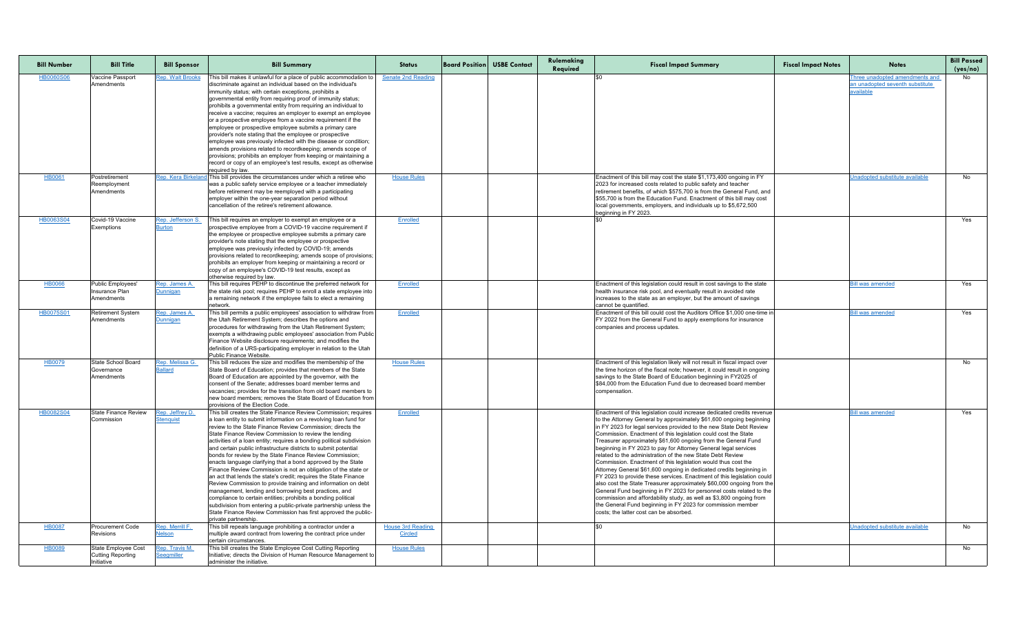| Bill Number | Bill Title | Bill Sponsor | Bill Summary | Status | Board Position | USBE Contact | Rulemaking Required | Fiscal Impact Summary | Fiscal Impact Notes | Notes | Bill Passed (yes/no) |
|---|---|---|---|---|---|---|---|---|---|---|---|
| HB0060S06 | Vaccine Passport Amendments | Rep. Walt Brooks | This bill makes it unlawful for a place of public accommodation to discriminate against an individual based on the individual's immunity status; with certain exceptions, prohibits a governmental entity from requiring proof of immunity status; prohibits a governmental entity from requiring an individual to receive a vaccine; requires an employer to exempt an employee or a prospective employee from a vaccine requirement if the employee or prospective employee submits a primary care provider's note stating that the employee or prospective employee was previously infected with the disease or condition; amends provisions related to recordkeeping; amends scope of provisions; prohibits an employer from keeping or maintaining a record or copy of an employee's test results, except as otherwise required by law. | Senate 2nd Reading | | | | $0 | | Three unadopted amendments and an unadopted seventh substitute available | No |
| HB0061 | Postretirement Reemployment Amendments | Rep. Kera Birkeland | This bill provides the circumstances under which a retiree who was a public safety service employee or a teacher immediately before retirement may be reemployed with a participating employer within the one-year separation period without cancellation of the retiree's retirement allowance. | House Rules | | | | Enactment of this bill may cost the state $1,173,400 ongoing in FY 2023 for increased costs related to public safety and teacher retirement benefits, of which $575,700 is from the General Fund, and $55,700 is from the Education Fund. Enactment of this bill may cost local governments, employers, and individuals up to $5,672,500 beginning in FY 2023. | | Unadopted substitute available | No |
| HB0063S04 | Covid-19 Vaccine Exemptions | Rep. Jefferson S. Burton | This bill requires an employer to exempt an employee or a prospective employee from a COVID-19 vaccine requirement if the employee or prospective employee submits a primary care provider's note stating that the employee or prospective employee was previously infected by COVID-19; amends provisions related to recordkeeping; amends scope of provisions; prohibits an employer from keeping or maintaining a record or copy of an employee's COVID-19 test results, except as otherwise required by law. | Enrolled | | | | $0 | | | Yes |
| HB0066 | Public Employees' Insurance Plan Amendments | Rep. James A. Dunnigan | This bill requires PEHP to discontinue the preferred network for the state risk pool; requires PEHP to enroll a state employee into a remaining network if the employee fails to elect a remaining network. | Enrolled | | | | Enactment of this legislation could result in cost savings to the state health insurance risk pool, and eventually result in avoided rate increases to the state as an employer, but the amount of savings cannot be quantified. | | Bill was amended | Yes |
| HB0075S01 | Retirement System Amendments | Rep. James A. Dunnigan | This bill permits a public employees' association to withdraw from the Utah Retirement System; describes the options and procedures for withdrawing from the Utah Retirement System; exempts a withdrawing public employees' association from Public Finance Website disclosure requirements; and modifies the definition of a URS-participating employer in relation to the Utah Public Finance Website. | Enrolled | | | | Enactment of this bill could cost the Auditors Office $1,000 one-time in FY 2022 from the General Fund to apply exemptions for insurance companies and process updates. | | Bill was amended | Yes |
| HB0079 | State School Board Governance Amendments | Rep. Melissa G. Ballard | This bill reduces the size and modifies the membership of the State Board of Education; provides that members of the State Board of Education are appointed by the governor, with the consent of the Senate; addresses board member terms and vacancies; provides for the transition from old board members to new board members; removes the State Board of Education from provisions of the Election Code. | House Rules | | | | Enactment of this legislation likely will not result in fiscal impact over the time horizon of the fiscal note; however, it could result in ongoing savings to the State Board of Education beginning in FY2025 of $84,000 from the Education Fund due to decreased board member compensation. | | | No |
| HB0082S04 | State Finance Review Commission | Rep. Jeffrey D. Stenquist | This bill creates the State Finance Review Commission; requires a loan entity to submit information on a revolving loan fund for review to the State Finance Review Commission; directs the State Finance Review Commission to review the lending activities of a loan entity; requires a bonding political subdivision and certain public infrastructure districts to submit potential bonds for review by the State Finance Review Commission; enacts language clarifying that a bond approved by the State Finance Review Commission is not an obligation of the state or an act that lends the state's credit; requires the State Finance Review Commission to provide training and information on debt management, lending and borrowing best practices, and compliance to certain entities; prohibits a bonding political subdivision from entering a public-private partnership unless the State Finance Review Commission has first approved the public-private partnership. | Enrolled | | | | Enactment of this legislation could increase dedicated credits revenue to the Attorney General by approximately $61,600 ongoing beginning in FY 2023 for legal services provided to the new State Debt Review Commission. Enactment of this legislation could cost the State Treasurer approximately $61,600 ongoing from the General Fund beginning in FY 2023 to pay for Attorney General legal services related to the administration of the new State Debt Review Commission. Enactment of this legislation would thus cost the Attorney General $61,600 ongoing in dedicated credits beginning in FY 2023 to provide these services. Enactment of this legislation could also cost the State Treasurer approximately $60,000 ongoing from the General Fund beginning in FY 2023 for personnel costs related to the commission and affordability study, as well as $3,800 ongoing from the General Fund beginning in FY 2023 for commission member costs; the latter cost can be absorbed. | | Bill was amended | Yes |
| HB0087 | Procurement Code Revisions | Rep. Merrill F. Nelson | This bill repeals language prohibiting a contractor under a multiple award contract from lowering the contract price under certain circumstances. | House 3rd Reading Circled | | | | $0 | | Unadopted substitute available | No |
| HB0089 | State Employee Cost Cutting Reporting Initiative | Rep. Travis M. Seegmiller | This bill creates the State Employee Cost Cutting Reporting Initiative; directs the Division of Human Resource Management to administer the initiative. | House Rules | | | | | | | No |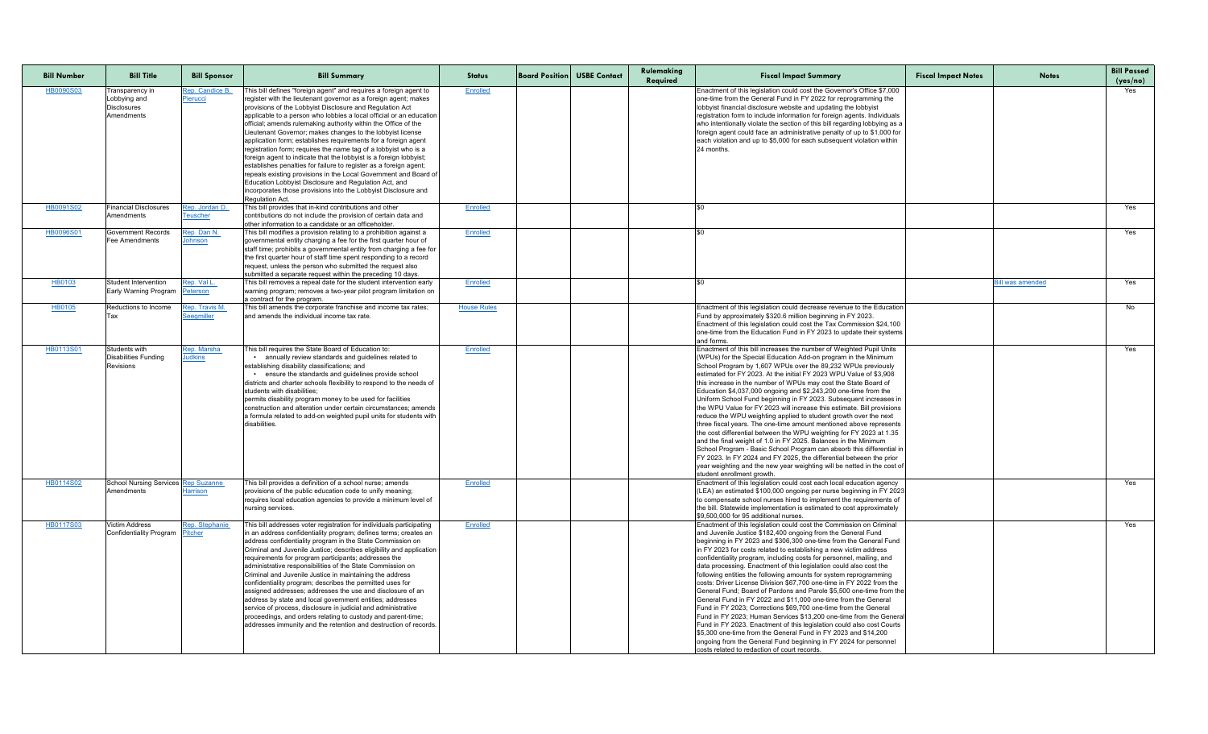| Bill Number | Bill Title | Bill Sponsor | Bill Summary | Status | Board Position | USBE Contact | Rulemaking Required | Fiscal Impact Summary | Fiscal Impact Notes | Notes | Bill Passed (yes/no) |
|---|---|---|---|---|---|---|---|---|---|---|---|
| HB0090S03 | Transparency in Lobbying and Disclosures Amendments | Rep. Candice B. Pierucci | This bill defines "foreign agent" and requires a foreign agent to register with the lieutenant governor as a foreign agent; makes provisions of the Lobbyist Disclosure and Regulation Act applicable to a person who lobbies a local official or an education official; amends rulemaking authority within the Office of the Lieutenant Governor; makes changes to the lobbyist license application form; establishes requirements for a foreign agent registration form; requires the name tag of a lobbyist who is a foreign agent to indicate that the lobbyist is a foreign lobbyist; establishes penalties for failure to register as a foreign agent; repeals existing provisions in the Local Government and Board of Education Lobbyist Disclosure and Regulation Act, and incorporates those provisions into the Lobbyist Disclosure and Regulation Act. | Enrolled | | | | Enactment of this legislation could cost the Governor's Office $7,000 one-time from the General Fund in FY 2022 for reprogramming the lobbyist financial disclosure website and updating the lobbyist registration form to include information for foreign agents. Individuals who intentionally violate the section of this bill regarding lobbying as a foreign agent could face an administrative penalty of up to $1,000 for each violation and up to $5,000 for each subsequent violation within 24 months. | | | Yes |
| HB0091S02 | Financial Disclosures Amendments | Rep. Jordan D. Teuscher | This bill provides that in-kind contributions and other contributions do not include the provision of certain data and other information to a candidate or an officeholder. | Enrolled | | | | $0 | | | Yes |
| HB0096S01 | Government Records Fee Amendments | Rep. Dan N. Johnson | This bill modifies a provision relating to a prohibition against a governmental entity charging a fee for the first quarter hour of staff time; prohibits a governmental entity from charging a fee for the first quarter hour of staff time spent responding to a record request, unless the person who submitted the request also submitted a separate request within the preceding 10 days. | Enrolled | | | | $0 | | | Yes |
| HB0103 | Student Intervention Early Warning Program | Rep. Val L. Peterson | This bill removes a repeal date for the student intervention early warning program; removes a two-year pilot program limitation on a contract for the program. | Enrolled | | | | $0 | | Bill was amended | Yes |
| HB0105 | Reductions to Income Tax | Rep. Travis M. Seegmiller | This bill amends the corporate franchise and income tax rates; and amends the individual income tax rate. | House Rules | | | | Enactment of this legislation could decrease revenue to the Education Fund by approximately $320.6 million beginning in FY 2023. Enactment of this legislation could cost the Tax Commission $24,100 one-time from the Education Fund in FY 2023 to update their systems and forms. | | | No |
| HB0113S01 | Students with Disabilities Funding Revisions | Rep. Marsha Judkins | This bill requires the State Board of Education to: • annually review standards and guidelines related to establishing disability classifications; and • ensure the standards and guidelines provide school districts and charter schools flexibility to respond to the needs of students with disabilities; permits disability program money to be used for facilities construction and alteration under certain circumstances; amends a formula related to add-on weighted pupil units for students with disabilities. | Enrolled | | | | Enactment of this bill increases the number of Weighted Pupil Units (WPUs) for the Special Education Add-on program in the Minimum School Program by 1,607 WPUs over the 89,232 WPUs previously estimated for FY 2023. At the initial FY 2023 WPU Value of $3,908 this increase in the number of WPUs may cost the State Board of Education $4,037,000 ongoing and $2,243,200 one-time from the Uniform School Fund beginning in FY 2023. Subsequent increases in the WPU Value for FY 2023 will increase this estimate. Bill provisions reduce the WPU weighting applied to student growth over the next three fiscal years. The one-time amount mentioned above represents the cost differential between the WPU weighting for FY 2023 at 1.35 and the final weight of 1.0 in FY 2025. Balances in the Minimum School Program - Basic School Program can absorb this differential in FY 2023. In FY 2024 and FY 2025, the differential between the prior year weighting and the new year weighting will be netted in the cost of student enrollment growth. | | | Yes |
| HB0114S02 | School Nursing Services Amendments | Rep Suzanne Harrison | This bill provides a definition of a school nurse; amends provisions of the public education code to unify meaning; requires local education agencies to provide a minimum level of nursing services. | Enrolled | | | | Enactment of this legislation could cost each local education agency (LEA) an estimated $100,000 ongoing per nurse beginning in FY 2023 to compensate school nurses hired to implement the requirements of the bill. Statewide implementation is estimated to cost approximately $9,500,000 for 95 additional nurses. | | | Yes |
| HB0117S03 | Victim Address Confidentiality Program | Rep. Stephanie Pitcher | This bill addresses voter registration for individuals participating in an address confidentiality program; defines terms; creates an address confidentiality program in the State Commission on Criminal and Juvenile Justice; describes eligibility and application requirements for program participants; addresses the administrative responsibilities of the State Commission on Criminal and Juvenile Justice in maintaining the address confidentiality program; describes the permitted uses for assigned addresses; addresses the use and disclosure of an address by state and local government entities; addresses service of process, disclosure in judicial and administrative proceedings, and orders relating to custody and parent-time; addresses immunity and the retention and destruction of records. | Enrolled | | | | Enactment of this legislation could cost the Commission on Criminal and Juvenile Justice $182,400 ongoing from the General Fund beginning in FY 2023 and $306,300 one-time from the General Fund in FY 2023 for costs related to establishing a new victim address confidentiality program, including costs for personnel, mailing, and data processing. Enactment of this legislation could also cost the following entities the following amounts for system reprogramming costs: Driver License Division $67,700 one-time in FY 2022 from the General Fund; Board of Pardons and Parole $5,500 one-time from the General Fund in FY 2022 and $11,000 one-time from the General Fund in FY 2023; Corrections $69,700 one-time from the General Fund in FY 2023; Human Services $13,200 one-time from the General Fund in FY 2023. Enactment of this legislation could also cost Courts $5,300 one-time from the General Fund in FY 2023 and $14,200 ongoing from the General Fund beginning in FY 2024 for personnel costs related to redaction of court records. | | | Yes |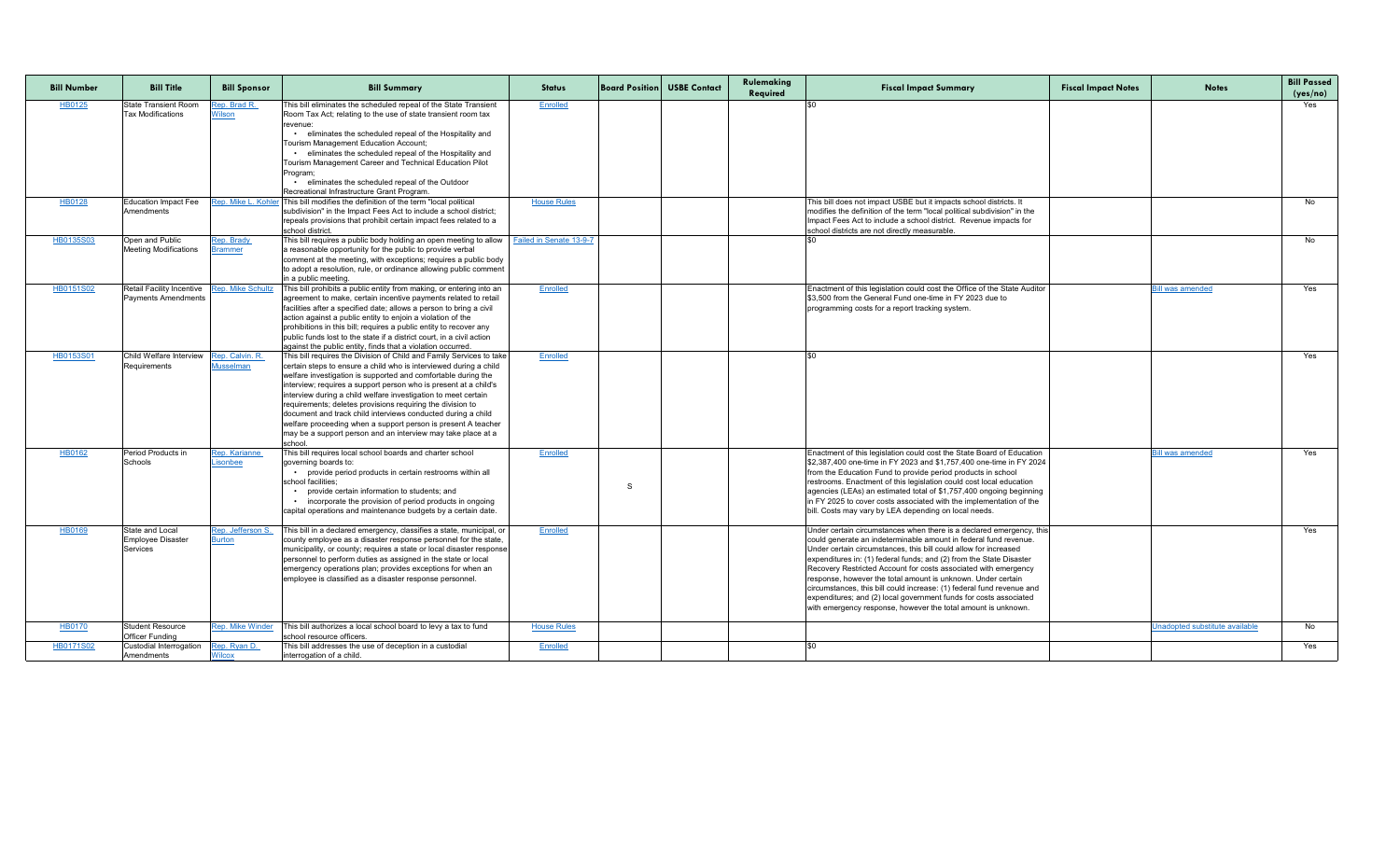| Bill Number | Bill Title | Bill Sponsor | Bill Summary | Status | Board Position | USBE Contact | Rulemaking Required | Fiscal Impact Summary | Fiscal Impact Notes | Notes | Bill Passed (yes/no) |
|---|---|---|---|---|---|---|---|---|---|---|---|
| HB0125 | State Transient Room Tax Modifications | Rep. Brad R. Wilson | This bill eliminates the scheduled repeal of the State Transient Room Tax Act; relating to the use of state transient room tax revenue: • eliminates the scheduled repeal of the Hospitality and Tourism Management Education Account; • eliminates the scheduled repeal of the Hospitality and Tourism Management Career and Technical Education Pilot Program; • eliminates the scheduled repeal of the Outdoor Recreational Infrastructure Grant Program. | Enrolled | | | | $0 | | | Yes |
| HB0128 | Education Impact Fee Amendments | Rep. Mike L. Kohler | This bill modifies the definition of the term "local political subdivision" in the Impact Fees Act to include a school district; repeals provisions that prohibit certain impact fees related to a school district. | House Rules | | | | This bill does not impact USBE but it impacts school districts. It modifies the definition of the term "local political subdivision" in the Impact Fees Act to include a school district. Revenue impacts for school districts are not directly measurable. | | | No |
| HB0135S03 | Open and Public Meeting Modifications | Rep. Brady Brammer | This bill requires a public body holding an open meeting to allow a reasonable opportunity for the public to provide verbal comment at the meeting, with exceptions; requires a public body to adopt a resolution, rule, or ordinance allowing public comment in a public meeting. | Failed in Senate 13-9-7 | | | | $0 | | | No |
| HB0151S02 | Retail Facility Incentive Payments Amendments | Rep. Mike Schultz | This bill prohibits a public entity from making, or entering into an agreement to make, certain incentive payments related to retail facilities after a specified date; allows a person to bring a civil action against a public entity to enjoin a violation of the prohibitions in this bill; requires a public entity to recover any public funds lost to the state if a district court, in a civil action against the public entity, finds that a violation occurred. | Enrolled | | | | Enactment of this legislation could cost the Office of the State Auditor $3,500 from the General Fund one-time in FY 2023 due to programming costs for a report tracking system. | | Bill was amended | Yes |
| HB0153S01 | Child Welfare Interview Requirements | Rep. Calvin. R. Musselman | This bill requires the Division of Child and Family Services to take certain steps to ensure a child who is interviewed during a child welfare investigation is supported and comfortable during the interview; requires a support person who is present at a child's interview during a child welfare investigation to meet certain requirements; deletes provisions requiring the division to document and track child interviews conducted during a child welfare proceeding when a support person is present A teacher may be a support person and an interview may take place at a school. | Enrolled | | | | $0 | | | Yes |
| HB0162 | Period Products in Schools | Rep. Karianne Lisonbee | This bill requires local school boards and charter school governing boards to: • provide period products in certain restrooms within all school facilities; • provide certain information to students; and • incorporate the provision of period products in ongoing capital operations and maintenance budgets by a certain date. | Enrolled | S | | | Enactment of this legislation could cost the State Board of Education $2,387,400 one-time in FY 2023 and $1,757,400 one-time in FY 2024 from the Education Fund to provide period products in school restrooms. Enactment of this legislation could cost local education agencies (LEAs) an estimated total of $1,757,400 ongoing beginning in FY 2025 to cover costs associated with the implementation of the bill. Costs may vary by LEA depending on local needs. | | Bill was amended | Yes |
| HB0169 | State and Local Employee Disaster Services | Rep. Jefferson S. Burton | This bill in a declared emergency, classifies a state, municipal, or county employee as a disaster response personnel for the state, municipality, or county; requires a state or local disaster response personnel to perform duties as assigned in the state or local emergency operations plan; provides exceptions for when an employee is classified as a disaster response personnel. | Enrolled | | | | Under certain circumstances when there is a declared emergency, this could generate an indeterminable amount in federal fund revenue. Under certain circumstances, this bill could allow for increased expenditures in: (1) federal funds; and (2) from the State Disaster Recovery Restricted Account for costs associated with emergency response, however the total amount is unknown. Under certain circumstances, this bill could increase: (1) federal fund revenue and expenditures; and (2) local government funds for costs associated with emergency response, however the total amount is unknown. | | | Yes |
| HB0170 | Student Resource Officer Funding | Rep. Mike Winder | This bill authorizes a local school board to levy a tax to fund school resource officers. | House Rules | | | | | | Unadopted substitute available | No |
| HB0171S02 | Custodial Interrogation Amendments | Rep. Ryan D. Wilcox | This bill addresses the use of deception in a custodial interrogation of a child. | Enrolled | | | | $0 | | | Yes |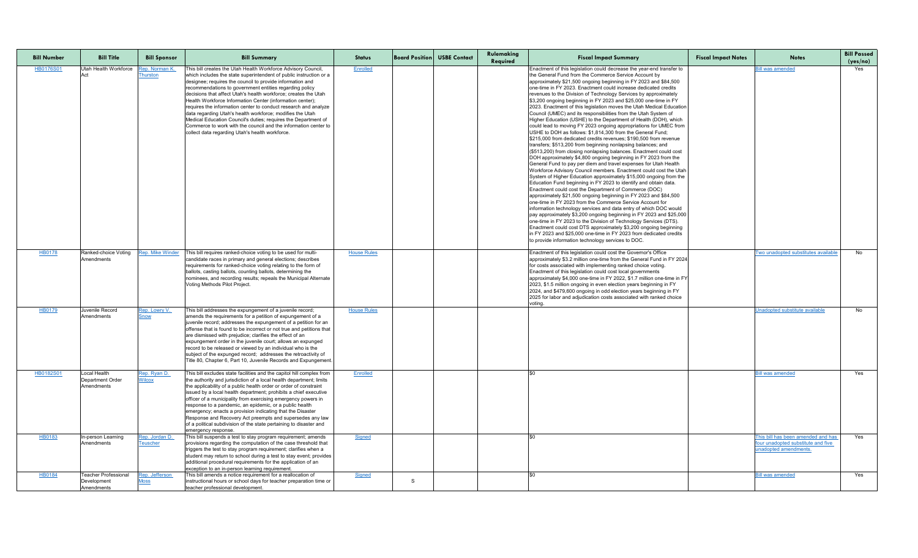| Bill Number | Bill Title | Bill Sponsor | Bill Summary | Status | Board Position | USBE Contact | Rulemaking Required | Fiscal Impact Summary | Fiscal Impact Notes | Notes | Bill Passed (yes/no) |
|---|---|---|---|---|---|---|---|---|---|---|---|
| HB0176S01 | Utah Health Workforce Act | Rep. Norman K. Thurston | This bill creates the Utah Health Workforce Advisory Council, which includes the state superintendent of public instruction or a designee; requires the council to provide information and recommendations to government entities regarding policy decisions that affect Utah's health workforce; creates the Utah Health Workforce Information Center (information center); requires the information center to conduct research and analyze data regarding Utah's health workforce; modifies the Utah Medical Education Council's duties; requires the Department of Commerce to work with the council and the information center to collect data regarding Utah's health workforce. | Enrolled | | | | Enactment of this legislation could decrease the year-end transfer to the General Fund from the Commerce Service Account by approximately $21,500 ongoing beginning in FY 2023 and $84,500 one-time in FY 2023. Enactment could increase dedicated credits revenues to the Division of Technology Services by approximately $3,200 ongoing beginning in FY 2023 and $25,000 one-time in FY 2023. Enactment of this legislation moves the Utah Medical Education Council (UMEC) and its responsibilities from the Utah System of Higher Education (USHE) to the Department of Health (DOH), which could lead to moving FY 2023 ongoing appropriations for UMEC from USHE to DOH as follows: $1,814,300 from the General Fund; $215,000 from dedicated credits revenues; $190,500 from revenue transfers; $513,200 from beginning nonlapsing balances; and ($513,200) from closing nonlapsing balances. Enactment could cost DOH approximately $4,800 ongoing beginning in FY 2023 from the General Fund to pay per diem and travel expenses for Utah Health Workforce Advisory Council members. Enactment could cost the Utah System of Higher Education approximately $15,000 ongoing from the Education Fund beginning in FY 2023 to identify and obtain data. Enactment could cost the Department of Commerce (DOC) approximately $21,500 ongoing beginning in FY 2023 and $84,500 one-time in FY 2023 from the Commerce Service Account for information technology services and data entry of which DOC would pay approximately $3,200 ongoing beginning in FY 2023 and $25,000 one-time in FY 2023 to the Division of Technology Services (DTS). Enactment could cost DTS approximately $3,200 ongoing beginning in FY 2023 and $25,000 one-time in FY 2023 from dedicated credits to provide information technology services to DOC. | | Bill was amended | Yes |
| HB0178 | Ranked-choice Voting Amendments | Rep. Mike Winder | This bill requires ranked-choice voting to be used for multi-candidate races in primary and general elections; describes requirements for ranked-choice voting relating to the form of ballots, casting ballots, counting ballots, determining the nominees, and recording results; repeals the Municipal Alternate Voting Methods Pilot Project. | House Rules | | | | Enactment of this legislation could cost the Governor's Office approximately $3.2 million one-time from the General Fund in FY 2024 for costs associated with implementing ranked choice voting. Enactment of this legislation could cost local governments approximately $4,000 one-time in FY 2022, $1.7 million one-time in FY 2023, $1.5 million ongoing in even election years beginning in FY 2024, and $479,600 ongoing in odd election years beginning in FY 2025 for labor and adjudication costs associated with ranked choice voting. | | Two unadopted substitutes available | No |
| HB0179 | Juvenile Record Amendments | Rep. Lowry V. Snow | This bill addresses the expungement of a juvenile record; amends the requirements for a petition of expungement of a juvenile record; addresses the expungement of a petition for an offense that is found to be incorrect or not true and petitions that are dismissed with prejudice; clarifies the effect of an expungement order in the juvenile court; allows an expunged record to be released or viewed by an individual who is the subject of the expunged record; addresses the retroactivity of Title 80, Chapter 6, Part 10, Juvenile Records and Expungement. | House Rules | | | | | | Unadopted substitute available | No |
| HB0182S01 | Local Health Department Order Amendments | Rep. Ryan D. Wilcox | This bill excludes state facilities and the capitol hill complex from the authority and jurisdiction of a local health department; limits the applicability of a public health order or order of constraint issued by a local health department; prohibits a chief executive officer of a municipality from exercising emergency powers in response to a pandemic, an epidemic, or a public health emergency; enacts a provision indicating that the Disaster Response and Recovery Act preempts and supersedes any law of a political subdivision of the state pertaining to disaster and emergency response. | Enrolled | | | | $0 | | Bill was amended | Yes |
| HB0183 | In-person Learning Amendments | Rep. Jordan D. Teuscher | This bill suspends a test to stay program requirement; amends provisions regarding the computation of the case threshold that triggers the test to stay program requirement; clarifies when a student may return to school during a test to stay event; provides additional procedural requirements for the application of an exception to an in-person learning requirement. | Signed | | | | $0 | | This bill has been amended and has four unadopted substitute and five unadopted amendments. | Yes |
| HB0184 | Teacher Professional Development Amendments | Rep. Jefferson Moss | This bill amends a notice requirement for a reallocation of instructional hours or school days for teacher preparation time or teacher professional development. | Signed | S | | | $0 | | Bill was amended | Yes |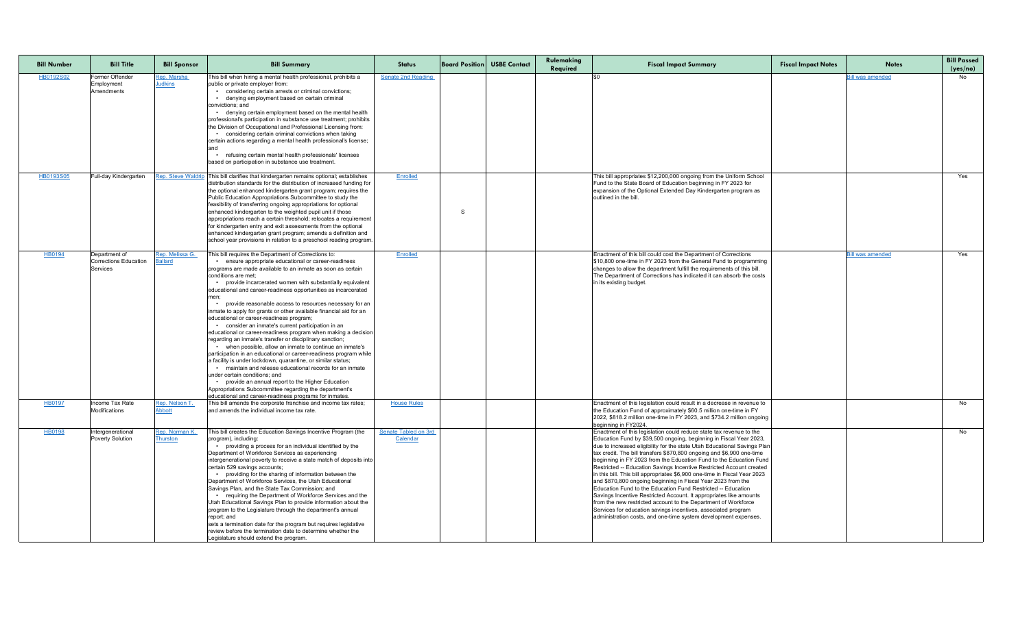| Bill Number | Bill Title | Bill Sponsor | Bill Summary | Status | Board Position | USBE Contact | Rulemaking Required | Fiscal Impact Summary | Fiscal Impact Notes | Notes | Bill Passed (yes/no) |
|---|---|---|---|---|---|---|---|---|---|---|---|
| HB0192S02 | Former Offender Employment Amendments | Rep. Marsha Judkins | This bill when hiring a mental health professional, prohibits a public or private employer from: • considering certain arrests or criminal convictions; • denying employment based on certain criminal convictions; and • denying certain employment based on the mental health professional's participation in substance use treatment; prohibits the Division of Occupational and Professional Licensing from: • considering certain criminal convictions when taking certain actions regarding a mental health professional's license; and • refusing certain mental health professionals' licenses based on participation in substance use treatment. | Senate 2nd Reading | | | | $0 | | Bill was amended | No |
| HB0193S05 | Full-day Kindergarten | Rep. Steve Waldrip | This bill clarifies that kindergarten remains optional; establishes distribution standards for the distribution of increased funding for the optional enhanced kindergarten grant program; requires the Public Education Appropriations Subcommittee to study the feasibility of transferring ongoing appropriations for optional enhanced kindergarten to the weighted pupil unit if those appropriations reach a certain threshold; relocates a requirement for kindergarten entry and exit assessments from the optional enhanced kindergarten grant program; amends a definition and school year provisions in relation to a preschool reading program. | Enrolled | S | | | This bill appropriates $12,200,000 ongoing from the Uniform School Fund to the State Board of Education beginning in FY 2023 for expansion of the Optional Extended Day Kindergarten program as outlined in the bill. | | | Yes |
| HB0194 | Department of Corrections Education Services | Rep. Melissa G. Ballard | This bill requires the Department of Corrections to: • ensure appropriate educational or career-readiness programs are made available to an inmate as soon as certain conditions are met; • provide incarcerated women with substantially equivalent educational and career-readiness opportunities as incarcerated men; • provide reasonable access to resources necessary for an inmate to apply for grants or other available financial aid for an educational or career-readiness program; • consider an inmate's current participation in an educational or career-readiness program when making a decision regarding an inmate's transfer or disciplinary sanction; • when possible, allow an inmate to continue an inmate's participation in an educational or career-readiness program while a facility is under lockdown, quarantine, or similar status; • maintain and release educational records for an inmate under certain conditions; and • provide an annual report to the Higher Education Appropriations Subcommittee regarding the department's educational and career-readiness programs for inmates. | Enrolled | | | | Enactment of this bill could cost the Department of Corrections $10,800 one-time in FY 2023 from the General Fund to programming changes to allow the department fulfill the requirements of this bill. The Department of Corrections has indicated it can absorb the costs in its existing budget. | | Bill was amended | Yes |
| HB0197 | Income Tax Rate Modifications | Rep. Nelson T. Abbott | This bill amends the corporate franchise and income tax rates; and amends the individual income tax rate. | House Rules | | | | Enactment of this legislation could result in a decrease in revenue to the Education Fund of approximately $60.5 million one-time in FY 2022, $818.2 million one-time in FY 2023, and $734.2 million ongoing beginning in FY2024. | | | No |
| HB0198 | Intergenerational Poverty Solution | Rep. Norman K. Thurston | This bill creates the Education Savings Incentive Program (the program), including: • providing a process for an individual identified by the Department of Workforce Services as experiencing intergenerational poverty to receive a state match of deposits into certain 529 savings accounts; • providing for the sharing of information between the Department of Workforce Services, the Utah Educational Savings Plan, and the State Tax Commission; and • requiring the Department of Workforce Services and the Utah Educational Savings Plan to provide information about the program to the Legislature through the department's annual report; and sets a termination date for the program but requires legislative review before the termination date to determine whether the Legislature should extend the program. | Senate Tabled on 3rd Calendar | | | | Enactment of this legislation could reduce state tax revenue to the Education Fund by $39,500 ongoing, beginning in Fiscal Year 2023, due to increased eligibility for the state Utah Educational Savings Plan tax credit. The bill transfers $870,800 ongoing and $6,900 one-time beginning in FY 2023 from the Education Fund to the Education Fund Restricted -- Education Savings Incentive Restricted Account created in this bill. This bill appropriates $6,900 one-time in Fiscal Year 2023 and $870,800 ongoing beginning in Fiscal Year 2023 from the Education Fund to the Education Fund Restricted -- Education Savings Incentive Restricted Account. It appropriates like amounts from the new restricted account to the Department of Workforce Services for education savings incentives, associated program administration costs, and one-time system development expenses. | | | No |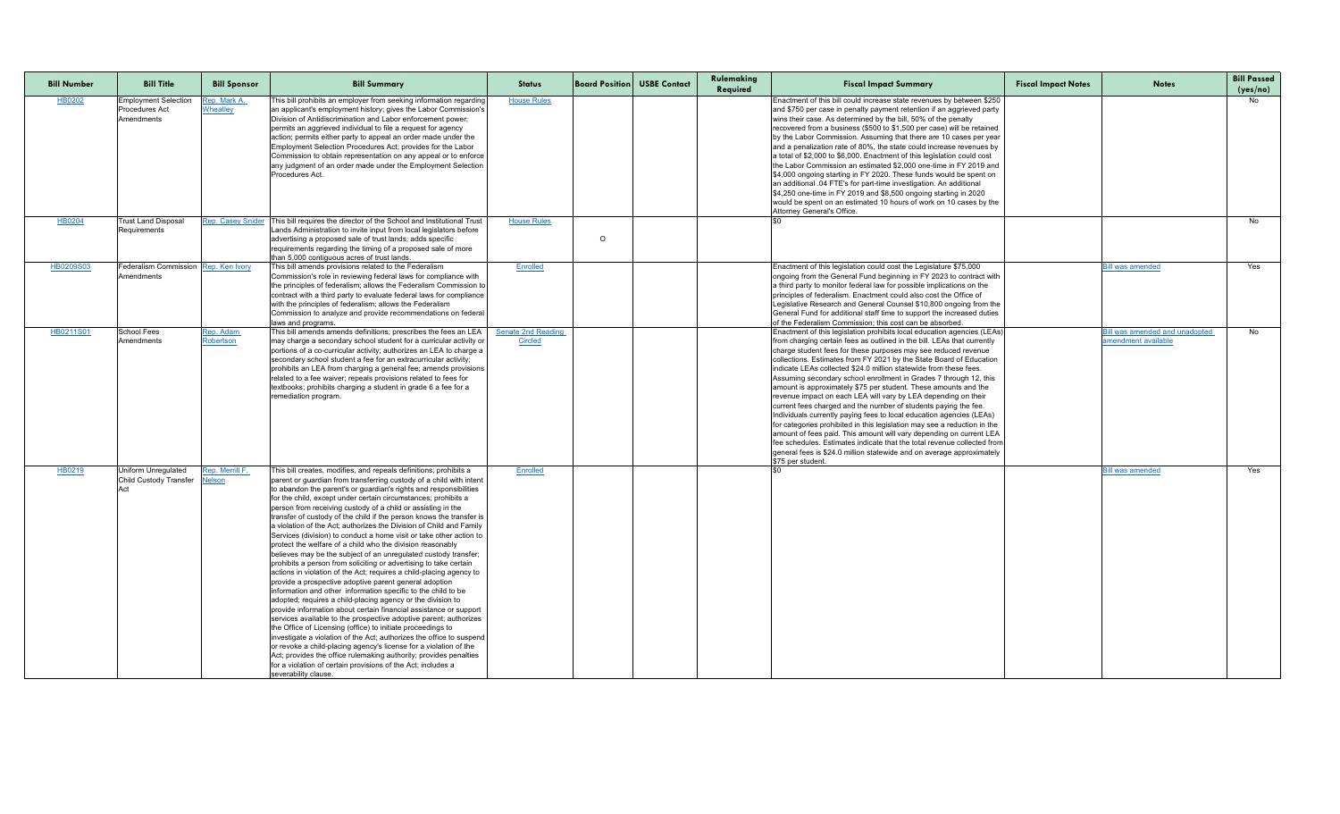| Bill Number | Bill Title | Bill Sponsor | Bill Summary | Status | Board Position | USBE Contact | Rulemaking Required | Fiscal Impact Summary | Fiscal Impact Notes | Notes | Bill Passed (yes/no) |
|---|---|---|---|---|---|---|---|---|---|---|---|
| HB0202 | Employment Selection Procedures Act Amendments | Rep. Mark A. Wheatley | This bill prohibits an employer from seeking information regarding an applicant's employment history; gives the Labor Commission's Division of Antidiscrimination and Labor enforcement power; permits an aggrieved individual to file a request for agency action; permits either party to appeal an order made under the Employment Selection Procedures Act; provides for the Labor Commission to obtain representation on any appeal or to enforce any judgment of an order made under the Employment Selection Procedures Act. | House Rules | | | | Enactment of this bill could increase state revenues by between $250 and $750 per case in penalty payment retention if an aggrieved party wins their case. As determined by the bill, 50% of the penalty recovered from a business ($500 to $1,500 per case) will be retained by the Labor Commission. Assuming that there are 10 cases per year and a penalization rate of 80%, the state could increase revenues by a total of $2,000 to $6,000. Enactment of this legislation could cost the Labor Commission an estimated $2,000 one-time in FY 2019 and $4,000 ongoing starting in FY 2020. These funds would be spent on an additional .04 FTE's for part-time investigation. An additional $4,250 one-time in FY 2019 and $8,500 ongoing starting in 2020 would be spent on an estimated 10 hours of work on 10 cases by the Attorney General's Office. | | | No |
| HB0204 | Trust Land Disposal Requirements | Rep. Casey Snider | This bill requires the director of the School and Institutional Trust Lands Administration to invite input from local legislators before advertising a proposed sale of trust lands; adds specific requirements regarding the timing of a proposed sale of more than 5,000 contiguous acres of trust lands. | House Rules | O | | | $0 | | | No |
| HB0209S03 | Federalism Commission Amendments | Rep. Ken Ivory | This bill amends provisions related to the Federalism Commission's role in reviewing federal laws for compliance with the principles of federalism; allows the Federalism Commission to contract with a third party to evaluate federal laws for compliance with the principles of federalism; allows the Federalism Commission to analyze and provide recommendations on federal laws and programs. | Enrolled | | | | Enactment of this legislation could cost the Legislature $75,000 ongoing from the General Fund beginning in FY 2023 to contract with a third party to monitor federal law for possible implications on the principles of federalism. Enactment could also cost the Office of Legislative Research and General Counsel $10,800 ongoing from the General Fund for additional staff time to support the increased duties of the Federalism Commission; this cost can be absorbed. | | Bill was amended | Yes |
| HB0211S01 | School Fees Amendments | Rep. Adam Robertson | This bill amends amends definitions; prescribes the fees an LEA may charge a secondary school student for a curricular activity or portions of a co-curricular activity; authorizes an LEA to charge a secondary school student a fee for an extracurricular activity; prohibits an LEA from charging a general fee; amends provisions related to a fee waiver; repeals provisions related to fees for textbooks; prohibits charging a student in grade 6 a fee for a remediation program. | Senate 2nd Reading Circled | | | | Enactment of this legislation prohibits local education agencies (LEAs) from charging certain fees as outlined in the bill. LEAs that currently charge student fees for these purposes may see reduced revenue collections. Estimates from FY 2021 by the State Board of Education indicate LEAs collected $24.0 million statewide from these fees. Assuming secondary school enrollment in Grades 7 through 12, this amount is approximately $75 per student. These amounts and the revenue impact on each LEA will vary by LEA depending on their current fees charged and the number of students paying the fee. Individuals currently paying fees to local education agencies (LEAs) for categories prohibited in this legislation may see a reduction in the amount of fees paid. This amount will vary depending on current LEA fee schedules. Estimates indicate that the total revenue collected from general fees is $24.0 million statewide and on average approximately $75 per student. | | Bill was amended and unadopted amendment available | No |
| HB0219 | Uniform Unregulated Child Custody Transfer Act | Rep. Merrill F. Nelson | This bill creates, modifies, and repeals definitions; prohibits a parent or guardian from transferring custody of a child with intent to abandon the parent's or guardian's rights and responsibilities for the child, except under certain circumstances; prohibits a person from receiving custody of a child or assisting in the transfer of custody of the child if the person knows the transfer is a violation of the Act; authorizes the Division of Child and Family Services (division) to conduct a home visit or take other action to protect the welfare of a child who the division reasonably believes may be the subject of an unregulated custody transfer; prohibits a person from soliciting or advertising to take certain actions in violation of the Act; requires a child-placing agency to provide a prospective adoptive parent general adoption information and other information specific to the child to be adopted; requires a child-placing agency or the division to provide information about certain financial assistance or support services available to the prospective adoptive parent; authorizes the Office of Licensing (office) to initiate proceedings to investigate a violation of the Act; authorizes the office to suspend or revoke a child-placing agency's license for a violation of the Act; provides the office rulemaking authority; provides penalties for a violation of certain provisions of the Act; includes a severability clause. | Enrolled | | | | $0 | | Bill was amended | Yes |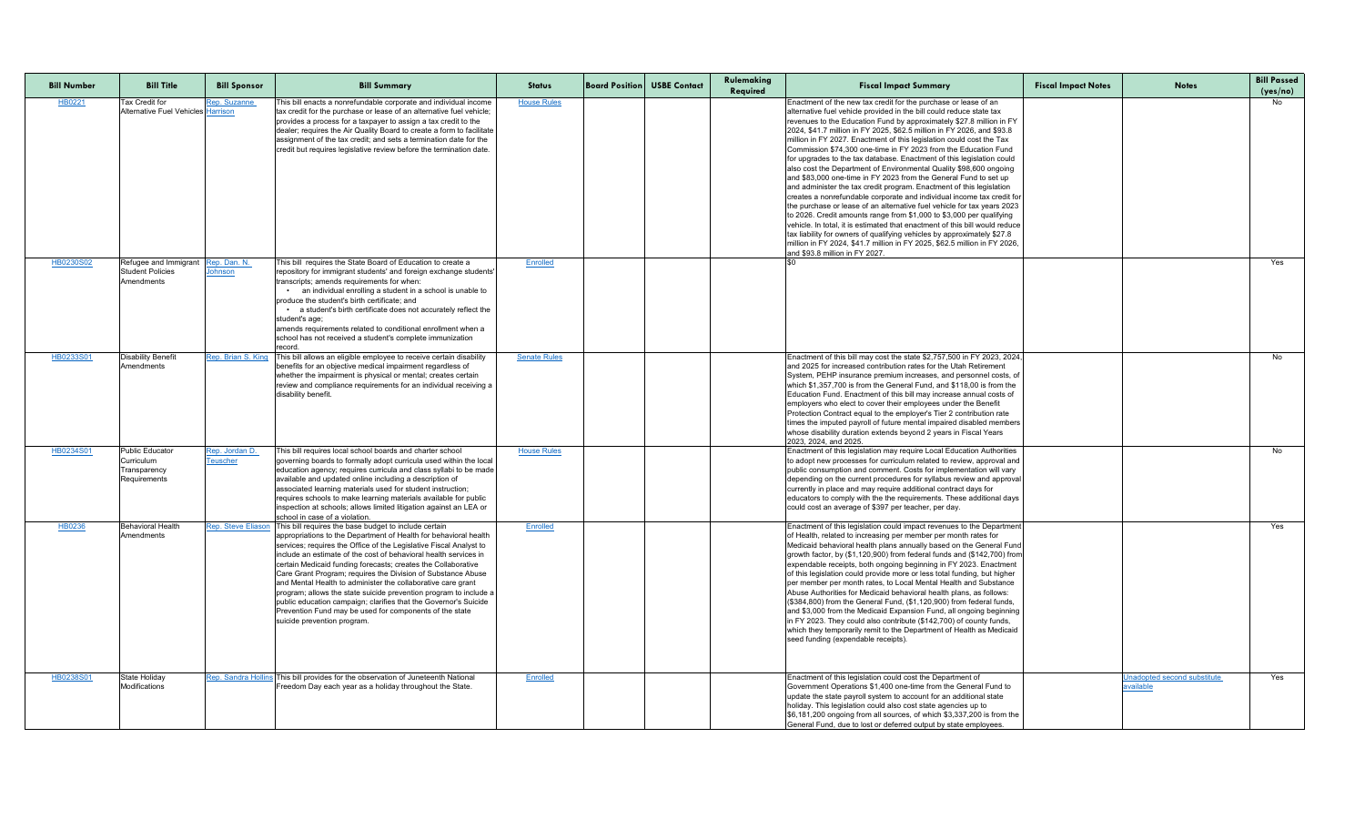| Bill Number | Bill Title | Bill Sponsor | Bill Summary | Status | Board Position | USBE Contact | Rulemaking Required | Fiscal Impact Summary | Fiscal Impact Notes | Notes | Bill Passed (yes/no) |
|---|---|---|---|---|---|---|---|---|---|---|---|
| HB0221 | Tax Credit for Alternative Fuel Vehicles | Rep. Suzanne Harrison | This bill enacts a nonrefundable corporate and individual income tax credit for the purchase or lease of an alternative fuel vehicle; provides a process for a taxpayer to assign a tax credit to the dealer; requires the Air Quality Board to create a form to facilitate assignment of the tax credit; and sets a termination date for the credit but requires legislative review before the termination date. | House Rules | | | | Enactment of the new tax credit for the purchase or lease of an alternative fuel vehicle provided in the bill could reduce state tax revenues to the Education Fund by approximately $27.8 million in FY 2024, $41.7 million in FY 2025, $62.5 million in FY 2026, and $93.8 million in FY 2027. Enactment of this legislation could cost the Tax Commission $74,300 one-time in FY 2023 from the Education Fund for upgrades to the tax database. Enactment of this legislation could also cost the Department of Environmental Quality $98,600 ongoing and $83,000 one-time in FY 2023 from the General Fund to set up and administer the tax credit program. Enactment of this legislation creates a nonrefundable corporate and individual income tax credit for the purchase or lease of an alternative fuel vehicle for tax years 2023 to 2026. Credit amounts range from $1,000 to $3,000 per qualifying vehicle. In total, it is estimated that enactment of this bill would reduce tax liability for owners of qualifying vehicles by approximately $27.8 million in FY 2024, $41.7 million in FY 2025, $62.5 million in FY 2026, and $93.8 million in FY 2027. | | | No |
| HB0230S02 | Refugee and Immigrant Student Policies Amendments | Rep. Dan. N. Johnson | This bill requires the State Board of Education to create a repository for immigrant students' and foreign exchange students' transcripts; amends requirements for when: • an individual enrolling a student in a school is unable to produce the student's birth certificate; and • a student's birth certificate does not accurately reflect the student's age; amends requirements related to conditional enrollment when a school has not received a student's complete immunization record. | Enrolled | | | | $0 | | | Yes |
| HB0233S01 | Disability Benefit Amendments | Rep. Brian S. King | This bill allows an eligible employee to receive certain disability benefits for an objective medical impairment regardless of whether the impairment is physical or mental; creates certain review and compliance requirements for an individual receiving a disability benefit. | Senate Rules | | | | Enactment of this bill may cost the state $2,757,500 in FY 2023, 2024, and 2025 for increased contribution rates for the Utah Retirement System, PEHP insurance premium increases, and personnel costs, of which $1,357,700 is from the General Fund, and $118,00 is from the Education Fund. Enactment of this bill may increase annual costs of employers who elect to cover their employees under the Benefit Protection Contract equal to the employer's Tier 2 contribution rate times the imputed payroll of future mental impaired disabled members whose disability duration extends beyond 2 years in Fiscal Years 2023, 2024, and 2025. | | | No |
| HB0234S01 | Public Educator Curriculum Transparency Requirements | Rep. Jordan D. Teuscher | This bill requires local school boards and charter school governing boards to formally adopt curricula used within the local education agency; requires curricula and class syllabi to be made available and updated online including a description of associated learning materials used for student instruction; requires schools to make learning materials available for public inspection at schools; allows limited litigation against an LEA or school in case of a violation. | House Rules | | | | Enactment of this legislation may require Local Education Authorities to adopt new processes for curriculum related to review, approval and public consumption and comment. Costs for implementation will vary depending on the current procedures for syllabus review and approval currently in place and may require additional contract days for educators to comply with the the requirements. These additional days could cost an average of $397 per teacher, per day. | | | No |
| HB0236 | Behavioral Health Amendments | Rep. Steve Eliason | This bill requires the base budget to include certain appropriations to the Department of Health for behavioral health services; requires the Office of the Legislative Fiscal Analyst to include an estimate of the cost of behavioral health services in certain Medicaid funding forecasts; creates the Collaborative Care Grant Program; requires the Division of Substance Abuse and Mental Health to administer the collaborative care grant program; allows the state suicide prevention program to include a public education campaign; clarifies that the Governor's Suicide Prevention Fund may be used for components of the state suicide prevention program. | Enrolled | | | | Enactment of this legislation could impact revenues to the Department of Health, related to increasing per member per month rates for Medicaid behavioral health plans annually based on the General Fund growth factor, by ($1,120,900) from federal funds and ($142,700) from expendable receipts, both ongoing beginning in FY 2023. Enactment of this legislation could provide more or less total funding, but higher per member per month rates, to Local Mental Health and Substance Abuse Authorities for Medicaid behavioral health plans, as follows: ($384,800) from the General Fund, ($1,120,900) from federal funds, and $3,000 from the Medicaid Expansion Fund, all ongoing beginning in FY 2023. They could also contribute ($142,700) of county funds, which they temporarily remit to the Department of Health as Medicaid seed funding (expendable receipts). | | | Yes |
| HB0238S01 | State Holiday Modifications | Rep. Sandra Hollins | This bill provides for the observation of Juneteenth National Freedom Day each year as a holiday throughout the State. | Enrolled | | | | Enactment of this legislation could cost the Department of Government Operations $1,400 one-time from the General Fund to update the state payroll system to account for an additional state holiday. This legislation could also cost state agencies up to $6,181,200 ongoing from all sources, of which $3,337,200 is from the General Fund, due to lost or deferred output by state employees. | | Unadopted second substitute available | Yes |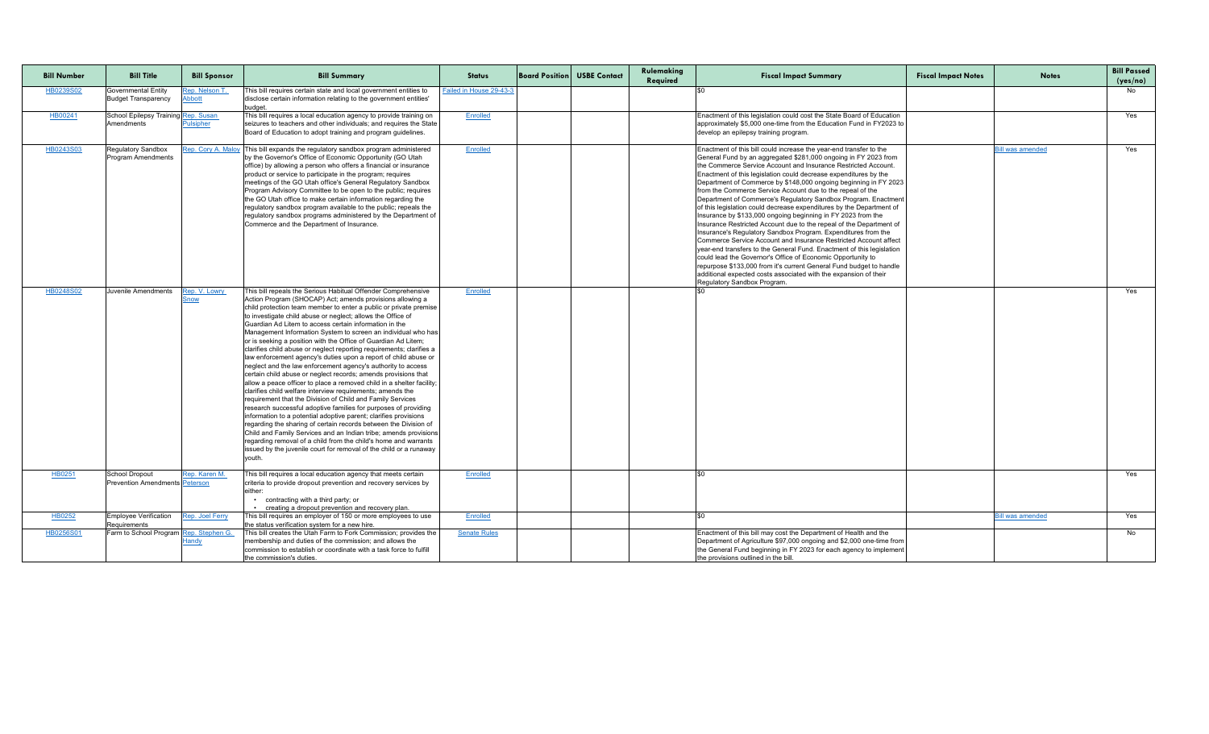| Bill Number | Bill Title | Bill Sponsor | Bill Summary | Status | Board Position | USBE Contact | Rulemaking Required | Fiscal Impact Summary | Fiscal Impact Notes | Notes | Bill Passed (yes/no) |
|---|---|---|---|---|---|---|---|---|---|---|---|
| HB0239S02 | Governmental Entity Budget Transparency | Rep. Nelson T. Abbott | This bill requires certain state and local government entities to disclose certain information relating to the government entities' budget. | Failed in House 29-43-3 | | | | $0 | | | No |
| HB00241 | School Epilepsy Training Amendments | Rep. Susan Pulsipher | This bill requires a local education agency to provide training on seizures to teachers and other individuals; and requires the State Board of Education to adopt training and program guidelines. | Enrolled | | | | Enactment of this legislation could cost the State Board of Education approximately $5,000 one-time from the Education Fund in FY2023 to develop an epilepsy training program. | | | Yes |
| HB0243S03 | Regulatory Sandbox Program Amendments | Rep. Cory A. Maloy | This bill expands the regulatory sandbox program administered by the Governor's Office of Economic Opportunity (GO Utah office) by allowing a person who offers a financial or insurance product or service to participate in the program; requires meetings of the GO Utah office's General Regulatory Sandbox Program Advisory Committee to be open to the public; requires the GO Utah office to make certain information regarding the regulatory sandbox program available to the public; repeals the regulatory sandbox programs administered by the Department of Commerce and the Department of Insurance. | Enrolled | | | | Enactment of this bill could increase the year-end transfer to the General Fund by an aggregated $281,000 ongoing in FY 2023 from the Commerce Service Account and Insurance Restricted Account. Enactment of this legislation could decrease expenditures by the Department of Commerce by $148,000 ongoing beginning in FY 2023 from the Commerce Service Account due to the repeal of the Department of Commerce's Regulatory Sandbox Program. Enactment of this legislation could decrease expenditures by the Department of Insurance by $133,000 ongoing beginning in FY 2023 from the Insurance Restricted Account due to the repeal of the Department of Insurance's Regulatory Sandbox Program. Expenditures from the Commerce Service Account and Insurance Restricted Account affect year-end transfers to the General Fund. Enactment of this legislation could lead the Governor's Office of Economic Opportunity to repurpose $133,000 from it's current General Fund budget to handle additional expected costs associated with the expansion of their Regulatory Sandbox Program. | | Bill was amended | Yes |
| HB0248S02 | Juvenile Amendments | Rep. V. Lowry Snow | This bill repeals the Serious Habitual Offender Comprehensive Action Program (SHOCAP) Act; amends provisions allowing a child protection team member to enter a public or private premise to investigate child abuse or neglect; allows the Office of Guardian Ad Litem to access certain information in the Management Information System to screen an individual who has or is seeking a position with the Office of Guardian Ad Litem; clarifies child abuse or neglect reporting requirements; clarifies a law enforcement agency's duties upon a report of child abuse or neglect and the law enforcement agency's authority to access certain child abuse or neglect records; amends provisions that allow a peace officer to place a removed child in a shelter facility; clarifies child welfare interview requirements; amends the requirement that the Division of Child and Family Services research successful adoptive families for purposes of providing information to a potential adoptive parent; clarifies provisions regarding the sharing of certain records between the Division of Child and Family Services and an Indian tribe; amends provisions regarding removal of a child from the child's home and warrants issued by the juvenile court for removal of the child or a runaway youth. | Enrolled | | | | $0 | | | Yes |
| HB0251 | School Dropout Prevention Amendments | Rep. Karen M. Peterson | This bill requires a local education agency that meets certain criteria to provide dropout prevention and recovery services by either: • contracting with a third party; or • creating a dropout prevention and recovery plan. | Enrolled | | | | $0 | | | Yes |
| HB0252 | Employee Verification Requirements | Rep. Joel Ferry | This bill requires an employer of 150 or more employees to use the status verification system for a new hire. | Enrolled | | | | $0 | | Bill was amended | Yes |
| HB0256S01 | Farm to School Program | Rep. Stephen G. Handy | This bill creates the Utah Farm to Fork Commission; provides the membership and duties of the commission; and allows the commission to establish or coordinate with a task force to fulfill the commission's duties. | Senate Rules | | | | Enactment of this bill may cost the Department of Health and the Department of Agriculture $97,000 ongoing and $2,000 one-time from the General Fund beginning in FY 2023 for each agency to implement the provisions outlined in the bill. | | | No |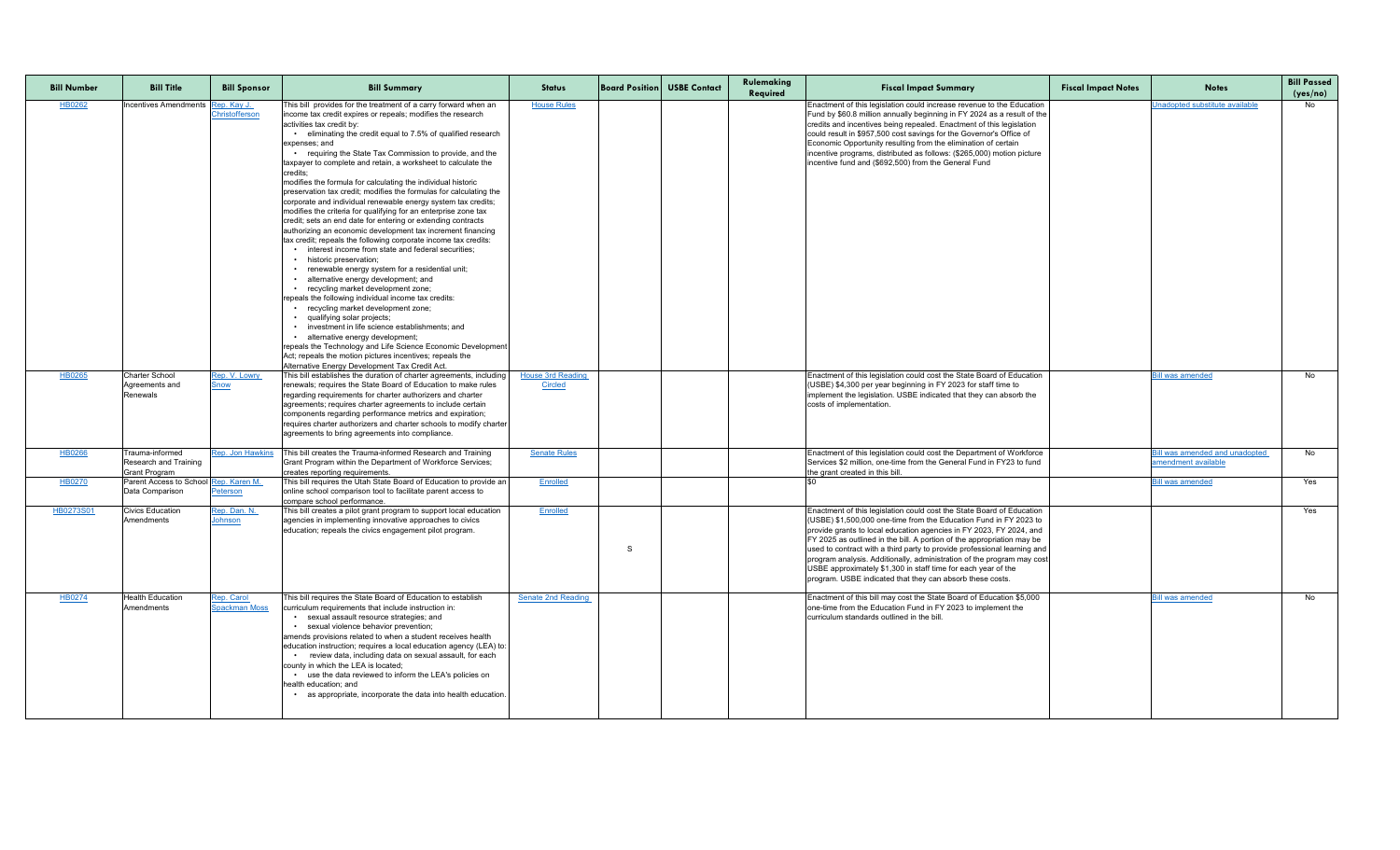| Bill Number | Bill Title | Bill Sponsor | Bill Summary | Status | Board Position | USBE Contact | Rulemaking Required | Fiscal Impact Summary | Fiscal Impact Notes | Notes | Bill Passed (yes/no) |
|---|---|---|---|---|---|---|---|---|---|---|---|
| HB0262 | Incentives Amendments | Rep. Kay J. Christofferson | This bill provides for the treatment of a carry forward when an income tax credit expires or repeals; modifies the research activities tax credit by: • eliminating the credit equal to 7.5% of qualified research expenses; and • requiring the State Tax Commission to provide, and the taxpayer to complete and retain, a worksheet to calculate the credits; modifies the formula for calculating the individual historic preservation tax credit; modifies the formulas for calculating the corporate and individual renewable energy system tax credits; modifies the criteria for qualifying for an enterprise zone tax credit; sets an end date for entering or extending contracts authorizing an economic development tax increment financing tax credit; repeals the following corporate income tax credits: • interest income from state and federal securities; • historic preservation; • renewable energy system for a residential unit; • alternative energy development; and • recycling market development zone; repeals the following individual income tax credits: • recycling market development zone; • qualifying solar projects; • investment in life science establishments; and • alternative energy development; repeals the Technology and Life Science Economic Development Act; repeals the motion pictures incentives; repeals the Alternative Energy Development Tax Credit Act. | House Rules | | | | Enactment of this legislation could increase revenue to the Education Fund by $60.8 million annually beginning in FY 2024 as a result of the credits and incentives being repealed. Enactment of this legislation could result in $957,500 cost savings for the Governor's Office of Economic Opportunity resulting from the elimination of certain incentive programs, distributed as follows: ($265,000) motion picture incentive fund and ($692,500) from the General Fund | | Unadopted substitute available | No |
| HB0265 | Charter School Agreements and Renewals | Rep. V. Lowry Snow | This bill establishes the duration of charter agreements, including renewals; requires the State Board of Education to make rules regarding requirements for charter authorizers and charter agreements; requires charter agreements to include certain components regarding performance metrics and expiration; requires charter authorizers and charter schools to modify charter agreements to bring agreements into compliance. | House 3rd Reading Circled | | | | Enactment of this legislation could cost the State Board of Education (USBE) $4,300 per year beginning in FY 2023 for staff time to implement the legislation. USBE indicated that they can absorb the costs of implementation. | | Bill was amended | No |
| HB0266 | Trauma-informed Research and Training Grant Program | Rep. Jon Hawkins | This bill creates the Trauma-informed Research and Training Grant Program within the Department of Workforce Services; creates reporting requirements. | Senate Rules | | | | Enactment of this legislation could cost the Department of Workforce Services $2 million, one-time from the General Fund in FY23 to fund the grant created in this bill. | | Bill was amended and unadopted amendment available | No |
| HB0270 | Parent Access to School Data Comparison | Rep. Karen M. Peterson | This bill requires the Utah State Board of Education to provide an online school comparison tool to facilitate parent access to compare school performance. | Enrolled | | | | $0 | | Bill was amended | Yes |
| HB0273S01 | Civics Education Amendments | Rep. Dan. N. Johnson | This bill creates a pilot grant program to support local education agencies in implementing innovative approaches to civics education; repeals the civics engagement pilot program. | Enrolled | S | | | Enactment of this legislation could cost the State Board of Education (USBE) $1,500,000 one-time from the Education Fund in FY 2023 to provide grants to local education agencies in FY 2023, FY 2024, and FY 2025 as outlined in the bill. A portion of the appropriation may be used to contract with a third party to provide professional learning and program analysis. Additionally, administration of the program may cost USBE approximately $1,300 in staff time for each year of the program. USBE indicated that they can absorb these costs. | | | Yes |
| HB0274 | Health Education Amendments | Rep. Carol Spackman Moss | This bill requires the State Board of Education to establish curriculum requirements that include instruction in: • sexual assault resource strategies; and • sexual violence behavior prevention; amends provisions related to when a student receives health education instruction; requires a local education agency (LEA) to: • review data, including data on sexual assault, for each county in which the LEA is located; • use the data reviewed to inform the LEA's policies on health education; and • as appropriate, incorporate the data into health education. | Senate 2nd Reading | | | | Enactment of this bill may cost the State Board of Education $5,000 one-time from the Education Fund in FY 2023 to implement the curriculum standards outlined in the bill. | | Bill was amended | No |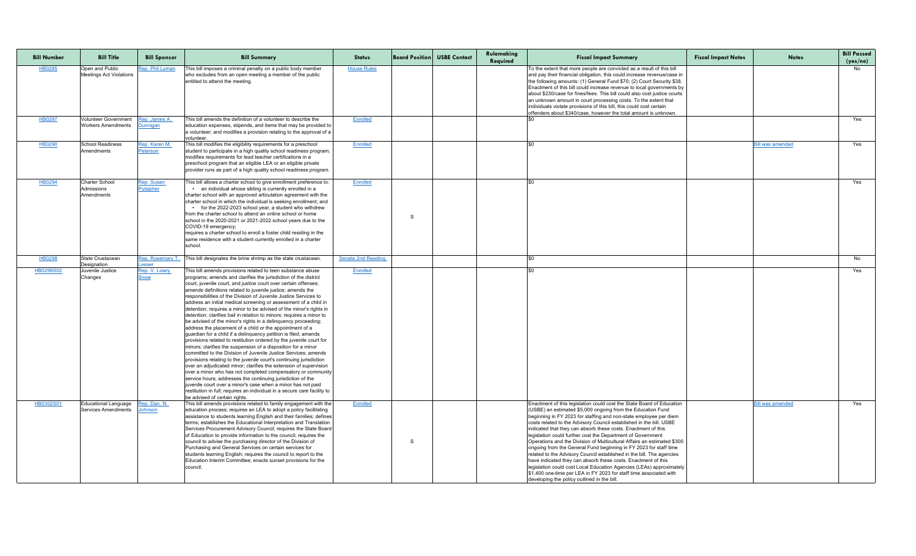| Bill Number | Bill Title | Bill Sponsor | Bill Summary | Status | Board Position | USBE Contact | Rulemaking Required | Fiscal Impact Summary | Fiscal Impact Notes | Notes | Bill Passed (yes/no) |
|---|---|---|---|---|---|---|---|---|---|---|---|
| HB0285 | Open and Public Meetings Act Violations | Rep. Phil Lyman | This bill imposes a criminal penalty on a public body member who excludes from an open meeting a member of the public entitled to attend the meeting. | House Rules | | | | To the extent that more people are convicted as a result of this bill and pay their financial obligation, this could increase revenue/case in the following amounts: (1) General Fund $70; (2) Court Security $38. Enactment of this bill could increase revenue to local governments by about $230/case for fines/fees. This bill could also cost justice courts an unknown amount in court processing costs. To the extent that individuals violate provisions of this bill, this could cost certain offenders about $340/case, however the total amount is unknown. | | | No |
| HB0287 | Volunteer Government Workers Amendments | Rep. James A. Dunnigan | This bill amends the definition of a volunteer to describe the education expenses, stipends, and items that may be provided to a volunteer; and modifies a provision relating to the approval of a volunteer. | Enrolled | | | | $0 | | | Yes |
| HB0290 | School Readiness Amendments | Rep. Karen M. Peterson | This bill modifies the eligibility requirements for a preschool student to participate in a high quality school readiness program; modifies requirements for lead teacher certifications in a preschool program that an eligible LEA or an eligible private provider runs as part of a high quality school readiness program. | Enrolled | | | | $0 | | Bill was amended | Yes |
| HB0294 | Charter School Admissions Amendments | Rep. Susan Pulsipher | This bill allows a charter school to give enrollment preference to: • an individual whose sibling is currently enrolled in a charter school with an approved articulation agreement with the charter school in which the individual is seeking enrollment; and • for the 2022-2023 school year, a student who withdrew from the charter school to attend an online school or home school in the 2020-2021 or 2021-2022 school years due to the COVID-19 emergency; requires a charter school to enroll a foster child residing in the same residence with a student currently enrolled in a charter school. | Enrolled | S | | | $0 | | | Yes |
| HB0298 | State Crustacean Designation | Rep. Rosemary T. Lesser | This bill designates the brine shrimp as the state crustacean. | Senate 2nd Reading | | | | $0 | | | No |
| HB0299S02 | Juvenile Justice Changes | Rep. V. Lowry Snow | This bill amends provisions related to teen substance abuse programs; amends and clarifies the jurisdiction of the district court, juvenile court, and justice court over certain offenses; amends definitions related to juvenile justice; amends the responsibilities of the Division of Juvenile Justice Services to address an initial medical screening or assessment of a child in detention; requires a minor to be advised of the minor's rights in detention; clarifies bail in relation to minors; requires a minor to be advised of the minor's rights in a delinquency proceeding; address the placement of a child or the appointment of a guardian for a child if a delinquency petition is filed; amends provisions related to restitution ordered by the juvenile court for minors; clarifies the suspension of a disposition for a minor committed to the Division of Juvenile Justice Services; amends provisions relating to the juvenile court's continuing jurisdiction over an adjudicated minor; clarifies the extension of supervision over a minor who has not completed compensatory or community service hours; addresses the continuing jurisdiction of the juvenile court over a minor's case when a minor has not paid restitution in full; requires an individual in a secure care facility to be advised of certain rights. | Enrolled | | | | $0 | | | Yes |
| HB0302S01 | Educational Language Services Amendments | Rep. Dan. N. Johnson | This bill amends provisions related to family engagement with the education process; requires an LEA to adopt a policy facilitating assistance to students learning English and their families; defines terms; establishes the Educational Interpretation and Translation Services Procurement Advisory Council; requires the State Board of Education to provide information to the council; requires the council to advise the purchasing director of the Division of Purchasing and General Services on certain services for students learning English; requires the council to report to the Education Interim Committee; enacts sunset provisions for the council. | Enrolled | S | | | Enactment of this legislation could cost the State Board of Education (USBE) an estimated $5,000 ongoing from the Education Fund beginning in FY 2023 for staffing and non-state employee per diem costs related to the Advisory Council established in the bill. USBE indicated that they can absorb these costs. Enactment of this legislation could further cost the Department of Government Operations and the Division of Multicultural Affairs an estimated $300 ongoing from the General Fund beginning in FY 2023 for staff time related to the Advisory Council established in the bill. The agencies have indicated they can absorb these costs. Enactment of this legislation could cost Local Education Agencies (LEAs) approximately $1,400 one-time per LEA in FY 2023 for staff time associated with developing the policy outlined in the bill. | | Bill was amended | Yes |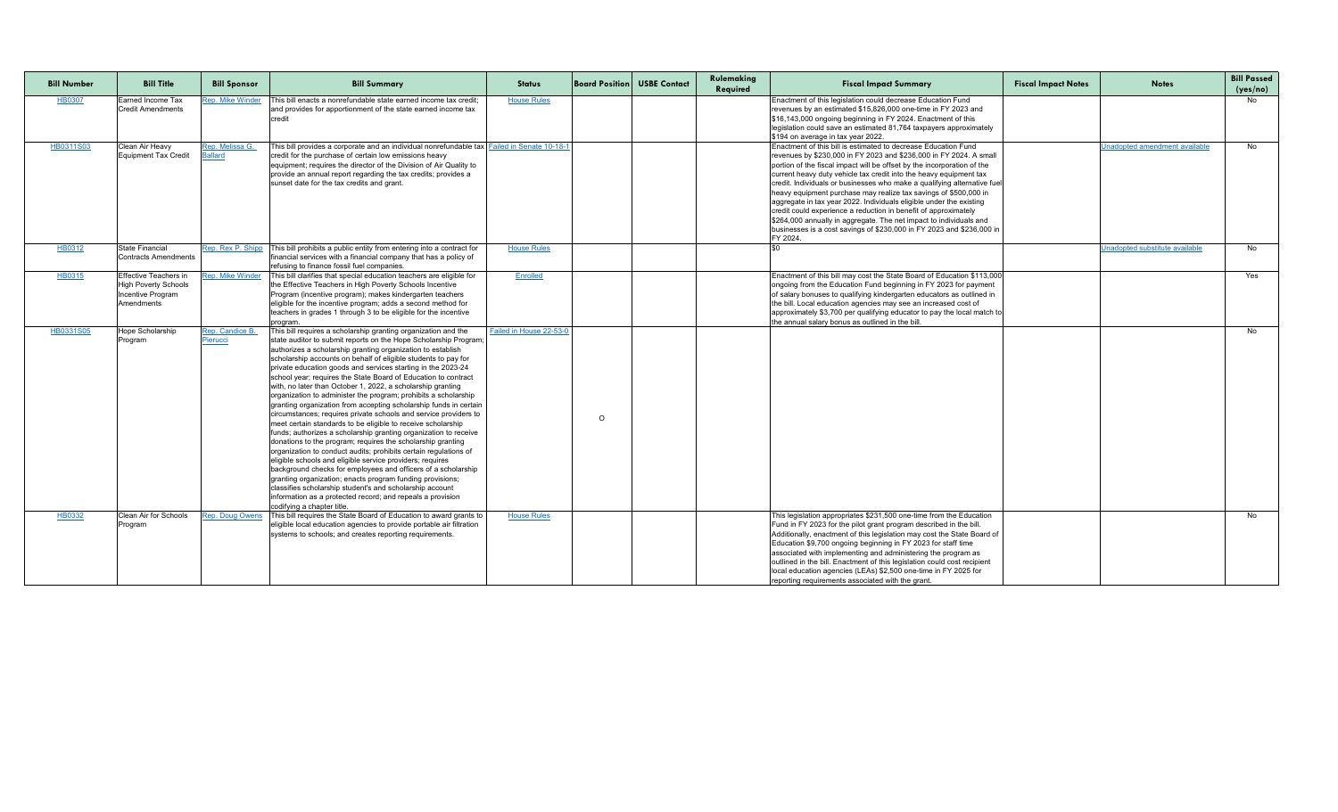| Bill Number | Bill Title | Bill Sponsor | Bill Summary | Status | Board Position | USBE Contact | Rulemaking Required | Fiscal Impact Summary | Fiscal Impact Notes | Notes | Bill Passed (yes/no) |
|---|---|---|---|---|---|---|---|---|---|---|---|
| HB0307 | Earned Income Tax Credit Amendments | Rep. Mike Winder | This bill enacts a nonrefundable state earned income tax credit; and provides for apportionment of the state earned income tax credit | House Rules | | | | Enactment of this legislation could decrease Education Fund revenues by an estimated $15,826,000 one-time in FY 2023 and $16,143,000 ongoing beginning in FY 2024. Enactment of this legislation could save an estimated 81,764 taxpayers approximately $194 on average in tax year 2022. | | | No |
| HB0311S03 | Clean Air Heavy Equipment Tax Credit | Rep. Melissa G. Ballard | This bill provides a corporate and an individual nonrefundable tax credit for the purchase of certain low emissions heavy equipment; requires the director of the Division of Air Quality to provide an annual report regarding the tax credits; provides a sunset date for the tax credits and grant. | Failed in Senate 10-18-1 | | | | Enactment of this bill is estimated to decrease Education Fund revenues by $230,000 in FY 2023 and $236,000 in FY 2024. A small portion of the fiscal impact will be offset by the incorporation of the current heavy duty vehicle tax credit into the heavy equipment tax credit. Individuals or businesses who make a qualifying alternative fuel heavy equipment purchase may realize tax savings of $500,000 in aggregate in tax year 2022. Individuals eligible under the existing credit could experience a reduction in benefit of approximately $264,000 annually in aggregate. The net impact to individuals and businesses is a cost savings of $230,000 in FY 2023 and $236,000 in FY 2024. | | Unadopted amendment available | No |
| HB0312 | State Financial Contracts Amendments | Rep. Rex P. Shipp | This bill prohibits a public entity from entering into a contract for financial services with a financial company that has a policy of refusing to finance fossil fuel companies. | House Rules | | | | $0 | | Unadopted substitute available | No |
| HB0315 | Effective Teachers in High Poverty Schools Incentive Program Amendments | Rep. Mike Winder | This bill clarifies that special education teachers are eligible for the Effective Teachers in High Poverty Schools Incentive Program (incentive program); makes kindergarten teachers eligible for the incentive program; adds a second method for teachers in grades 1 through 3 to be eligible for the incentive program. | Enrolled | | | | Enactment of this bill may cost the State Board of Education $113,000 ongoing from the Education Fund beginning in FY 2023 for payment of salary bonuses to qualifying kindergarten educators as outlined in the bill. Local education agencies may see an increased cost of approximately $3,700 per qualifying educator to pay the local match to the annual salary bonus as outlined in the bill. | | | Yes |
| HB0331S05 | Hope Scholarship Program | Rep. Candice B. Pierucci | This bill requires a scholarship granting organization and the state auditor to submit reports on the Hope Scholarship Program; authorizes a scholarship granting organization to establish scholarship accounts on behalf of eligible students to pay for private education goods and services starting in the 2023-24 school year; requires the State Board of Education to contract with, no later than October 1, 2022, a scholarship granting organization to administer the program; prohibits a scholarship granting organization from accepting scholarship funds in certain circumstances; requires private schools and service providers to meet certain standards to be eligible to receive scholarship funds; authorizes a scholarship granting organization to receive donations to the program; requires the scholarship granting organization to conduct audits; prohibits certain regulations of eligible schools and eligible service providers; requires background checks for employees and officers of a scholarship granting organization; enacts program funding provisions; classifies scholarship student's and scholarship account information as a protected record; and repeals a provision codifying a chapter title. | Failed in House 22-53-0 | O | | | | | | No |
| HB0332 | Clean Air for Schools Program | Rep. Doug Owens | This bill requires the State Board of Education to award grants to eligible local education agencies to provide portable air filtration systems to schools; and creates reporting requirements. | House Rules | | | | This legislation appropriates $231,500 one-time from the Education Fund in FY 2023 for the pilot grant program described in the bill. Additionally, enactment of this legislation may cost the State Board of Education $9,700 ongoing beginning in FY 2023 for staff time associated with implementing and administering the program as outlined in the bill. Enactment of this legislation could cost recipient local education agencies (LEAs) $2,500 one-time in FY 2025 for reporting requirements associated with the grant. | | | No |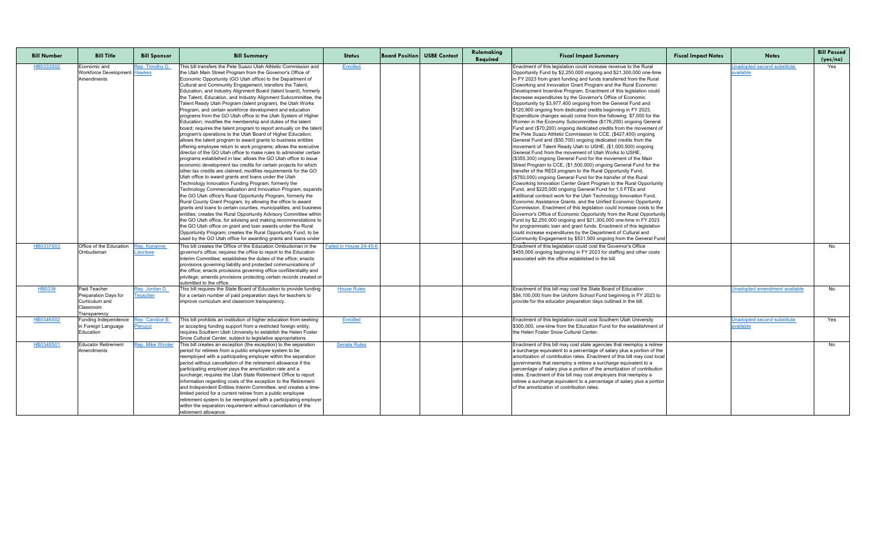| Bill Number | Bill Title | Bill Sponsor | Bill Summary | Status | Board Position | USBE Contact | Rulemaking Required | Fiscal Impact Summary | Fiscal Impact Notes | Notes | Bill Passed (yes/no) |
|---|---|---|---|---|---|---|---|---|---|---|---|
| HB0333S02 | Economic and Workforce Development Amendments | Rep. Timothy D. Hawkes | This bill transfers the Pete Suazo Utah Athletic Commission and the Utah Main Street Program from the Governor's Office of Economic Opportunity (GO Utah office) to the Department of Cultural and Community Engagement; transfers the Talent, Education, and Industry Alignment Board (talent board), formerly the Talent, Education, and Industry Alignment Subcommittee, the Talent Ready Utah Program (talent program), the Utah Works Program, and certain workforce development and education programs from the GO Utah office to the Utah System of Higher Education; modifies the membership and duties of the talent board; requires the talent program to report annually on the talent program's operations to the Utah Board of Higher Education; allows the talent program to award grants to business entities offering employee return to work programs; allows the executive director of the GO Utah office to make rules to administer certain programs established in law; allows the GO Utah office to issue economic development tax credits for certain projects for which other tax credits are claimed; modifies requirements for the GO Utah office to award grants and loans under the Utah Technology Innovation Funding Program, formerly the Technology Commercialization and Innovation Program; expands the GO Utah office's Rural Opportunity Program, formerly the Rural County Grant Program, by allowing the office to award grants and loans to certain counties, municipalities, and business entities; creates the Rural Opportunity Advisory Committee within the GO Utah office, for advising and making recommendations to the GO Utah office on grant and loan awards under the Rural Opportunity Program; creates the Rural Opportunity Fund, to be used by the GO Utah office for awarding grants and loans under | Enrolled | | | | Enactment of this legislation could increase revenue to the Rural Opportunity Fund by $2,250,000 ongoing and $21,300,000 one-time in FY 2023 from grant funding and funds transferred from the Rural Coworking and Innovation Grant Program and the Rural Economic Development Incentive Program. Enactment of this legislation could decrease expenditures by the Governor's Office of Economic Opportunity by $3,977,400 ongoing from the General Fund and $120,900 ongoing from dedicated credits beginning in FY 2023. Expenditure changes would come from the following: $7,000 for the Women in the Economy Subcommittee ($176,200) ongoing General Fund and ($70,200) ongoing dedicated credits from the movement of the Pete Suazo Athletic Commission to CCE, ($427,400) ongoing General Fund and ($50,700) ongoing dedicated credits from the movement of Talent Ready Utah to USHE, ($1,000,500) ongoing General Fund from the movement of Utah Works to USHE, ($355,300) ongoing General Fund for the movement of the Main Street Program to CCE, ($1,500,000) ongoing General Fund for the transfer of the REDI program to the Rural Opportunity Fund, ($750,000) ongoing General Fund for the transfer of the Rural Coworking Innovation Center Grant Program to the Rural Opportunity Fund, and $225,000 ongoing General Fund for 1.5 FTEs and additional contract work for the Utah Technology Innovation Fund, Economic Assistance Grants, and the Unified Economic Opportunity Commission. Enactment of this legislation could increase costs to the Governor's Office of Economic Opportunity from the Rural Opportunity Fund by $2,250,000 ongoing and $21,300,000 one-time in FY 2023 for programmatic loan and grant funds. Enactment of this legislation could increase expenditures by the Department of Cultural and Community Engagement by $531,500 ongoing from the General Fund | | Unadopted second substitute available | Yes |
| HB0337S03 | Office of the Education Ombudsman | Rep. Karianne Lisonbee | This bill creates the Office of the Education Ombudsman in the governor's office; requires the office to report to the Education Interim Committee; establishes the duties of the office; enacts provisions governing liability and protected communications of the office; enacts provisions governing office confidentiality and privilege; amends provisions protecting certain records created or submitted to the office. | Failed in House 24-45-6 | | | | Enactment of this legislation could cost the Governor's Office $455,000 ongoing beginning in FY 2023 for staffing and other costs associated with the office established in the bill. | | | No |
| HB0339 | Paid Teacher Preparation Days for Curriculum and Classroom Transparency | Rep. Jordan D. Teuscher | This bill requires the State Board of Education to provide funding for a certain number of paid preparation days for teachers to improve curriculum and classroom transparency. | House Rules | | | | Enactment of this bill may cost the State Board of Education $84,100,000 from the Uniform School Fund beginning in FY 2023 to provide for the educator preparation days outlined in the bill. | | Unadopted amendment available | No |
| HB0346S02 | Funding Independence in Foreign Language Education | Rep. Candice B. Pierucci | This bill prohibits an institution of higher education from seeking or accepting funding support from a restricted foreign entity; requires Southern Utah University to establish the Helen Foster Snow Cultural Center, subject to legislative appropriations. | Enrolled | | | | Enactment of this legislation could cost Southern Utah University $300,000, one-time from the Education Fund for the establishment of the Helen Foster Snow Cultural Center. | | Unadopted second substitute available | Yes |
| HB0348S01 | Educator Retirement Amendments | Rep. Mike Winder | This bill creates an exception (the exception) to the separation period for retirees from a public employee system to be reemployed with a participating employer within the separation period without cancellation of the retirement allowance if the participating employer pays the amortization rate and a surcharge; requires the Utah State Retirement Office to report information regarding costs of the exception to the Retirement and Independent Entities Interim Committee; and creates a time-limited period for a current retiree from a public employee retirement system to be reemployed with a participating employer within the separation requirement without cancellation of the retirement allowance. | Senate Rules | | | | Enactment of this bill may cost state agencies that reemploy a retiree a surcharge equivalent to a percentage of salary plus a portion of the amortization of contribution rates. Enactment of this bill may cost local governments that reemploy a retiree a surcharge equivalent to a percentage of salary plus a portion of the amortization of contribution rates. Enactment of this bill may cost employers that reemploy a retiree a surcharge equivalent to a percentage of salary plus a portion of the amortization of contribution rates. | | | No |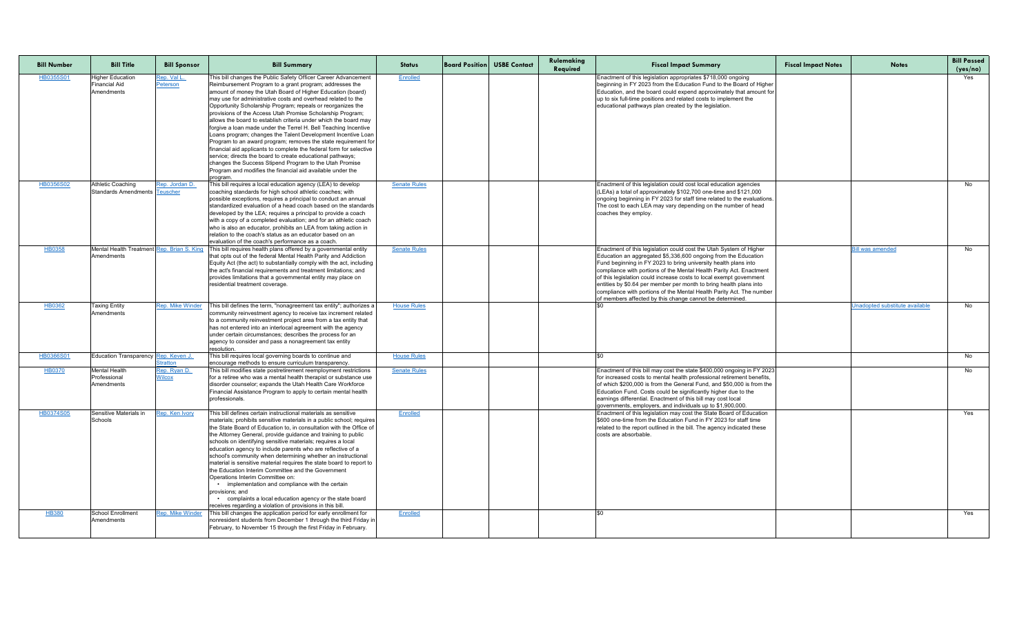| Bill Number | Bill Title | Bill Sponsor | Bill Summary | Status | Board Position | USBE Contact | Rulemaking Required | Fiscal Impact Summary | Fiscal Impact Notes | Notes | Bill Passed (yes/no) |
|---|---|---|---|---|---|---|---|---|---|---|---|
| HB0355S01 | Higher Education Financial Aid Amendments | Rep. Val L. Peterson | This bill changes the Public Safety Officer Career Advancement Reimbursement Program to a grant program; addresses the amount of money the Utah Board of Higher Education (board) may use for administrative costs and overhead related to the Opportunity Scholarship Program; repeals or reorganizes the provisions of the Access Utah Promise Scholarship Program; allows the board to establish criteria under which the board may forgive a loan made under the Terrel H. Bell Teaching Incentive Loans program; changes the Talent Development Incentive Loan Program to an award program; removes the state requirement for financial aid applicants to complete the federal form for selective service; directs the board to create educational pathways; changes the Success Stipend Program to the Utah Promise Program and modifies the financial aid available under the program. | Enrolled | | | | Enactment of this legislation appropriates $718,000 ongoing beginning in FY 2023 from the Education Fund to the Board of Higher Education, and the board could expend approximately that amount for up to six full-time positions and related costs to implement the educational pathways plan created by the legislation. | | | Yes |
| HB0356S02 | Athletic Coaching Standards Amendments | Rep. Jordan D. Teuscher | This bill requires a local education agency (LEA) to develop coaching standards for high school athletic coaches; with possible exceptions, requires a principal to conduct an annual standardized evaluation of a head coach based on the standards developed by the LEA; requires a principal to provide a coach with a copy of a completed evaluation; and for an athletic coach who is also an educator, prohibits an LEA from taking action in relation to the coach's status as an educator based on an evaluation of the coach's performance as a coach. | Senate Rules | | | | Enactment of this legislation could cost local education agencies (LEAs) a total of approximately $102,700 one-time and $121,000 ongoing beginning in FY 2023 for staff time related to the evaluations. The cost to each LEA may vary depending on the number of head coaches they employ. | | | No |
| HB0358 | Mental Health Treatment Amendments | Rep. Brian S. King | This bill requires health plans offered by a governmental entity that opts out of the federal Mental Health Parity and Addiction Equity Act (the act) to substantially comply with the act, including the act's financial requirements and treatment limitations; and provides limitations that a governmental entity may place on residential treatment coverage. | Senate Rules | | | | Enactment of this legislation could cost the Utah System of Higher Education an aggregated $5,336,600 ongoing from the Education Fund beginning in FY 2023 to bring university health plans into compliance with portions of the Mental Health Parity Act. Enactment of this legislation could increase costs to local exempt government entities by $0.64 per member per month to bring health plans into compliance with portions of the Mental Health Parity Act. The number of members affected by this change cannot be determined. | | Bill was amended | No |
| HB0362 | Taxing Entity Amendments | Rep. Mike Winder | This bill defines the term, "nonagreement tax entity"; authorizes a community reinvestment agency to receive tax increment related to a community reinvestment project area from a tax entity that has not entered into an interlocal agreement with the agency under certain circumstances; describes the process for an agency to consider and pass a nonagreement tax entity resolution. | House Rules | | | | $0 | | Unadopted substitute available | No |
| HB0366S01 | Education Transparency | Rep. Keven J. Stratton | This bill requires local governing boards to continue and encourage methods to ensure curriculum transparency. | House Rules | | | | $0 | | | No |
| HB0370 | Mental Health Professional Amendments | Rep. Ryan D. Wilcox | This bill modifies state postretirement reemployment restrictions for a retiree who was a mental health therapist or substance use disorder counselor; expands the Utah Health Care Workforce Financial Assistance Program to apply to certain mental health professionals. | Senate Rules | | | | Enactment of this bill may cost the state $400,000 ongoing in FY 2023 for increased costs to mental health professional retirement benefits, of which $200,000 is from the General Fund, and $50,000 is from the Education Fund. Costs could be significantly higher due to the earnings differential. Enactment of this bill may cost local governments, employers, and individuals up to $1,900,000. | | | No |
| HB0374S05 | Sensitive Materials in Schools | Rep. Ken Ivory | This bill defines certain instructional materials as sensitive materials; prohibits sensitive materials in a public school; requires the State Board of Education to, in consultation with the Office of the Attorney General, provide guidance and training to public schools on identifying sensitive materials; requires a local education agency to include parents who are reflective of a school's community when determining whether an instructional material is sensitive material requires the state board to report to the Education Interim Committee and the Government Operations Interim Committee on:<br>• implementation and compliance with the certain provisions; and<br>• complaints a local education agency or the state board receives regarding a violation of provisions in this bill. | Enrolled | | | | Enactment of this legislation may cost the State Board of Education $600 one-time from the Education Fund in FY 2023 for staff time related to the report outlined in the bill. The agency indicated these costs are absorbable. | | | Yes |
| HB380 | School Enrollment Amendments | Rep. Mike Winder | This bill changes the application period for early enrollment for nonresident students from December 1 through the third Friday in February, to November 15 through the first Friday in February. | Enrolled | | | | $0 | | | Yes |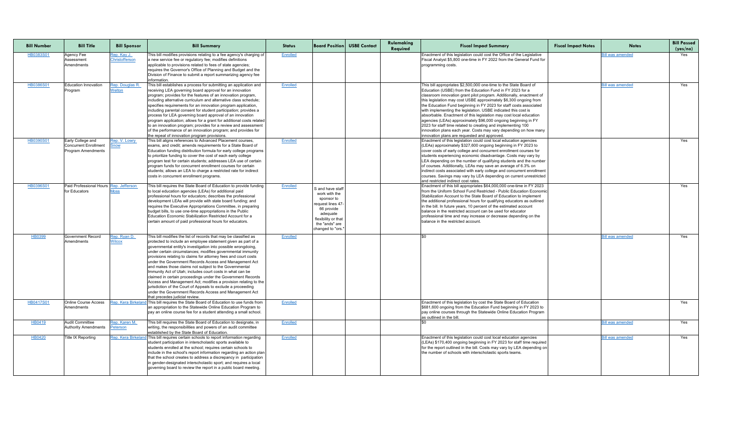| Bill Number | Bill Title | Bill Sponsor | Bill Summary | Status | Board Position | USBE Contact | Rulemaking Required | Fiscal Impact Summary | Fiscal Impact Notes | Notes | Bill Passed (yes/no) |
|---|---|---|---|---|---|---|---|---|---|---|---|
| HB0383S01 | Agency Fee Assessment Amendments | Rep. Kay J. Christofferson | This bill modifies provisions relating to a fee agency's charging of a new service fee or regulatory fee; modifies definitions applicable to provisions related to fees of state agencies; requires the Governor's Office of Planning and Budget and the Division of Finance to submit a report summarizing agency fee information. | Enrolled | | | | Enactment of this legislation could cost the Office of the Legislative Fiscal Analyst $5,800 one-time in FY 2022 from the General Fund for programming costs. | | Bill was amended | Yes |
| HB0386S01 | Education Innovation Program | Rep. Douglas R. Welton | This bill establishes a process for submitting an application and receiving LEA governing board approval for an innovation program; provides for the features of an innovation program, including alternative curriculum and alternative class schedule; specifies requirements for an innovation program application, including parental consent for student participation; provides a process for LEA governing board approval of an innovation program application; allows for a grant for additional costs related to an innovation program; provides for a review and assessment of the performance of an innovation program; and provides for the repeal of innovation program provisions. | Enrolled | | | | This bill appropriates $2,500,000 one-time to the State Board of Education (USBE) from the Education Fund in FY 2023 for a classroom innovation grant pilot program. Additionally, enactment of this legislation may cost USBE approximately $6,300 ongoing from the Education Fund beginning in FY 2023 for staff costs associated with implementing the legislation. USBE indicated this cost is absorbable. Enactment of this legislation may cost local education agencies (LEAs) approximately $96,000 ongoing beginning in FY 2023 for staff time related to creating and implementing 100 innovation plans each year. Costs may vary depending on how many innovation plans are requested and approved. | | Bill was amended | Yes |
| HB0390S01 | Early College and Concurrent Enrollment Program Amendments | Rep. V. Lowry Snow | This bill aligns references to Advanced Placement courses, exams, and credit; amends requirements for a State Board of Education funding distribution formula for early college programs to prioritize funding to cover the cost of each early college program test for certain students; addresses LEA use of certain program funds for concurrent enrollment courses for certain students; allows an LEA to charge a restricted rate for indirect costs in concurrent enrollment programs. | Enrolled | | | | Enactment of this legislation could cost local education agencies (LEAs) approximately $327,600 ongoing beginning in FY 2023 to cover costs of early college and concurrent enrollment courses for students experiencing economic disadvantage. Costs may vary by LEA depending on the number of qualifying students and the number of courses. Additionally, LEAs may save an average of 6.3% on indirect costs associated with early college and concurrent enrollment courses. Savings may vary by LEA depending on current unrestricted and restricted indirect cost rates. | | | Yes |
| HB0396S01 | Paid Professional Hours for Educators | Rep. Jefferson Moss | This bill requires the State Board of Education to provide funding to local education agencies (LEAs) for additional paid professional hours for educators; describes the professional development LEAs will provide with state board funding; and requires the Executive Appropriations Committee, in preparing budget bills, to use one-time appropriations in the Public Education Economic Stabilization Restricted Account for a certain amount of paid professional hours for educators. | Enrolled | S and have staff work with the sponsor to request lines 47-66 provide adequate flexibility or that the "ands" are changed to "ors." | | | Enactment of this bill appropriates $64,000,000 one-time in FY 2023 from the Uniform School Fund Restricted - Public Education Economic Stabilization Account to the State Board of Education to implement the additional professional hours for qualifying educators as outlined in the bill. In future years, 10 percent of the estimated account balance in the restricted account can be used for educator professional time and may increase or decrease depending on the balance in the restricted account. | | | Yes |
| HB0399 | Government Record Amendments | Rep. Ryan D. Wilcox | This bill modifies the list of records that may be classified as protected to include an employee statement given as part of a governmental entity's investigation into possible wrongdoing, under certain circumstances; modifies governmental immunity provisions relating to claims for attorney fees and court costs under the Government Records Access and Management Act and makes those claims not subject to the Governmental Immunity Act of Utah; includes court costs in what can be claimed in certain proceedings under the Government Records Access and Management Act; modifies a provision relating to the jurisdiction of the Court of Appeals to exclude a proceeding under the Government Records Access and Management Act that precedes judicial review. | Enrolled | | | | $0 | | Bill was amended | Yes |
| HB0417S01 | Online Course Access Amendments | Rep. Kera Birkeland | This bill requires the State Board of Education to use funds from an appropriation to the Statewide Online Education Program to pay an online course fee for a student attending a small school. | Enrolled | | | | Enactment of this legislation by cost the State Board of Education $681,600 ongoing from the Education Fund beginning in FY 2023 to pay online courses through the Statewide Online Education Program as outlined in the bill. | | | Yes |
| HB0419 | Audit Committee Authority Amendments | Rep. Karen M. Peterson | This bill requires the State Board of Education to designate, in writing, the responsibilities and powers of an audit committee established by the State Board of Education. | Enrolled | | | | $0 | | Bill was amended | Yes |
| HB0420 | Title IX Reporting | Rep. Kera Birkeland | This bill requires certain schools to report information regarding student participation in interscholastic sports available to students enrolled at the school; requires certain schools to include in the school's report information regarding an action plan that the school creates to address a discrepancy in participation in gender-designated interscholastic sport; and requires a local governing board to review the report in a public board meeting. | Enrolled | | | | Enactment of this legislation could cost local education agencies (LEAs) $170,400 ongoing beginning in FY 2023 for staff time required for the report outlined in the bill. Costs may vary by LEA depending on the number of schools with interscholastic sports teams. | | Bill was amended | Yes |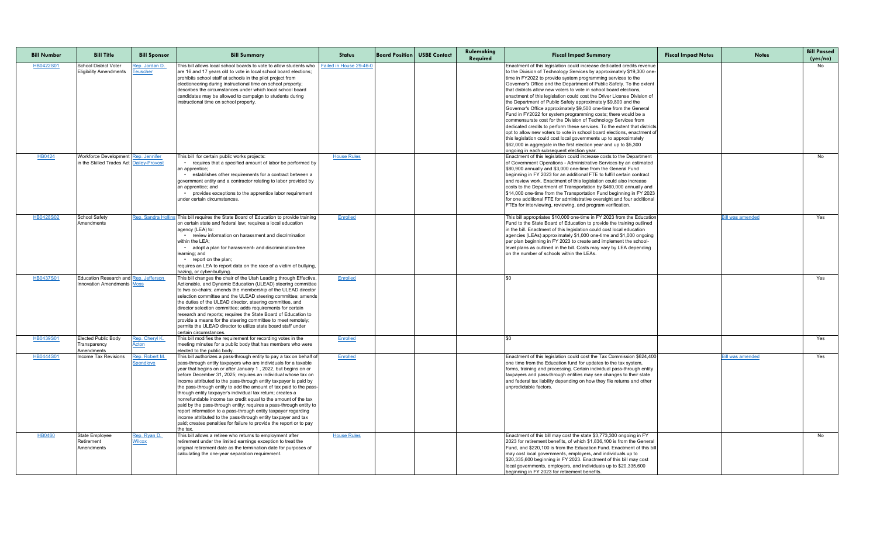| Bill Number | Bill Title | Bill Sponsor | Bill Summary | Status | Board Position | USBE Contact | Rulemaking Required | Fiscal Impact Summary | Fiscal Impact Notes | Notes | Bill Passed (yes/no) |
|---|---|---|---|---|---|---|---|---|---|---|---|
| HB0422S01 | School District Voter Eligibility Amendments | Rep. Jordan D. Teuscher | This bill allows local school boards to vote to allow students who are 16 and 17 years old to vote in local school board elections; prohibits school staff at schools in the pilot project from electioneering during instructional time on school property; describes the circumstances under which local school board candidates may be allowed to campaign to students during instructional time on school property. | Failed in House 29-46-0 | | | | Enactment of this legislation could increase dedicated credits revenue to the Division of Technology Services by approximately $19,300 one-time in FY2022 to provide system programming services to the Governor's Office and the Department of Public Safety. To the extent that districts allow new voters to vote in school board elections, enactment of this legislation could cost the Driver License Division of the Department of Public Safety approximately $9,800 and the Governor's Office approximately $9,500 one-time from the General Fund in FY2022 for system programming costs; there would be a commensurate cost for the Division of Technology Services from dedicated credits to perform these services. To the extent that districts opt to allow new voters to vote in school board elections, enactment of this legislation could cost local governments up to approximately $62,000 in aggregate in the first election year and up to $5,300 ongoing in each subsequent election year. | | | No |
| HB0424 | Workforce Development in the Skilled Trades Act | Rep. Jennifer Dailey-Provost | This bill for certain public works projects:<br>• requires that a specified amount of labor be performed by an apprentice;<br>• establishes other requirements for a contract between a government entity and a contractor relating to labor provided by an apprentice; and<br>• provides exceptions to the apprentice labor requirement under certain circumstances. | House Rules | | | | Enactment of this legislation could increase costs to the Department of Government Operations - Administrative Services by an estimated $80,900 annually and $3,000 one-time from the General Fund beginning in FY 2023 for an additional FTE to fulfill certain contract and review work. Enactment of this legislation could also increase costs to the Department of Transportation by $460,000 annually and $14,000 one-time from the Transportation Fund beginning in FY 2023 for one additional FTE for administrative oversight and four additional FTEs for interviewing, reviewing, and program verification. | | | No |
| HB0428S02 | School Safety Amendments | Rep. Sandra Hollins | This bill requires the State Board of Education to provide training on certain state and federal law; requires a local education agency (LEA) to:<br>• review information on harassment and discrimination within the LEA;<br>• adopt a plan for harassment- and discrimination-free learning; and<br>• report on the plan;<br>requires an LEA to report data on the race of a victim of bullying, hazing, or cyber-bullying. | Enrolled | | | | This bill appropriates $10,000 one-time in FY 2023 from the Education Fund to the State Board of Education to provide the training outlined in the bill. Enactment of this legislation could cost local education agencies (LEAs) approximately $1,000 one-time and $1,000 ongoing per plan beginning in FY 2023 to create and implement the school-level plans as outlined in the bill. Costs may vary by LEA depending on the number of schools within the LEAs. | | Bill was amended | Yes |
| HB0437S01 | Education Research and Innovation Amendments | Rep. Jefferson Moss | This bill changes the chair of the Utah Leading through Effective, Actionable, and Dynamic Education (ULEAD) steering committee to two co-chairs; amends the membership of the ULEAD director selection committee and the ULEAD steering committee; amends the duties of the ULEAD director, steering committee, and director selection committee; adds requirements for certain research and reports; requires the State Board of Education to provide a means for the steering committee to meet remotely; permits the ULEAD director to utilize state board staff under certain circumstances. | Enrolled | | | | $0 | | | Yes |
| HB0439S01 | Elected Public Body Transparency Amendments | Rep. Cheryl K. Acton | This bill modifies the requirement for recording votes in the meeting minutes for a public body that has members who were elected to the public body. | Enrolled | | | | $0 | | | Yes |
| HB0444S01 | Income Tax Revisions | Rep. Robert M. Spendlove | This bill authorizes a pass-through entity to pay a tax on behalf of pass-through entity taxpayers who are individuals for a taxable year that begins on or after January 1 , 2022, but begins on or before December 31, 2025; requires an individual whose tax on income attributed to the pass-through entity taxpayer is paid by the pass-through entity to add the amount of tax paid to the pass-through entity taxpayer's individual tax return; creates a nonrefundable income tax credit equal to the amount of the tax paid by the pass-through entity; requires a pass-through entity to report information to a pass-through entity taxpayer regarding income attributed to the pass-through entity taxpayer and tax paid; creates penalties for failure to provide the report or to pay the tax. | Enrolled | | | | Enactment of this legislation could cost the Tax Commission $624,400 one time from the Education fund for updates to the tax system, forms, training and processing. Certain individual pass-through entity taxpayers and pass-through entities may see changes to their state and federal tax liability depending on how they file returns and other unpredictable factors. | | Bill was amended | Yes |
| HB0460 | State Employee Retirement Amendments | Rep. Ryan D. Wilcox | This bill allows a retiree who returns to employment after retirement under the limited earnings exception to treat the original retirement date as the termination date for purposes of calculating the one-year separation requirement. | House Rules | | | | Enactment of this bill may cost the state $3,773,300 ongoing in FY 2023 for retirement benefits, of which $1,836,100 is from the General Fund, and $220,100 is from the Education Fund. Enactment of this bill may cost local governments, employers, and individuals up to $20,335,600 beginning in FY 2023. Enactment of this bill may cost local governments, employers, and individuals up to $20,335,600 beginning in FY 2023 for retirement benefits. | | | No |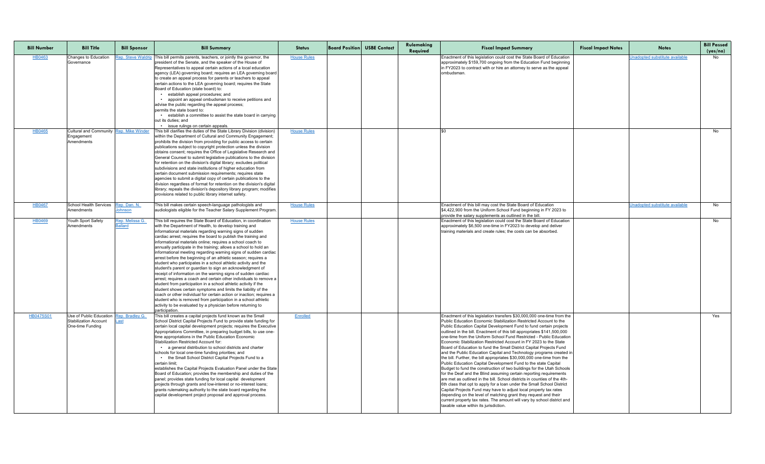| Bill Number | Bill Title | Bill Sponsor | Bill Summary | Status | Board Position | USBE Contact | Rulemaking Required | Fiscal Impact Summary | Fiscal Impact Notes | Notes | Bill Passed (yes/no) |
|---|---|---|---|---|---|---|---|---|---|---|---|
| HB0463 | Changes to Education Governance | Rep. Steve Waldrip | This bill permits parents, teachers, or jointly the governor, the president of the Senate, and the speaker of the House of Representatives to appeal certain actions of a local education agency (LEA) governing board; requires an LEA governing board to create an appeal process for parents or teachers to appeal certain actions to the LEA governing board; requires the State Board of Education (state board) to: • establish appeal procedures; and • appoint an appeal ombudsman to receive petitions and advise the public regarding the appeal process; permits the state board to: • establish a committee to assist the state board in carrying out its duties; and • issue rulings on certain appeals. | House Rules | | | | Enactment of this legislation could cost the State Board of Education approximately $159,700 ongoing from the Education Fund beginning in FY2023 to contract with or hire an attorney to serve as the appeal ombudsman. | | Unadopted substitute available | No |
| HB0465 | Cultural and Community Engagement Amendments | Rep. Mike Winder | This bill clarifies the duties of the State Library Division (division) within the Department of Cultural and Community Engagement; prohibits the division from providing for public access to certain publications subject to copyright protection unless the division obtains consent; requires the Office of Legislative Research and General Counsel to submit legislative publications to the division for retention on the division's digital library; excludes political subdivisions and state institutions of higher education from certain document submission requirements; requires state agencies to submit a digital copy of certain publications to the division regardless of format for retention on the division's digital library; repeals the division's depository library program; modifies provisions related to public library internet safety. | House Rules | | | | $0 | | | No |
| HB0467 | School Health Services Amendments | Rep. Dan. N. Johnson | This bill makes certain speech-language pathologists and audiologists eligible for the Teacher Salary Supplement Program. | House Rules | | | | Enactment of this bill may cost the State Board of Education $4,422,900 from the Uniform School Fund beginning in FY 2023 to provide the salary supplements as outlined in the bill. | | Unadopted substitute available | No |
| HB0469 | Youth Sport Safety Amendments | Rep. Melissa G. Ballard | This bill requires the State Board of Education, in coordination with the Department of Health, to develop training and informational materials regarding warning signs of sudden cardiac arrest; requires the board to publish the training and informational materials online; requires a school coach to annually participate in the training; allows a school to hold an informational meeting regarding warning signs of sudden cardiac arrest before the beginning of an athletic season; requires a student who participates in a school athletic activity and the student's parent or guardian to sign an acknowledgment of receipt of information on the warning signs of sudden cardiac arrest; requires a coach and certain other individuals to remove a student from participation in a school athletic activity if the student shows certain symptoms and limits the liability of the coach or other individual for certain action or inaction; requires a student who is removed from participation in a school athletic activity to be evaluated by a physician before returning to participation. | House Rules | | | | Enactment of this legislation could cost the State Board of Education approximately $6,500 one-time in FY2023 to develop and deliver training materials and create rules; the costs can be absorbed. | | | No |
| HB0475S01 | Use of Public Education Stabilization Account One-time Funding | Rep. Bradley G. Last | This bill creates a capital projects fund known as the Small School District Capital Projects Fund to provide state funding for certain local capital development projects; requires the Executive Appropriations Committee, in preparing budget bills, to use one-time appropriations in the Public Education Economic Stabilization Restricted Account for: • a general distribution to school districts and charter schools for local one-time funding priorities; and • the Small School District Capital Projects Fund to a certain limit; establishes the Capital Projects Evaluation Panel under the State Board of Education; provides the membership and duties of the panel; provides state funding for local capital development projects through grants and low-interest or no-interest loans; grants rulemaking authority to the state board regarding the capital development project proposal and approval process. | Enrolled | | | | Enactment of this legislation transfers $30,000,000 one-time from the Public Education Economic Stabilization Restricted Account to the Public Education Capital Development Fund to fund certain projects outlined in the bill. Enactment of this bill appropriates $141,500,000 one-time from the Uniform School Fund Restricted - Public Education Economic Stabilization Restricted Account in FY 2023 to the State Board of Education to fund the Small District Capital Projects Fund and the Public Education Capital and Technology programs created in the bill. Further, the bill appropriates $30,000,000 one-time from the Public Education Capital Development Fund to the state Capital Budget to fund the construction of two buildings for the Utah Schools for the Deaf and the Blind assuming certain reporting requirements are met as outlined in the bill. School districts in counties of the 4th-6th class that opt to apply for a loan under the Small School District Capital Projects Fund may have to adjust local property tax rates depending on the level of matching grant they request and their current property tax rates. The amount will vary by school district and taxable value within its jurisdiction. | | | Yes |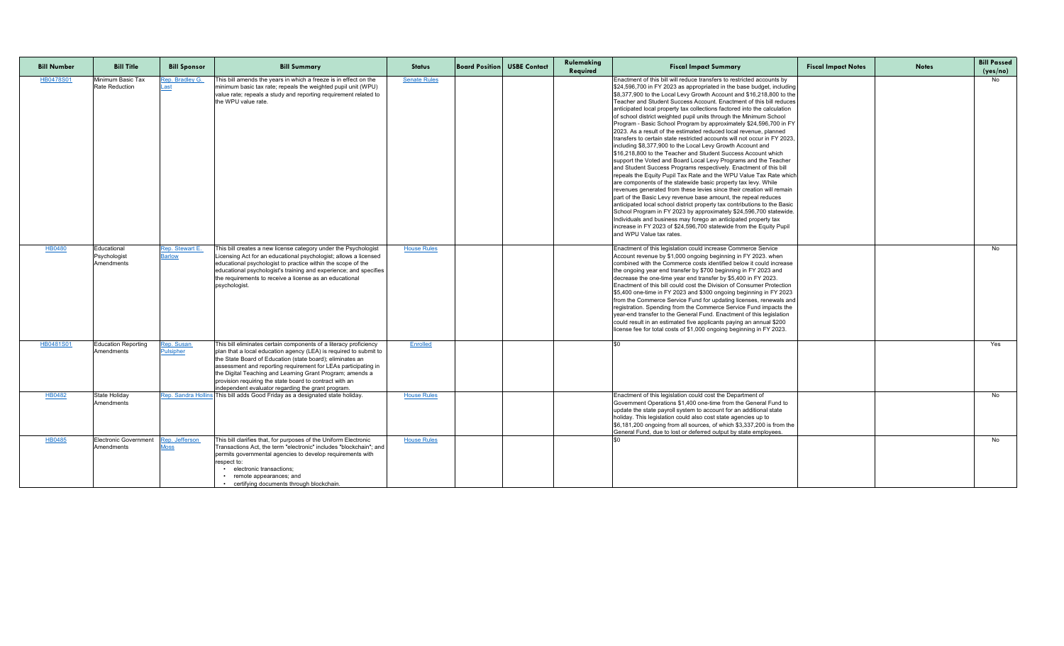| Bill Number | Bill Title | Bill Sponsor | Bill Summary | Status | Board Position | USBE Contact | Rulemaking Required | Fiscal Impact Summary | Fiscal Impact Notes | Notes | Bill Passed (yes/no) |
|---|---|---|---|---|---|---|---|---|---|---|---|
| HB0478S01 | Minimum Basic Tax Rate Reduction | Rep. Bradley G. Last | This bill amends the years in which a freeze is in effect on the minimum basic tax rate; repeals the weighted pupil unit (WPU) value rate; repeals a study and reporting requirement related to the WPU value rate. | Senate Rules | | | | Enactment of this bill will reduce transfers to restricted accounts by $24,596,700 in FY 2023 as appropriated in the base budget, including $8,377,900 to the Local Levy Growth Account and $16,218,800 to the Teacher and Student Success Account. Enactment of this bill reduces anticipated local property tax collections factored into the calculation of school district weighted pupil units through the Minimum School Program - Basic School Program by approximately $24,596,700 in FY 2023. As a result of the estimated reduced local revenue, planned transfers to certain state restricted accounts will not occur in FY 2023, including $8,377,900 to the Local Levy Growth Account and $16,218,800 to the Teacher and Student Success Account which support the Voted and Board Local Levy Programs and the Teacher and Student Success Programs respectively. Enactment of this bill repeals the Equity Pupil Tax Rate and the WPU Value Tax Rate which are components of the statewide basic property tax levy. While revenues generated from these levies since their creation will remain part of the Basic Levy revenue base amount, the repeal reduces anticipated local school district property tax contributions to the Basic School Program in FY 2023 by approximately $24,596,700 statewide. Individuals and business may forego an anticipated property tax increase in FY 2023 of $24,596,700 statewide from the Equity Pupil and WPU Value tax rates. | | | No |
| HB0480 | Educational Psychologist Amendments | Rep. Stewart E. Barlow | This bill creates a new license category under the Psychologist Licensing Act for an educational psychologist; allows a licensed educational psychologist to practice within the scope of the educational psychologist's training and experience; and specifies the requirements to receive a license as an educational psychologist. | House Rules | | | | Enactment of this legislation could increase Commerce Service Account revenue by $1,000 ongoing beginning in FY 2023. when combined with the Commerce costs identified below it could increase the ongoing year end transfer by $700 beginning in FY 2023 and decrease the one-time year end transfer by $5,400 in FY 2023. Enactment of this bill could cost the Division of Consumer Protection $5,400 one-time in FY 2023 and $300 ongoing beginning in FY 2023 from the Commerce Service Fund for updating licenses, renewals and registration. Spending from the Commerce Service Fund impacts the year-end transfer to the General Fund. Enactment of this legislation could result in an estimated five applicants paying an annual $200 license fee for total costs of $1,000 ongoing beginning in FY 2023. | | | No |
| HB0481S01 | Education Reporting Amendments | Rep. Susan Pulsipher | This bill eliminates certain components of a literacy proficiency plan that a local education agency (LEA) is required to submit to the State Board of Education (state board); eliminates an assessment and reporting requirement for LEAs participating in the Digital Teaching and Learning Grant Program; amends a provision requiring the state board to contract with an independent evaluator regarding the grant program. | Enrolled | | | | $0 | | | Yes |
| HB0482 | State Holiday Amendments | Rep. Sandra Hollins | This bill adds Good Friday as a designated state holiday. | House Rules | | | | Enactment of this legislation could cost the Department of Government Operations $1,400 one-time from the General Fund to update the state payroll system to account for an additional state holiday. This legislation could also cost state agencies up to $6,181,200 ongoing from all sources, of which $3,337,200 is from the General Fund, due to lost or deferred output by state employees. | | | No |
| HB0485 | Electronic Government Amendments | Rep. Jefferson Moss | This bill clarifies that, for purposes of the Uniform Electronic Transactions Act, the term "electronic" includes "blockchain"; and permits governmental agencies to develop requirements with respect to:<br>• electronic transactions;<br>• remote appearances; and<br>• certifying documents through blockchain. | House Rules | | | | $0 | | | No |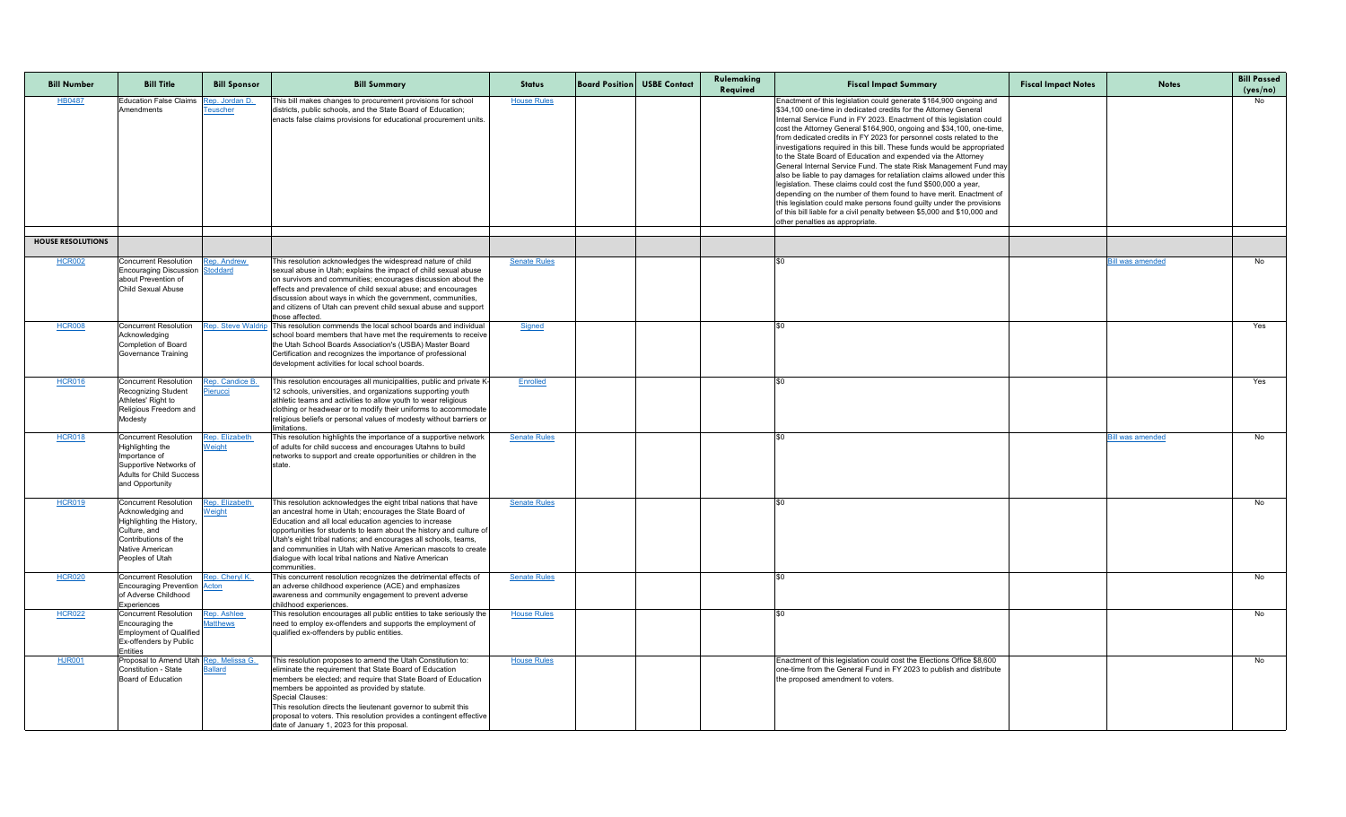| Bill Number | Bill Title | Bill Sponsor | Bill Summary | Status | Board Position | USBE Contact | Rulemaking Required | Fiscal Impact Summary | Fiscal Impact Notes | Notes | Bill Passed (yes/no) |
|---|---|---|---|---|---|---|---|---|---|---|---|
| HB0487 | Education False Claims Amendments | Rep. Jordan D. Teuscher | This bill makes changes to procurement provisions for school districts, public schools, and the State Board of Education; enacts false claims provisions for educational procurement units. | House Rules | | | | Enactment of this legislation could generate $164,900 ongoing and $34,100 one-time in dedicated credits for the Attorney General Internal Service Fund in FY 2023. Enactment of this legislation could cost the Attorney General $164,900, ongoing and $34,100, one-time, from dedicated credits in FY 2023 for personnel costs related to the investigations required in this bill. These funds would be appropriated to the State Board of Education and expended via the Attorney General Internal Service Fund. The state Risk Management Fund may also be liable to pay damages for retaliation claims allowed under this legislation. These claims could cost the fund $500,000 a year, depending on the number of them found to have merit. Enactment of this legislation could make persons found guilty under the provisions of this bill liable for a civil penalty between $5,000 and $10,000 and other penalties as appropriate. | | | No |
| **HOUSE RESOLUTIONS** | | | | | | | | | | | |
| HCR002 | Concurrent Resolution Encouraging Discussion about Prevention of Child Sexual Abuse | Rep. Andrew Stoddard | This resolution acknowledges the widespread nature of child sexual abuse in Utah; explains the impact of child sexual abuse on survivors and communities; encourages discussion about the effects and prevalence of child sexual abuse; and encourages discussion about ways in which the government, communities, and citizens of Utah can prevent child sexual abuse and support those affected. | Senate Rules | | | | $0 | | Bill was amended | No |
| HCR008 | Concurrent Resolution Acknowledging Completion of Board Governance Training | Rep. Steve Waldrip | This resolution commends the local school boards and individual school board members that have met the requirements to receive the Utah School Boards Association's (USBA) Master Board Certification and recognizes the importance of professional development activities for local school boards. | Signed | | | | $0 | | | Yes |
| HCR016 | Concurrent Resolution Recognizing Student Athletes' Right to Religious Freedom and Modesty | Rep. Candice B. Pierucci | This resolution encourages all municipalities, public and private K-12 schools, universities, and organizations supporting youth athletic teams and activities to allow youth to wear religious clothing or headwear or to modify their uniforms to accommodate religious beliefs or personal values of modesty without barriers or limitations. | Enrolled | | | | $0 | | | Yes |
| HCR018 | Concurrent Resolution Highlighting the Importance of Supportive Networks of Adults for Child Success and Opportunity | Rep. Elizabeth Weight | This resolution highlights the importance of a supportive network of adults for child success and encourages Utahns to build networks to support and create opportunities or children in the state. | Senate Rules | | | | $0 | | Bill was amended | No |
| HCR019 | Concurrent Resolution Acknowledging and Highlighting the History, Culture, and Contributions of the Native American Peoples of Utah | Rep. Elizabeth Weight | This resolution acknowledges the eight tribal nations that have an ancestral home in Utah; encourages the State Board of Education and all local education agencies to increase opportunities for students to learn about the history and culture of Utah's eight tribal nations; and encourages all schools, teams, and communities in Utah with Native American mascots to create dialogue with local tribal nations and Native American communities. | Senate Rules | | | | $0 | | | No |
| HCR020 | Concurrent Resolution Encouraging Prevention of Adverse Childhood Experiences | Rep. Cheryl K. Acton | This concurrent resolution recognizes the detrimental effects of an adverse childhood experience (ACE) and emphasizes awareness and community engagement to prevent adverse childhood experiences. | Senate Rules | | | | $0 | | | No |
| HCR022 | Concurrent Resolution Encouraging the Employment of Qualified Ex-offenders by Public Entities | Rep. Ashlee Matthews | This resolution encourages all public entities to take seriously the need to employ ex-offenders and supports the employment of qualified ex-offenders by public entities. | House Rules | | | | $0 | | | No |
| HJR001 | Proposal to Amend Utah Constitution - State Board of Education | Rep. Melissa G. Ballard | This resolution proposes to amend the Utah Constitution to: eliminate the requirement that State Board of Education members be elected; and require that State Board of Education members be appointed as provided by statute. Special Clauses: This resolution directs the lieutenant governor to submit this proposal to voters. This resolution provides a contingent effective date of January 1, 2023 for this proposal. | House Rules | | | | Enactment of this legislation could cost the Elections Office $8,600 one-time from the General Fund in FY 2023 to publish and distribute the proposed amendment to voters. | | | No |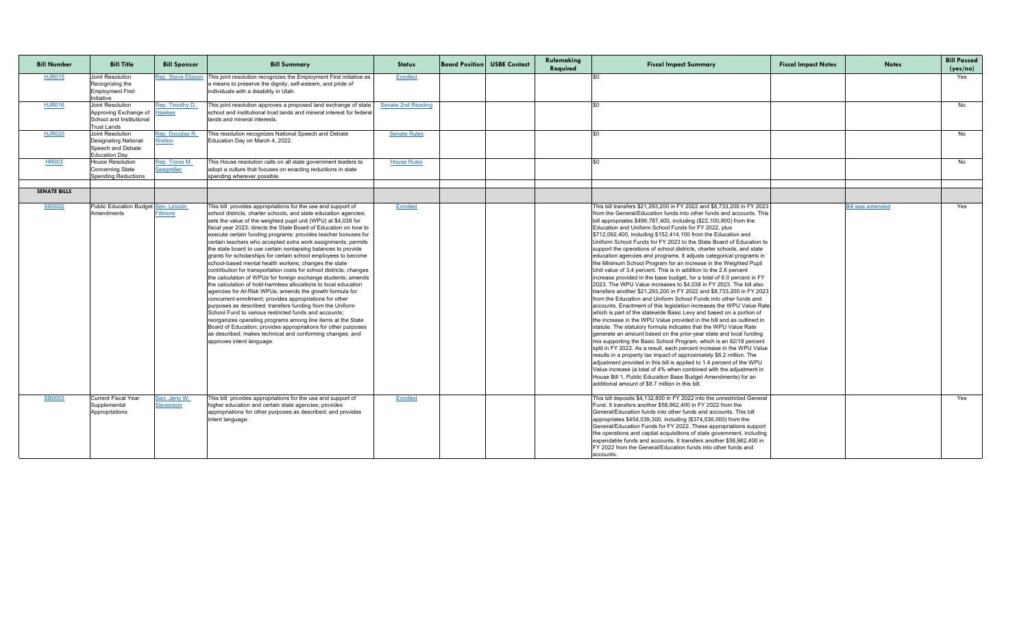| Bill Number | Bill Title | Bill Sponsor | Bill Summary | Status | Board Position | USBE Contact | Rulemaking Required | Fiscal Impact Summary | Fiscal Impact Notes | Notes | Bill Passed (yes/no) |
|---|---|---|---|---|---|---|---|---|---|---|---|
| HJR015 | Joint Resolution Recognizing the Employment First Initiative | Rep. Steve Eliason | This joint resolution recognizes the Employment First initiative as a means to preserve the dignity, self-esteem, and pride of individuals with a disability in Utah. | Enrolled | | | | $0 | | | Yes |
| HJR016 | Joint Resolution Approving Exchange of School and Institutional Trust Lands | Rep. Timothy D. Hawkes | This joint resolution approves a proposed land exchange of state school and institutional trust lands and mineral interest for federal lands and mineral interests. | Senate 2nd Reading | | | | $0 | | | No |
| HJR020 | Joint Resolution Designating National Speech and Debate Education Day | Rep. Douglas R. Welton | This resolution recognizes National Speech and Debate Education Day on March 4, 2022. | Senate Rules | | | | $0 | | | No |
| HR003 | House Resolution Concerning State Spending Reductions | Rep. Travis M. Seegmiller | This House resolution calls on all state government leaders to adopt a culture that focuses on enacting reductions in state spending wherever possible. | House Rules | | | | $0 | | | No |
| **SENATE BILLS** | | | | | | | | | | | |
| SB0002 | Public Education Budget Amendments | Sen. Lincoln Fillmore | This bill provides appropriations for the use and support of school districts, charter schools, and state education agencies; sets the value of the weighted pupil unit (WPU) at $4,038 for fiscal year 2023; directs the State Board of Education on how to execute certain funding programs; provides teacher bonuses for certain teachers who accepted extra work assignments; permits the state board to use certain nonlapsing balances to provide grants for scholarships for certain school employees to become school-based mental health workers; changes the state contribution for transportation costs for school districts; changes the calculation of WPUs for foreign exchange students; amends the calculation of hold-harmless allocations to local education agencies for At-Risk WPUs; amends the growth formula for concurrent enrollment; provides appropriations for other purposes as described; transfers funding from the Uniform School Fund to various restricted funds and accounts; reorganizes operating programs among line items at the State Board of Education; provides appropriations for other purposes as described; makes technical and conforming changes; and approves intent language. | Enrolled | | | | This bill transfers $21,293,200 in FY 2022 and $8,733,200 in FY 2023 from the General/Education funds into other funds and accounts. This bill appropriates $496,787,400, including ($22,100,800) from the Education and Uniform School Funds for FY 2022, plus $712,092,400, including $152,414,100 from the Education and Uniform School Funds for FY 2023 to the State Board of Education to support the operations of school districts, charter schools, and state education agencies and programs. It adjusts categorical programs in the Minimum School Program for an increase in the Weighted Pupil Unit value of 3.4 percent. This is in addition to the 2.6 percent increase provided in the base budget, for a total of 6.0 percent in FY 2023. The WPU Value increases to $4,038 in FY 2023. The bill also transfers another $21,293,200 in FY 2022 and $8,733,200 in FY 2023 from the Education and Uniform School Funds into other funds and accounts. Enactment of this legislation increases the WPU Value Rate which is part of the statewide Basic Levy and based on a portion of the increase in the WPU Value provided in the bill and as outlined in statute. The statutory formula indicates that the WPU Value Rate generate an amount based on the prior-year state and local funding mix supporting the Basic School Program, which is an 82/18 percent split in FY 2022. As a result, each percent increase in the WPU Value results in a property tax impact of approximately $6.2 million. The adjustment provided in this bill is applied to 1.4 percent of the WPU Value increase (a total of 4% when combined with the adjustment in House Bill 1, Public Education Base Budget Amendments) for an additional amount of $8.7 million in this bill. | | Bill was amended | Yes |
| SB0003 | Current Fiscal Year Supplemental Appropriations | Sen. Jerry W. Stevenson | This bill provides appropriations for the use and support of higher education and certain state agencies; provides appropriations for other purposes as described; and provides intent language. | Enrolled | | | | This bill deposits $4,132,600 in FY 2022 into the unrestricted General Fund. It transfers another $58,962,400 in FY 2022 from the General/Education funds into other funds and accounts. This bill appropriates $454,039,300, including ($374,536,000) from the General/Education Funds for FY 2022. These appropriations support the operations and capital acquisitions of state government, including expendable funds and accounts. It transfers another $58,962,400 in FY 2022 from the General/Education funds into other funds and accounts. | | | Yes |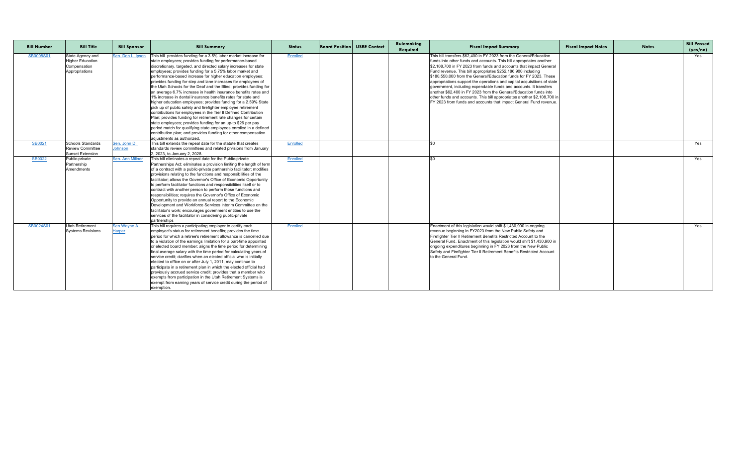| Bill Number | Bill Title | Bill Sponsor | Bill Summary | Status | Board Position | USBE Contact | Rulemaking Required | Fiscal Impact Summary | Fiscal Impact Notes | Notes | Bill Passed (yes/no) |
|---|---|---|---|---|---|---|---|---|---|---|---|
| SB0008S01 | State Agency and Higher Education Compensation Appropriations | Sen. Don L. Ipson | This bill provides funding for a 3.5% labor market increase for state employees; provides funding for performance-based discretionary, targeted, and directed salary increases for state employees; provides funding for a 5.75% labor market and performance-based increase for higher education employees; provides funding for step and lane increases for employees of the Utah Schools for the Deaf and the Blind; provides funding for an average 6.7% increase in health insurance benefits rates and 1% increase in dental insurance benefits rates for state and higher education employees; provides funding for a 2.59% State pick up of public safety and firefighter employee retirement contributions for employees in the Tier II Defined Contribution Plan; provides funding for retirement rate changes for certain state employees; provides funding for an up-to $26 per pay period match for qualifying state employees enrolled in a defined contribution plan; and provides funding for other compensation adjustments as authorized. | Enrolled | | | | This bill transfers $62,400 in FY 2023 from the General/Education funds into other funds and accounts. This bill appropriates another $2,108,700 in FY 2023 from funds and accounts that impact General Fund revenue. This bill appropriates $252,186,900 including $180,550,000 from the General/Education funds for FY 2023. These appropriations support the operations and capital acquisitions of state government, including expendable funds and accounts. It transfers another $62,400 in FY 2023 from the General/Education funds into other funds and accounts. This bill appropriates another $2,108,700 in FY 2023 from funds and accounts that impact General Fund revenue. | | | Yes |
| SB0021 | Schools Standards Review Committee Sunset Extension | Sen. John D. Johnson | This bill extends the repeal date for the statute that creates standards review committees and related prvisions from January 2, 2023, to January 2, 2028. | Enrolled | | | | $0 | | | Yes |
| SB0022 | Public-private Partnership Amendments | Sen. Ann Millner | This bill eliminates a repeal date for the Public-private Partnerships Act; eliminates a provision limiting the length of term of a contract with a public-private partnership facilitator; modifies provisions relating to the functions and responsibilities of the facilitator; allows the Governor's Office of Economic Opportunity to perform facilitator functions and responsibilities itself or to contract with another person to perform those functions and responsibilities; requires the Governor's Office of Economic Opportunity to provide an annual report to the Economic Development and Workforce Services Interim Committee on the facilitator's work; encourages government entities to use the services of the facilitator in considering public-private partnerships | Enrolled | | | | $0 | | | Yes |
| SB0024S01 | Utah Retirement Systems Revisions | Sen Wayne A. Harper | This bill requires a participating employer to certify each employee's status for retirement benefits; provides the time period for which a retiree's retirement allowance is cancelled due to a violation of the earnings limitation for a part-time appointed or elected board member; aligns the time period for determining final average salary with the time period for calculating years of service credit; clarifies when an elected official who is initially elected to office on or after July 1, 2011, may continue to participate in a retirement plan in which the elected official had previously accrued service credit; provides that a member who exempts from participation in the Utah Retirement Systems is exempt from earning years of service credit during the period of exemption. | Enrolled | | | | Enactment of this legislation would shift $1,430,900 in ongoing revenue beginning in FY2023 from the New Public Safety and Firefighter Tier II Retirement Benefits Restricted Account to the General Fund. Enactment of this legislation would shift $1,430,900 in ongoing expenditures beginning in FY 2023 from the New Public Safety and Firefighter Tier II Retirement Benefits Restricted Account to the General Fund. | | | Yes |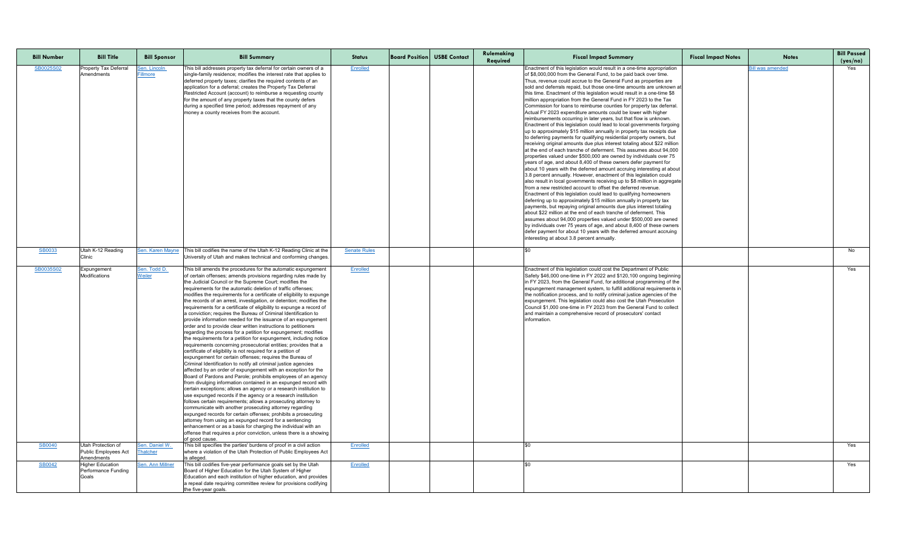| Bill Number | Bill Title | Bill Sponsor | Bill Summary | Status | Board Position | USBE Contact | Rulemaking Required | Fiscal Impact Summary | Fiscal Impact Notes | Notes | Bill Passed (yes/no) |
|---|---|---|---|---|---|---|---|---|---|---|---|
| SB0025S02 | Property Tax Deferral Amendments | Sen. Lincoln Fillmore | This bill addresses property tax deferral for certain owners of a single-family residence; modifies the interest rate that applies to deferred property taxes; clarifies the required contents of an application for a deferral; creates the Property Tax Deferral Restricted Account (account) to reimburse a requesting county for the amount of any property taxes that the county defers during a specified time period; addresses repayment of any money a county receives from the account. | Enrolled | | | | Enactment of this legislation would result in a one-time appropriation of $8,000,000 from the General Fund, to be paid back over time. Thus, revenue could accrue to the General Fund as properties are sold and deferrals repaid, but those one-time amounts are unknown at this time. Enactment of this legislation would result in a one-time $8 million appropriation from the General Fund in FY 2023 to the Tax Commission for loans to reimburse counties for property tax deferral. Actual FY 2023 expenditure amounts could be lower with higher reimbursements occurring in later years, but that flow is unknown. Enactment of this legislation could lead to local governments forgoing up to approximately $15 million annually in property tax receipts due to deferring payments for qualifying residential property owners, but receiving original amounts due plus interest totaling about $22 million at the end of each tranche of deferment. This assumes about 94,000 properties valued under $500,000 are owned by individuals over 75 years of age, and about 8,400 of these owners defer payment for about 10 years with the deferred amount accruing interesting at about 3.8 percent annually. However, enactment of this legislation could also result in local governments receiving up to $8 million in aggregate from a new restricted account to offset the deferred revenue. Enactment of this legislation could lead to qualifying homeowners deferring up to approximately $15 million annually in property tax payments, but repaying original amounts due plus interest totaling about $22 million at the end of each tranche of deferment. This assumes about 94,000 properties valued under $500,000 are owned by individuals over 75 years of age, and about 8,400 of these owners defer payment for about 10 years with the deferred amount accruing interesting at about 3.8 percent annually. | | Bill was amended | Yes |
| SB0033 | Utah K-12 Reading Clinic | Sen. Karen Mayne | This bill codifies the name of the Utah K-12 Reading Clinic at the University of Utah and makes technical and conforming changes. | Senate Rules | | | | $0 | | | No |
| SB0035S02 | Expungement Modifications | Sen. Todd D. Weiler | This bill amends the procedures for the automatic expungement of certain offenses; amends provisions regarding rules made by the Judicial Council or the Supreme Court; modifies the requirements for the automatic deletion of traffic offenses; modifies the requirements for a certificate of eligibility to expunge the records of an arrest, investigation, or detention; modifies the requirements for a certificate of eligibility to expunge a record of a conviction; requires the Bureau of Criminal Identification to provide information needed for the issuance of an expungement order and to provide clear written instructions to petitioners regarding the process for a petition for expungement; modifies the requirements for a petition for expungement, including notice requirements concerning prosecutorial entities; provides that a certificate of eligibility is not required for a petition of expungement for certain offenses; requires the Bureau of Criminal Identification to notify all criminal justice agencies affected by an order of expungement with an exception for the Board of Pardons and Parole; prohibits employees of an agency from divulging information contained in an expunged record with certain exceptions; allows an agency or a research institution to use expunged records if the agency or a research institution follows certain requirements; allows a prosecuting attorney to communicate with another prosecuting attorney regarding expunged records for certain offenses; prohibits a prosecuting attorney from using an expunged record for a sentencing enhancement or as a basis for charging the individual with an offense that requires a prior conviction, unless there is a showing of good cause. | Enrolled | | | | Enactment of this legislation could cost the Department of Public Safety $46,000 one-time in FY 2022 and $120,100 ongoing beginning in FY 2023, from the General Fund, for additional programming of the expungement management system, to fulfill additional requirements in the notification process, and to notify criminal justice agencies of the expungement. This legislation could also cost the Utah Prosecution Council $1,000 one-time in FY 2023 from the General Fund to collect and maintain a comprehensive record of prosecutors' contact information. | | | Yes |
| SB0040 | Utah Protection of Public Employees Act Amendments | Sen. Daniel W. Thatcher | This bill specifies the parties' burdens of proof in a civil action where a violation of the Utah Protection of Public Employees Act is alleged. | Enrolled | | | | $0 | | | Yes |
| SB0042 | Higher Education Performance Funding Goals | Sen. Ann Millner | This bill codifies five-year performance goals set by the Utah Board of Higher Education for the Utah System of Higher Education and each institution of higher education, and provides a repeal date requiring committee review for provisions codifying the five-year goals. | Enrolled | | | | $0 | | | Yes |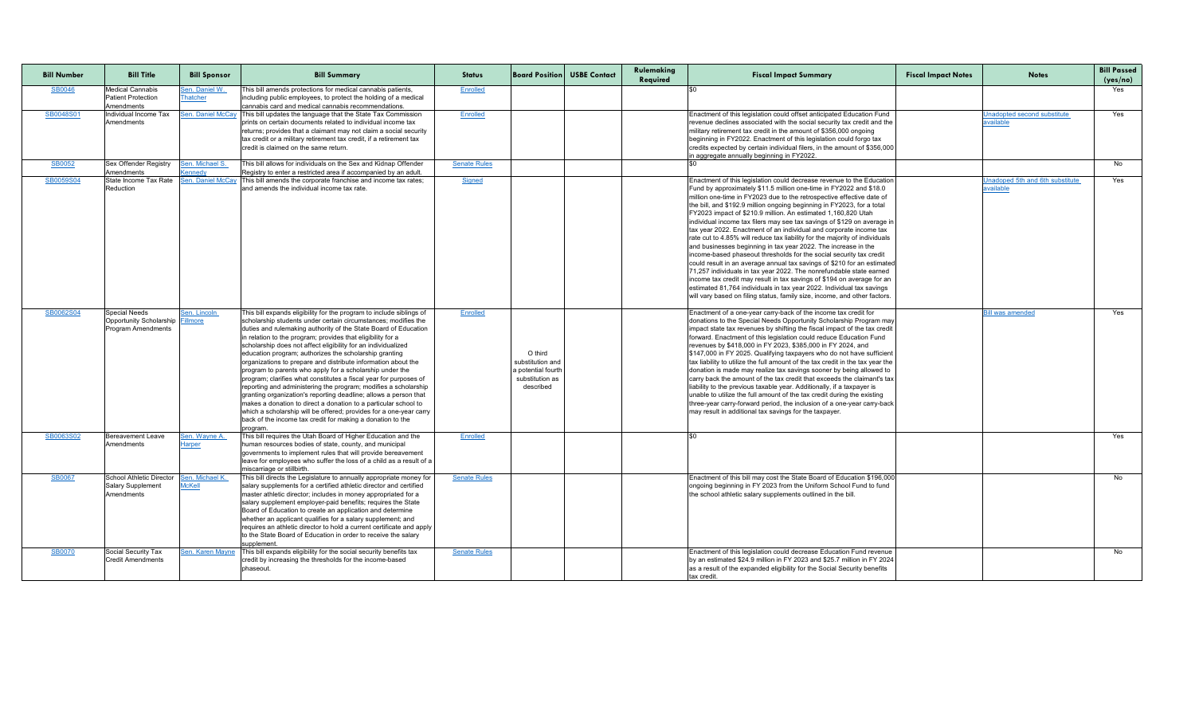| Bill Number | Bill Title | Bill Sponsor | Bill Summary | Status | Board Position | USBE Contact | Rulemaking Required | Fiscal Impact Summary | Fiscal Impact Notes | Notes | Bill Passed (yes/no) |
|---|---|---|---|---|---|---|---|---|---|---|---|
| SB0046 | Medical Cannabis Patient Protection Amendments | Sen. Daniel W. Thatcher | This bill amends protections for medical cannabis patients, including public employees, to protect the holding of a medical cannabis card and medical cannabis recommendations. | Enrolled | | | | $0 | | | Yes |
| SB0048S01 | Individual Income Tax Amendments | Sen. Daniel McCay | This bill updates the language that the State Tax Commission prints on certain documents related to individual income tax returns; provides that a claimant may not claim a social security tax credit or a military retirement tax credit, if a retirement tax credit is claimed on the same return. | Enrolled | | | | Enactment of this legislation could offset anticipated Education Fund revenue declines associated with the social security tax credit and the military retirement tax credit in the amount of $356,000 ongoing beginning in FY2022. Enactment of this legislation could forgo tax credits expected by certain individual filers, in the amount of $356,000 in aggregate annually beginning in FY2022. | | Unadopted second substitute available | Yes |
| SB0052 | Sex Offender Registry Amendments | Sen. Michael S. Kennedy | This bill allows for individuals on the Sex and Kidnap Offender Registry to enter a restricted area if accompanied by an adult. | Senate Rules | | | | $0 | | | No |
| SB0059S04 | State Income Tax Rate Reduction | Sen. Daniel McCay | This bill amends the corporate franchise and income tax rates; and amends the individual income tax rate. | Signed | | | | Enactment of this legislation could decrease revenue to the Education Fund by approximately $11.5 million one-time in FY2022 and $18.0 million one-time in FY2023 due to the retrospective effective date of the bill, and $192.9 million ongoing beginning in FY2023, for a total FY2023 impact of $210.9 million. An estimated 1,160,820 Utah individual income tax filers may see tax savings of $129 on average in tax year 2022. Enactment of an individual and corporate income tax rate cut to 4.85% will reduce tax liability for the majority of individuals and businesses beginning in tax year 2022. The increase in the income-based phaseout thresholds for the social security tax credit could result in an average annual tax savings of $210 for an estimated 71,257 individuals in tax year 2022. The nonrefundable state earned income tax credit may result in tax savings of $194 on average for an estimated 81,764 individuals in tax year 2022. Individual tax savings will vary based on filing status, family size, income, and other factors. | | Unadopted 5th and 6th substitute available | Yes |
| SB0062S04 | Special Needs Opportunity Scholarship Program Amendments | Sen. Lincoln Fillmore | This bill expands eligibility for the program to include siblings of scholarship students under certain circumstances; modifies the duties and rulemaking authority of the State Board of Education in relation to the program; provides that eligibility for a scholarship does not affect eligibility for an individualized education program; authorizes the scholarship granting organizations to prepare and distribute information about the program to parents who apply for a scholarship under the program; clarifies what constitutes a fiscal year for purposes of reporting and administering the program; modifies a scholarship granting organization's reporting deadline; allows a person that makes a donation to direct a donation to a particular school to which a scholarship will be offered; provides for a one-year carry back of the income tax credit for making a donation to the program. | Enrolled | O third substitution and a potential fourth substitution as described | | | Enactment of a one-year carry-back of the income tax credit for donations to the Special Needs Opportunity Scholarship Program may impact state tax revenues by shifting the fiscal impact of the tax credit forward. Enactment of this legislation could reduce Education Fund revenues by $418,000 in FY 2023, $385,000 in FY 2024, and $147,000 in FY 2025. Qualifying taxpayers who do not have sufficient tax liability to utilize the full amount of the tax credit in the tax year the donation is made may realize tax savings sooner by being allowed to carry back the amount of the tax credit that exceeds the claimant's tax liability to the previous taxable year. Additionally, if a taxpayer is unable to utilize the full amount of the tax credit during the existing three-year carry-forward period, the inclusion of a one-year carry-back may result in additional tax savings for the taxpayer. | | Bill was amended | Yes |
| SB0063S02 | Bereavement Leave Amendments | Sen. Wayne A. Harper | This bill requires the Utah Board of Higher Education and the human resources bodies of state, county, and municipal governments to implement rules that will provide bereavement leave for employees who suffer the loss of a child as a result of a miscarriage or stillbirth. | Enrolled | | | | $0 | | | Yes |
| SB0067 | School Athletic Director Salary Supplement Amendments | Sen. Michael K. McKell | This bill directs the Legislature to annually appropriate money for salary supplements for a certified athletic director and certified master athletic director; includes in money appropriated for a salary supplement employer-paid benefits; requires the State Board of Education to create an application and determine whether an applicant qualifies for a salary supplement; and requires an athletic director to hold a current certificate and apply to the State Board of Education in order to receive the salary supplement. | Senate Rules | | | | Enactment of this bill may cost the State Board of Education $196,000 ongoing beginning in FY 2023 from the Uniform School Fund to fund the school athletic salary supplements outlined in the bill. | | | No |
| SB0070 | Social Security Tax Credit Amendments | Sen. Karen Mayne | This bill expands eligibility for the social security benefits tax credit by increasing the thresholds for the income-based phaseout. | Senate Rules | | | | Enactment of this legislation could decrease Education Fund revenue by an estimated $24.9 million in FY 2023 and $25.7 million in FY 2024 as a result of the expanded eligibility for the Social Security benefits tax credit. | | | No |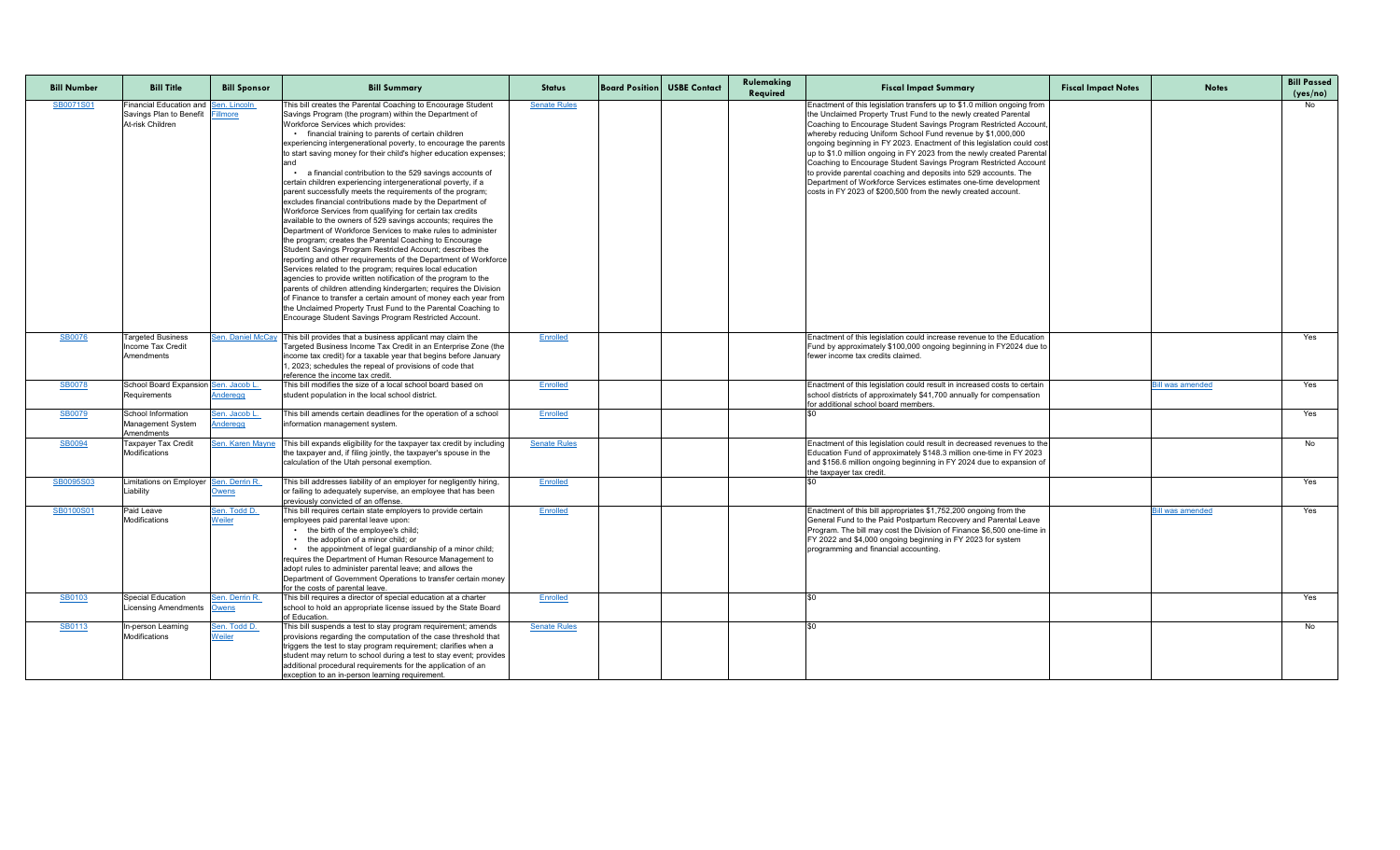| Bill Number | Bill Title | Bill Sponsor | Bill Summary | Status | Board Position | USBE Contact | Rulemaking Required | Fiscal Impact Summary | Fiscal Impact Notes | Notes | Bill Passed (yes/no) |
|---|---|---|---|---|---|---|---|---|---|---|---|
| SB0071S01 | Financial Education and Savings Plan to Benefit At-risk Children | Sen. Lincoln Fillmore | This bill creates the Parental Coaching to Encourage Student Savings Program (the program) within the Department of Workforce Services which provides: • financial training to parents of certain children experiencing intergenerational poverty, to encourage the parents to start saving money for their child's higher education expenses; and • a financial contribution to the 529 savings accounts of certain children experiencing intergenerational poverty, if a parent successfully meets the requirements of the program; excludes financial contributions made by the Department of Workforce Services from qualifying for certain tax credits available to the owners of 529 savings accounts; requires the Department of Workforce Services to make rules to administer the program; creates the Parental Coaching to Encourage Student Savings Program Restricted Account; describes the reporting and other requirements of the Department of Workforce Services related to the program; requires local education agencies to provide written notification of the program to the parents of children attending kindergarten; requires the Division of Finance to transfer a certain amount of money each year from the Unclaimed Property Trust Fund to the Parental Coaching to Encourage Student Savings Program Restricted Account. | Senate Rules | | | | Enactment of this legislation transfers up to $1.0 million ongoing from the Unclaimed Property Trust Fund to the newly created Parental Coaching to Encourage Student Savings Program Restricted Account, whereby reducing Uniform School Fund revenue by $1,000,000 ongoing beginning in FY 2023. Enactment of this legislation could cost up to $1.0 million ongoing in FY 2023 from the newly created Parental Coaching to Encourage Student Savings Program Restricted Account to provide parental coaching and deposits into 529 accounts. The Department of Workforce Services estimates one-time development costs in FY 2023 of $200,500 from the newly created account. | | | No |
| SB0076 | Targeted Business Income Tax Credit Amendments | Sen. Daniel McCay | This bill provides that a business applicant may claim the Targeted Business Income Tax Credit in an Enterprise Zone (the income tax credit) for a taxable year that begins before January 1, 2023; schedules the repeal of provisions of code that reference the income tax credit. | Enrolled | | | | Enactment of this legislation could increase revenue to the Education Fund by approximately $100,000 ongoing beginning in FY2024 due to fewer income tax credits claimed. | | | Yes |
| SB0078 | School Board Expansion Requirements | Sen. Jacob L. Anderegg | This bill modifies the size of a local school board based on student population in the local school district. | Enrolled | | | | Enactment of this legislation could result in increased costs to certain school districts of approximately $41,700 annually for compensation for additional school board members. | | Bill was amended | Yes |
| SB0079 | School Information Management System Amendments | Sen. Jacob L. Anderegg | This bill amends certain deadlines for the operation of a school information management system. | Enrolled | | | | $0 | | | Yes |
| SB0094 | Taxpayer Tax Credit Modifications | Sen. Karen Mayne | This bill expands eligibility for the taxpayer tax credit by including the taxpayer and, if filing jointly, the taxpayer's spouse in the calculation of the Utah personal exemption. | Senate Rules | | | | Enactment of this legislation could result in decreased revenues to the Education Fund of approximately $148.3 million one-time in FY 2023 and $156.6 million ongoing beginning in FY 2024 due to expansion of the taxpayer tax credit. | | | No |
| SB0095S03 | Limitations on Employer Liability | Sen. Derrin R. Owens | This bill addresses liability of an employer for negligently hiring, or failing to adequately supervise, an employee that has been previously convicted of an offense. | Enrolled | | | | $0 | | | Yes |
| SB0100S01 | Paid Leave Modifications | Sen. Todd D. Weiler | This bill requires certain state employers to provide certain employees paid parental leave upon: • the birth of the employee's child; • the adoption of a minor child; or • the appointment of legal guardianship of a minor child; requires the Department of Human Resource Management to adopt rules to administer parental leave; and allows the Department of Government Operations to transfer certain money for the costs of parental leave. | Enrolled | | | | Enactment of this bill appropriates $1,752,200 ongoing from the General Fund to the Paid Postpartum Recovery and Parental Leave Program. The bill may cost the Division of Finance $6,500 one-time in FY 2022 and $4,000 ongoing beginning in FY 2023 for system programming and financial accounting. | | Bill was amended | Yes |
| SB0103 | Special Education Licensing Amendments | Sen. Derrin R. Owens | This bill requires a director of special education at a charter school to hold an appropriate license issued by the State Board of Education. | Enrolled | | | | $0 | | | Yes |
| SB0113 | In-person Learning Modifications | Sen. Todd D. Weiler | This bill suspends a test to stay program requirement; amends provisions regarding the computation of the case threshold that triggers the test to stay program requirement; clarifies when a student may return to school during a test to stay event; provides additional procedural requirements for the application of an exception to an in-person learning requirement. | Senate Rules | | | | $0 | | | No |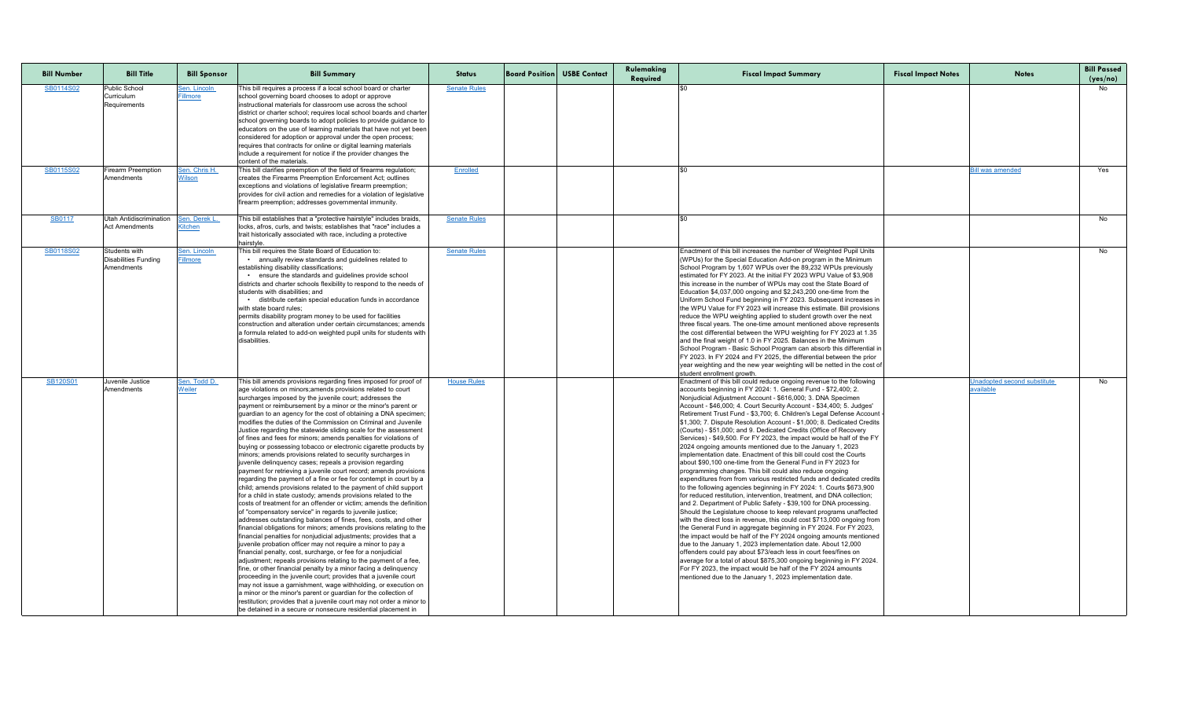| Bill Number | Bill Title | Bill Sponsor | Bill Summary | Status | Board Position | USBE Contact | Rulemaking Required | Fiscal Impact Summary | Fiscal Impact Notes | Notes | Bill Passed (yes/no) |
|---|---|---|---|---|---|---|---|---|---|---|---|
| SB0114S02 | Public School Curriculum Requirements | Sen. Lincoln Fillmore | This bill requires a process if a local school board or charter school governing board chooses to adopt or approve instructional materials for classroom use across the school district or charter school; requires local school boards and charter school governing boards to adopt policies to provide guidance to educators on the use of learning materials that have not yet been considered for adoption or approval under the open process; requires that contracts for online or digital learning materials include a requirement for notice if the provider changes the content of the materials. | Senate Rules | | | | $0 | | | No |
| SB0115S02 | Firearm Preemption Amendments | Sen. Chris H. Wilson | This bill clarifies preemption of the field of firearms regulation; creates the Firearms Preemption Enforcement Act; outlines exceptions and violations of legislative firearm preemption; provides for civil action and remedies for a violation of legislative firearm preemption; addresses governmental immunity. | Enrolled | | | | $0 | | Bill was amended | Yes |
| SB0117 | Utah Antidiscrimination Act Amendments | Sen. Derek L. Kitchen | This bill establishes that a "protective hairstyle" includes braids, locks, afros, curls, and twists; establishes that "race" includes a trait historically associated with race, including a protective hairstyle. | Senate Rules | | | | $0 | | | No |
| SB0118S02 | Students with Disabilities Funding Amendments | Sen. Lincoln Fillmore | This bill requires the State Board of Education to: • annually review standards and guidelines related to establishing disability classifications; • ensure the standards and guidelines provide school districts and charter schools flexibility to respond to the needs of students with disabilities; and • distribute certain special education funds in accordance with state board rules; permits disability program money to be used for facilities construction and alteration under certain circumstances; amends a formula related to add-on weighted pupil units for students with disabilities. | Senate Rules | | | | Enactment of this bill increases the number of Weighted Pupil Units (WPUs) for the Special Education Add-on program in the Minimum School Program by 1,607 WPUs over the 89,232 WPUs previously estimated for FY 2023. At the initial FY 2023 WPU Value of $3,908 this increase in the number of WPUs may cost the State Board of Education $4,037,000 ongoing and $2,243,200 one-time from the Uniform School Fund beginning in FY 2023. Subsequent increases in the WPU Value for FY 2023 will increase this estimate. Bill provisions reduce the WPU weighting applied to student growth over the next three fiscal years. The one-time amount mentioned above represents the cost differential between the WPU weighting for FY 2023 at 1.35 and the final weight of 1.0 in FY 2025. Balances in the Minimum School Program - Basic School Program can absorb this differential in FY 2023. In FY 2024 and FY 2025, the differential between the prior year weighting and the new year weighting will be netted in the cost of student enrollment growth. | | | No |
| SB120S01 | Juvenile Justice Amendments | Sen. Todd D. Weiler | This bill amends provisions regarding fines imposed for proof of age violations on minors;amends provisions related to court surcharges imposed by the juvenile court; addresses the payment or reimbursement by a minor or the minor's parent or guardian to an agency for the cost of obtaining a DNA specimen; modifies the duties of the Commission on Criminal and Juvenile Justice regarding the statewide sliding scale for the assessment of fines and fees for minors; amends penalties for violations of buying or possessing tobacco or electronic cigarette products by minors; amends provisions related to security surcharges in juvenile delinquency cases; repeals a provision regarding payment for retrieving a juvenile court record; amends provisions regarding the payment of a fine or fee for contempt in court by a child; amends provisions related to the payment of child support for a child in state custody; amends provisions related to the costs of treatment for an offender or victim; amends the definition of "compensatory service" in regards to juvenile justice; addresses outstanding balances of fines, fees, costs, and other financial obligations for minors; amends provisions relating to the financial penalties for nonjudicial adjustments; provides that a juvenile probation officer may not require a minor to pay a financial penalty, cost, surcharge, or fee for a nonjudicial adjustment; repeals provisions relating to the payment of a fee, fine, or other financial penalty by a minor facing a delinquency proceeding in the juvenile court; provides that a juvenile court may not issue a garnishment, wage withholding, or execution on a minor or the minor's parent or guardian for the collection of restitution; provides that a juvenile court may not order a minor to be detained in a secure or nonsecure residential placement in | House Rules | | | | Enactment of this bill could reduce ongoing revenue to the following accounts beginning in FY 2024: 1. General Fund - $72,400; 2. Nonjudicial Adjustment Account - $616,000; 3. DNA Specimen Account - $46,000; 4. Court Security Account - $34,400; 5. Judges' Retirement Trust Fund - $3,700; 6. Children's Legal Defense Account - $1,300; 7. Dispute Resolution Account - $1,000; 8. Dedicated Credits (Courts) - $51,000; and 9. Dedicated Credits (Office of Recovery Services) - $49,500. For FY 2023, the impact would be half of the FY 2024 ongoing amounts mentioned due to the January 1, 2023 implementation date. Enactment of this bill could cost the Courts about $90,100 one-time from the General Fund in FY 2023 for programming changes. This bill could also reduce ongoing expenditures from various restricted funds and dedicated credits to the following agencies beginning in FY 2024: 1. Courts $673,900 for reduced restitution, intervention, treatment, and DNA collection; and 2. Department of Public Safety - $39,100 for DNA processing. Should the Legislature choose to keep relevant programs unaffected with the direct loss in revenue, this could cost $713,000 ongoing from the General Fund in aggregate beginning in FY 2024. For FY 2023, the impact would be half of the FY 2024 ongoing amounts mentioned due to the January 1, 2023 implementation date. About 12,000 offenders could pay about $73/each less in court fees/fines on average for a total of about $875,300 ongoing beginning in FY 2024. For FY 2023, the impact would be half of the FY 2024 amounts mentioned due to the January 1, 2023 implementation date. | | Unadopted second substitute available | No |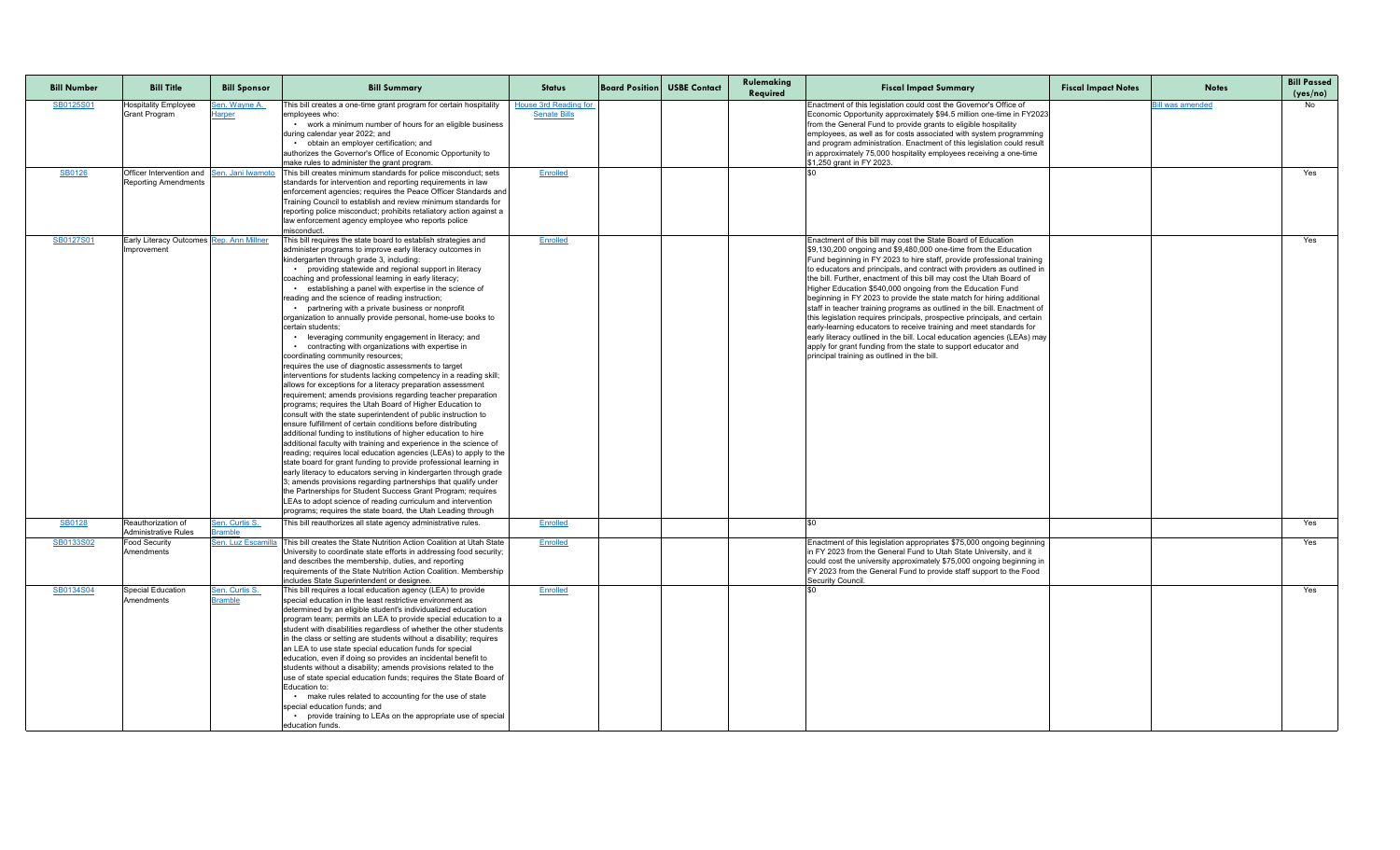| Bill Number | Bill Title | Bill Sponsor | Bill Summary | Status | Board Position | USBE Contact | Rulemaking Required | Fiscal Impact Summary | Fiscal Impact Notes | Notes | Bill Passed (yes/no) |
|---|---|---|---|---|---|---|---|---|---|---|---|
| SB0125S01 | Hospitality Employee Grant Program | Sen. Wayne A. Harper | This bill creates a one-time grant program for certain hospitality employees who: • work a minimum number of hours for an eligible business during calendar year 2022; and • obtain an employer certification; and authorizes the Governor's Office of Economic Opportunity to make rules to administer the grant program. | House 3rd Reading for Senate Bills | | | | Enactment of this legislation could cost the Governor's Office of Economic Opportunity approximately $94.5 million one-time in FY2023 from the General Fund to provide grants to eligible hospitality employees, as well as for costs associated with system programming and program administration. Enactment of this legislation could result in approximately 75,000 hospitality employees receiving a one-time $1,250 grant in FY 2023. | | Bill was amended | No |
| SB0126 | Officer Intervention and Reporting Amendments | Sen. Jani Iwamoto | This bill creates minimum standards for police misconduct; sets standards for intervention and reporting requirements in law enforcement agencies; requires the Peace Officer Standards and Training Council to establish and review minimum standards for reporting police misconduct; prohibits retaliatory action against a law enforcement agency employee who reports police misconduct. | Enrolled | | | | $0 | | | Yes |
| SB0127S01 | Early Literacy Outcomes Improvement | Rep. Ann Millner | This bill requires the state board to establish strategies and administer programs to improve early literacy outcomes in kindergarten through grade 3, including: • providing statewide and regional support in literacy coaching and professional learning in early literacy; • establishing a panel with expertise in the science of reading and the science of reading instruction; • partnering with a private business or nonprofit organization to annually provide personal, home-use books to certain students; • leveraging community engagement in literacy; and • contracting with organizations with expertise in coordinating community resources; requires the use of diagnostic assessments to target interventions for students lacking competency in a reading skill; allows for exceptions for a literacy preparation assessment requirement; amends provisions regarding teacher preparation programs; requires the Utah Board of Higher Education to consult with the state superintendent of public instruction to ensure fulfillment of certain conditions before distributing additional funding to institutions of higher education to hire additional faculty with training and experience in the science of reading; requires local education agencies (LEAs) to apply to the state board for grant funding to provide professional learning in early literacy to educators serving in kindergarten through grade 3; amends provisions regarding partnerships that qualify under the Partnerships for Student Success Grant Program; requires LEAs to adopt science of reading curriculum and intervention programs; requires the state board, the Utah Leading through | Enrolled | | | | Enactment of this bill may cost the State Board of Education $9,130,200 ongoing and $9,480,000 one-time from the Education Fund beginning in FY 2023 to hire staff, provide professional training to educators and principals, and contract with providers as outlined in the bill. Further, enactment of this bill may cost the Utah Board of Higher Education $540,000 ongoing from the Education Fund beginning in FY 2023 to provide the state match for hiring additional staff in teacher training programs as outlined in the bill. Enactment of this legislation requires principals, prospective principals, and certain early-learning educators to receive training and meet standards for early literacy outlined in the bill. Local education agencies (LEAs) may apply for grant funding from the state to support educator and principal training as outlined in the bill. | | | Yes |
| SB0128 | Reauthorization of Administrative Rules | Sen. Curtis S. Bramble | This bill reauthorizes all state agency administrative rules. | Enrolled | | | | $0 | | | Yes |
| SB0133S02 | Food Security Amendments | Sen. Luz Escamilla | This bill creates the State Nutrition Action Coalition at Utah State University to coordinate state efforts in addressing food security; and describes the membership, duties, and reporting requirements of the State Nutrition Action Coalition. Membership includes State Superintendent or designee. | Enrolled | | | | Enactment of this legislation appropriates $75,000 ongoing beginning in FY 2023 from the General Fund to Utah State University, and it could cost the university approximately $75,000 ongoing beginning in FY 2023 from the General Fund to provide staff support to the Food Security Council. | | | Yes |
| SB0134S04 | Special Education Amendments | Sen. Curtis S. Bramble | This bill requires a local education agency (LEA) to provide special education in the least restrictive environment as determined by an eligible student's individualized education program team; permits an LEA to provide special education to a student with disabilities regardless of whether the other students in the class or setting are students without a disability; requires an LEA to use state special education funds for special education, even if doing so provides an incidental benefit to students without a disability; amends provisions related to the use of state special education funds; requires the State Board of Education to: • make rules related to accounting for the use of state special education funds; and • provide training to LEAs on the appropriate use of special education funds. | Enrolled | | | | $0 | | | Yes |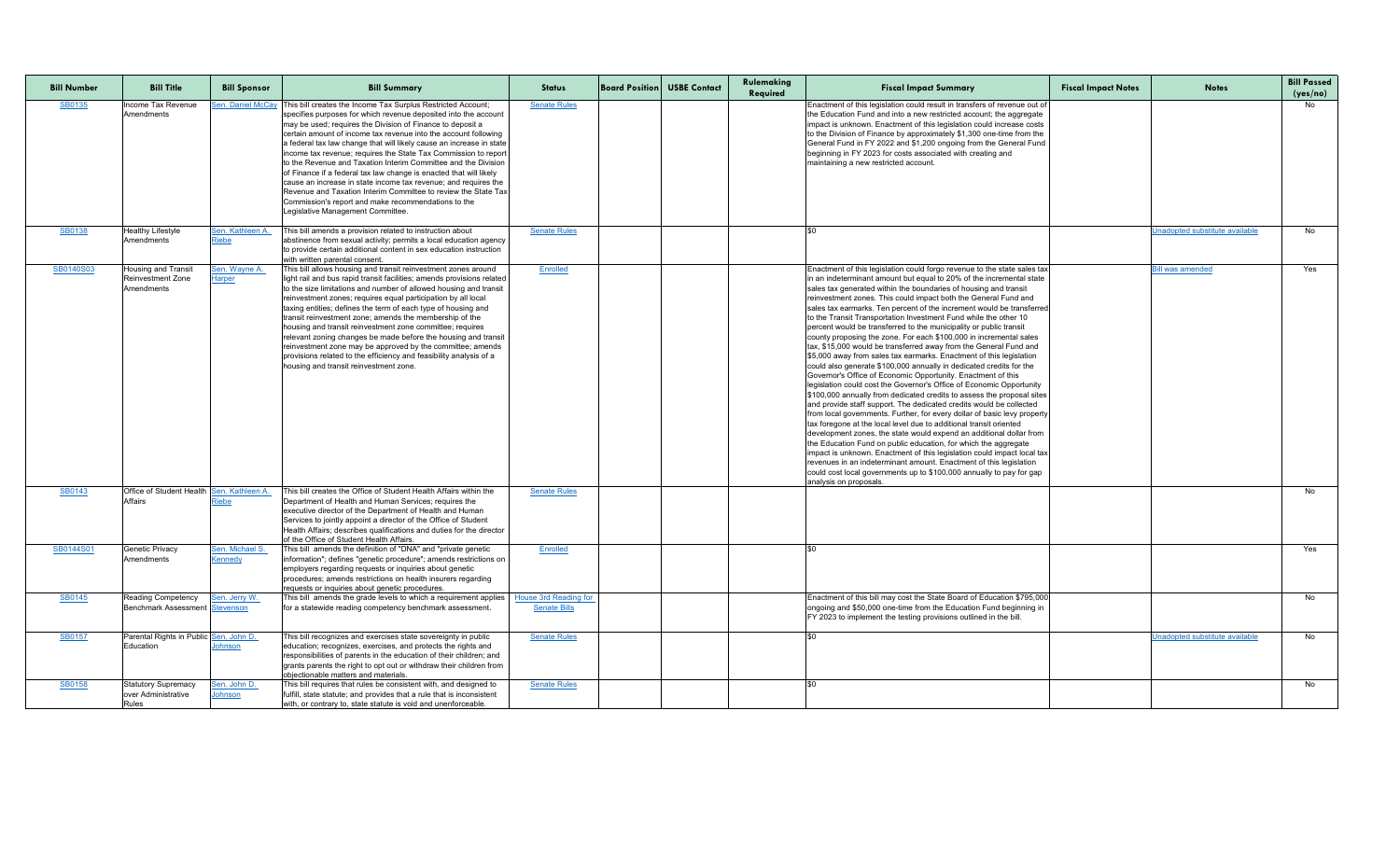| Bill Number | Bill Title | Bill Sponsor | Bill Summary | Status | Board Position | USBE Contact | Rulemaking Required | Fiscal Impact Summary | Fiscal Impact Notes | Notes | Bill Passed (yes/no) |
|---|---|---|---|---|---|---|---|---|---|---|---|
| SB0135 | Income Tax Revenue Amendments | Sen. Daniel McCay | This bill creates the Income Tax Surplus Restricted Account; specifies purposes for which revenue deposited into the account may be used; requires the Division of Finance to deposit a certain amount of income tax revenue into the account following a federal tax law change that will likely cause an increase in state income tax revenue; requires the State Tax Commission to report to the Revenue and Taxation Interim Committee and the Division of Finance if a federal tax law change is enacted that will likely cause an increase in state income tax revenue; and requires the Revenue and Taxation Interim Committee to review the State Tax Commission's report and make recommendations to the Legislative Management Committee. | Senate Rules | | | | Enactment of this legislation could result in transfers of revenue out of the Education Fund and into a new restricted account; the aggregate impact is unknown. Enactment of this legislation could increase costs to the Division of Finance by approximately $1,300 one-time from the General Fund in FY 2022 and $1,200 ongoing from the General Fund beginning in FY 2023 for costs associated with creating and maintaining a new restricted account. | | | No |
| SB0138 | Healthy Lifestyle Amendments | Sen. Kathleen A. Riebe | This bill amends a provision related to instruction about abstinence from sexual activity; permits a local education agency to provide certain additional content in sex education instruction with written parental consent. | Senate Rules | | | | $0 | | Unadopted substitute available | No |
| SB0140S03 | Housing and Transit Reinvestment Zone Amendments | Sen. Wayne A. Harper | This bill allows housing and transit reinvestment zones around light rail and bus rapid transit facilities; amends provisions related to the size limitations and number of allowed housing and transit reinvestment zones; requires equal participation by all local taxing entities; defines the term of each type of housing and transit reinvestment zone; amends the membership of the housing and transit reinvestment zone committee; requires relevant zoning changes be made before the housing and transit reinvestment zone may be approved by the committee; amends provisions related to the efficiency and feasibility analysis of a housing and transit reinvestment zone. | Enrolled | | | | Enactment of this legislation could forgo revenue to the state sales tax in an indeterminant amount but equal to 20% of the incremental state sales tax generated within the boundaries of housing and transit reinvestment zones. This could impact both the General Fund and sales tax earmarks. Ten percent of the increment would be transferred to the Transit Transportation Investment Fund while the other 10 percent would be transferred to the municipality or public transit county proposing the zone. For each $100,000 in incremental sales tax, $15,000 would be transferred away from the General Fund and $5,000 away from sales tax earmarks. Enactment of this legislation could also generate $100,000 annually in dedicated credits for the Governor's Office of Economic Opportunity. Enactment of this legislation could cost the Governor's Office of Economic Opportunity $100,000 annually from dedicated credits to assess the proposal sites and provide staff support. The dedicated credits would be collected from local governments. Further, for every dollar of basic levy property tax foregone at the local level due to additional transit oriented development zones, the state would expend an additional dollar from the Education Fund on public education, for which the aggregate impact is unknown. Enactment of this legislation could impact local tax revenues in an indeterminant amount. Enactment of this legislation could cost local governments up to $100,000 annually to pay for gap analysis on proposals. | | Bill was amended | Yes |
| SB0143 | Office of Student Health Affairs | Sen. Kathleen A. Riebe | This bill creates the Office of Student Health Affairs within the Department of Health and Human Services; requires the executive director of the Department of Health and Human Services to jointly appoint a director of the Office of Student Health Affairs; describes qualifications and duties for the director of the Office of Student Health Affairs. | Senate Rules | | | | | | | No |
| SB0144S01 | Genetic Privacy Amendments | Sen. Michael S. Kennedy | This bill amends the definition of "DNA" and "private genetic information"; defines "genetic procedure"; amends restrictions on employers regarding requests or inquiries about genetic procedures; amends restrictions on health insurers regarding requests or inquiries about genetic procedures. | Enrolled | | | | $0 | | | Yes |
| SB0145 | Reading Competency Benchmark Assessment | Sen. Jerry W. Stevenson | This bill amends the grade levels to which a requirement applies for a statewide reading competency benchmark assessment. | House 3rd Reading for Senate Bills | | | | Enactment of this bill may cost the State Board of Education $795,000 ongoing and $50,000 one-time from the Education Fund beginning in FY 2023 to implement the testing provisions outlined in the bill. | | | No |
| SB0157 | Parental Rights in Public Education | Sen. John D. Johnson | This bill recognizes and exercises state sovereignty in public education; recognizes, exercises, and protects the rights and responsibilities of parents in the education of their children; and grants parents the right to opt out or withdraw their children from objectionable matters and materials. | Senate Rules | | | | $0 | | Unadopted substitute available | No |
| SB0158 | Statutory Supremacy over Administrative Rules | Sen. John D. Johnson | This bill requires that rules be consistent with, and designed to fulfill, state statute; and provides that a rule that is inconsistent with, or contrary to, state statute is void and unenforceable. | Senate Rules | | | | $0 | | | No |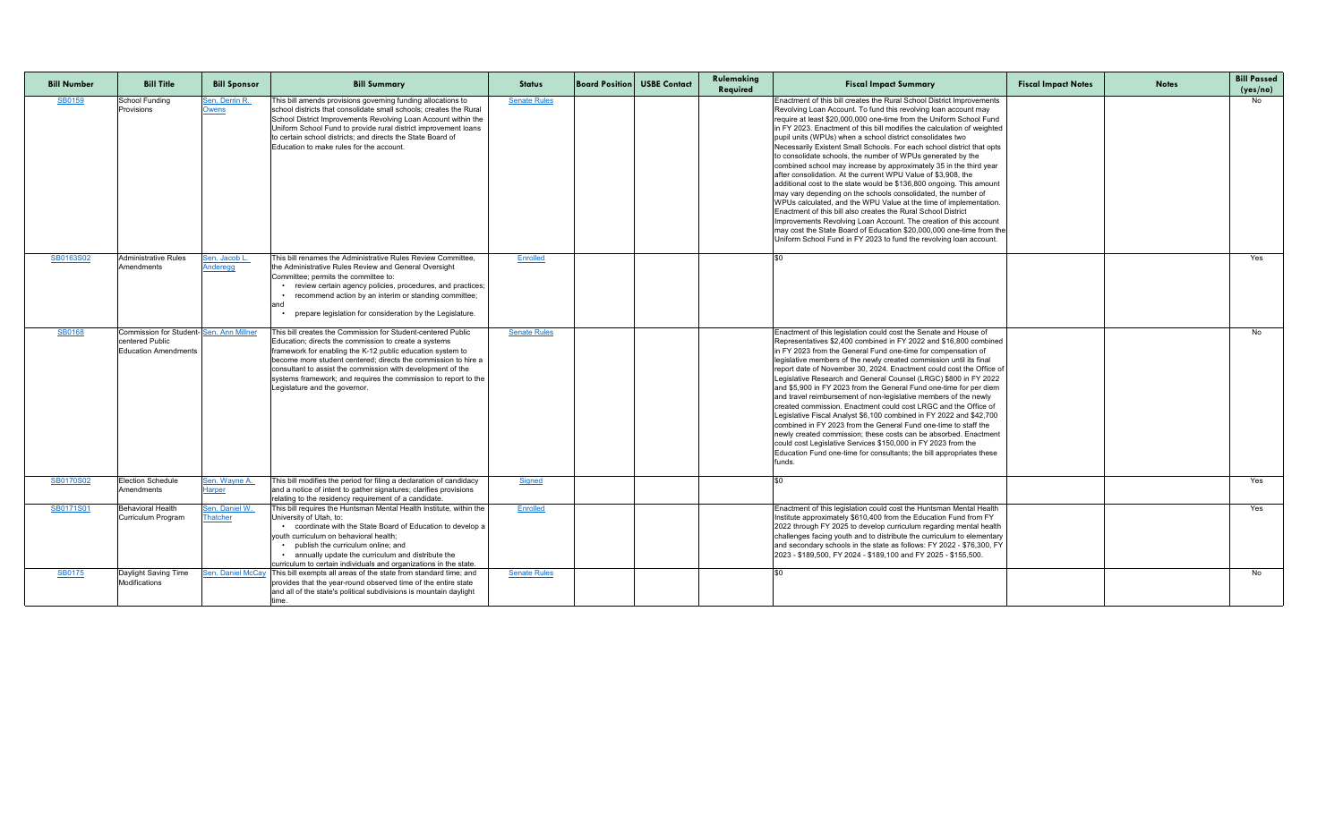| Bill Number | Bill Title | Bill Sponsor | Bill Summary | Status | Board Position | USBE Contact | Rulemaking Required | Fiscal Impact Summary | Fiscal Impact Notes | Notes | Bill Passed (yes/no) |
|---|---|---|---|---|---|---|---|---|---|---|---|
| SB0159 | School Funding Provisions | Sen. Derrin R. Owens | This bill amends provisions governing funding allocations to school districts that consolidate small schools; creates the Rural School District Improvements Revolving Loan Account within the Uniform School Fund to provide rural district improvement loans to certain school districts; and directs the State Board of Education to make rules for the account. | Senate Rules | | | | Enactment of this bill creates the Rural School District Improvements Revolving Loan Account. To fund this revolving loan account may require at least $20,000,000 one-time from the Uniform School Fund in FY 2023. Enactment of this bill modifies the calculation of weighted pupil units (WPUs) when a school district consolidates two Necessarily Existent Small Schools. For each school district that opts to consolidate schools, the number of WPUs generated by the combined school may increase by approximately 35 in the third year after consolidation. At the current WPU Value of $3,908, the additional cost to the state would be $136,800 ongoing. This amount may vary depending on the schools consolidated, the number of WPUs calculated, and the WPU Value at the time of implementation. Enactment of this bill also creates the Rural School District Improvements Revolving Loan Account. The creation of this account may cost the State Board of Education $20,000,000 one-time from the Uniform School Fund in FY 2023 to fund the revolving loan account. | | | No |
| SB0163S02 | Administrative Rules Amendments | Sen. Jacob L. Anderegg | This bill renames the Administrative Rules Review Committee, the Administrative Rules Review and General Oversight Committee; permits the committee to:<br>• review certain agency policies, procedures, and practices;<br>• recommend action by an interim or standing committee; and<br>• prepare legislation for consideration by the Legislature. | Enrolled | | | | $0 | | | Yes |
| SB0168 | Commission for Student-centered Public Education Amendments | Sen. Ann Millner | This bill creates the Commission for Student-centered Public Education; directs the commission to create a systems framework for enabling the K-12 public education system to become more student centered; directs the commission to hire a consultant to assist the commission with development of the systems framework; and requires the commission to report to the Legislature and the governor. | Senate Rules | | | | Enactment of this legislation could cost the Senate and House of Representatives $2,400 combined in FY 2022 and $16,800 combined in FY 2023 from the General Fund one-time for compensation of legislative members of the newly created commission until its final report date of November 30, 2024. Enactment could cost the Office of Legislative Research and General Counsel (LRGC) $800 in FY 2022 and $5,900 in FY 2023 from the General Fund one-time for per diem and travel reimbursement of non-legislative members of the newly created commission. Enactment could cost LRGC and the Office of Legislative Fiscal Analyst $6,100 combined in FY 2022 and $42,700 combined in FY 2023 from the General Fund one-time to staff the newly created commission; these costs can be absorbed. Enactment could cost Legislative Services $150,000 in FY 2023 from the Education Fund one-time for consultants; the bill appropriates these funds. | | | No |
| SB0170S02 | Election Schedule Amendments | Sen. Wayne A. Harper | This bill modifies the period for filing a declaration of candidacy and a notice of intent to gather signatures; clarifies provisions relating to the residency requirement of a candidate. | Signed | | | | $0 | | | Yes |
| SB0171S01 | Behavioral Health Curriculum Program | Sen. Daniel W. Thatcher | This bill requires the Huntsman Mental Health Institute, within the University of Utah, to:<br>• coordinate with the State Board of Education to develop a youth curriculum on behavioral health;<br>• publish the curriculum online; and<br>• annually update the curriculum and distribute the curriculum to certain individuals and organizations in the state. | Enrolled | | | | Enactment of this legislation could cost the Huntsman Mental Health Institute approximately $610,400 from the Education Fund from FY 2022 through FY 2025 to develop curriculum regarding mental health challenges facing youth and to distribute the curriculum to elementary and secondary schools in the state as follows: FY 2022 - $76,300, FY 2023 - $189,500, FY 2024 - $189,100 and FY 2025 - $155,500. | | | Yes |
| SB0175 | Daylight Saving Time Modifications | Sen. Daniel McCay | This bill exempts all areas of the state from standard time; and provides that the year-round observed time of the entire state and all of the state's political subdivisions is mountain daylight time. | Senate Rules | | | | $0 | | | No |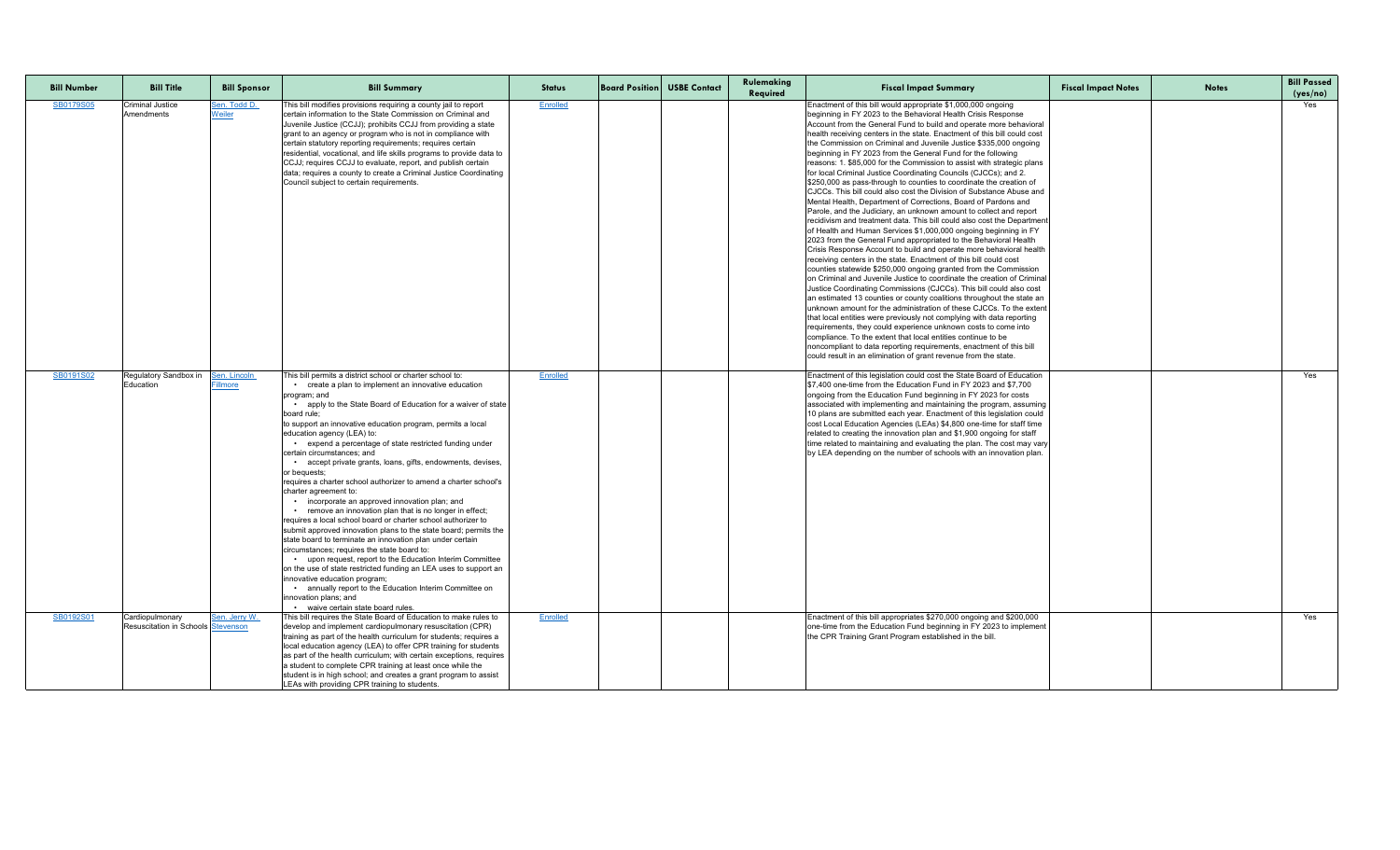| Bill Number | Bill Title | Bill Sponsor | Bill Summary | Status | Board Position | USBE Contact | Rulemaking Required | Fiscal Impact Summary | Fiscal Impact Notes | Notes | Bill Passed (yes/no) |
|---|---|---|---|---|---|---|---|---|---|---|---|
| SB0179S05 | Criminal Justice Amendments | Sen. Todd D. Weiler | This bill modifies provisions requiring a county jail to report certain information to the State Commission on Criminal and Juvenile Justice (CCJJ); prohibits CCJJ from providing a state grant to an agency or program who is not in compliance with certain statutory reporting requirements; requires certain residential, vocational, and life skills programs to provide data to CCJJ; requires CCJJ to evaluate, report, and publish certain data; requires a county to create a Criminal Justice Coordinating Council subject to certain requirements. | Enrolled | | | | Enactment of this bill would appropriate $1,000,000 ongoing beginning in FY 2023 to the Behavioral Health Crisis Response Account from the General Fund to build and operate more behavioral health receiving centers in the state. Enactment of this bill could cost the Commission on Criminal and Juvenile Justice $335,000 ongoing beginning in FY 2023 from the General Fund for the following reasons: 1. $85,000 for the Commission to assist with strategic plans for local Criminal Justice Coordinating Councils (CJCCs); and 2. $250,000 as pass-through to counties to coordinate the creation of CJCCs. This bill could also cost the Division of Substance Abuse and Mental Health, Department of Corrections, Board of Pardons and Parole, and the Judiciary, an unknown amount to collect and report recidivism and treatment data. This bill could also cost the Department of Health and Human Services $1,000,000 ongoing beginning in FY 2023 from the General Fund appropriated to the Behavioral Health Crisis Response Account to build and operate more behavioral health receiving centers in the state. Enactment of this bill could cost counties statewide $250,000 ongoing granted from the Commission on Criminal and Juvenile Justice to coordinate the creation of Criminal Justice Coordinating Commissions (CJCCs). This bill could also cost an estimated 13 counties or county coalitions throughout the state an unknown amount for the administration of these CJCCs. To the extent that local entities were previously not complying with data reporting requirements, they could experience unknown costs to come into compliance. To the extent that local entities continue to be noncompliant to data reporting requirements, enactment of this bill could result in an elimination of grant revenue from the state. | | | Yes |
| SB0191S02 | Regulatory Sandbox in Education | Sen. Lincoln Fillmore | This bill permits a district school or charter school to: • create a plan to implement an innovative education program; and • apply to the State Board of Education for a waiver of state board rule; to support an innovative education program, permits a local education agency (LEA) to: • expend a percentage of state restricted funding under certain circumstances; and • accept private grants, loans, gifts, endowments, devises, or bequests; requires a charter school authorizer to amend a charter school's charter agreement to: • incorporate an approved innovation plan; and • remove an innovation plan that is no longer in effect; requires a local school board or charter school authorizer to submit approved innovation plans to the state board; permits the state board to terminate an innovation plan under certain circumstances; requires the state board to: • upon request, report to the Education Interim Committee on the use of state restricted funding an LEA uses to support an innovative education program; • annually report to the Education Interim Committee on innovation plans; and • waive certain state board rules. | Enrolled | | | | Enactment of this legislation could cost the State Board of Education $7,400 one-time from the Education Fund in FY 2023 and $7,700 ongoing from the Education Fund beginning in FY 2023 for costs associated with implementing and maintaining the program, assuming 10 plans are submitted each year. Enactment of this legislation could cost Local Education Agencies (LEAs) $4,800 one-time for staff time related to creating the innovation plan and $1,900 ongoing for staff time related to maintaining and evaluating the plan. The cost may vary by LEA depending on the number of schools with an innovation plan. | | | Yes |
| SB0192S01 | Cardiopulmonary Resuscitation in Schools | Sen. Jerry W. Stevenson | This bill requires the State Board of Education to make rules to develop and implement cardiopulmonary resuscitation (CPR) training as part of the health curriculum for students; requires a local education agency (LEA) to offer CPR training for students as part of the health curriculum; with certain exceptions, requires a student to complete CPR training at least once while the student is in high school; and creates a grant program to assist LEAs with providing CPR training to students. | Enrolled | | | | Enactment of this bill appropriates $270,000 ongoing and $200,000 one-time from the Education Fund beginning in FY 2023 to implement the CPR Training Grant Program established in the bill. | | | Yes |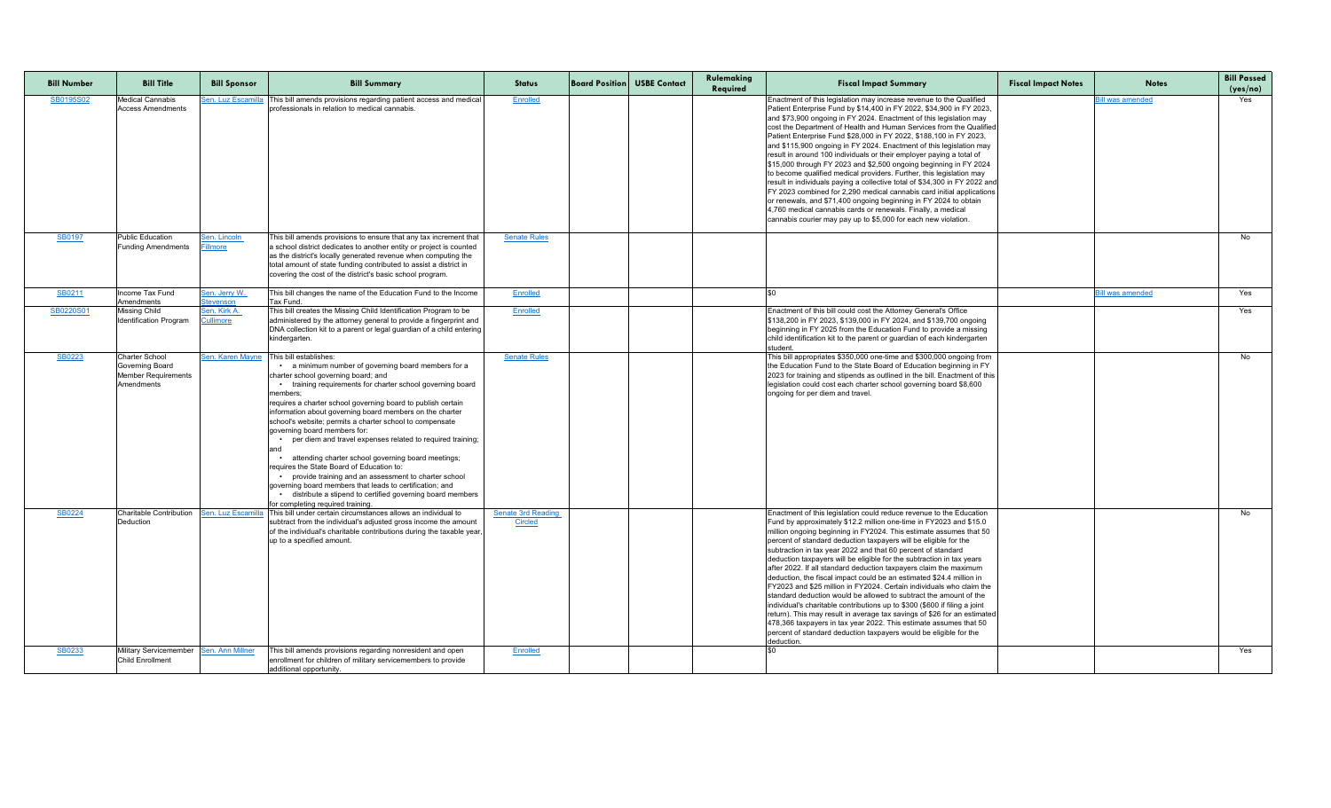| Bill Number | Bill Title | Bill Sponsor | Bill Summary | Status | Board Position | USBE Contact | Rulemaking Required | Fiscal Impact Summary | Fiscal Impact Notes | Notes | Bill Passed (yes/no) |
|---|---|---|---|---|---|---|---|---|---|---|---|
| SB0195S02 | Medical Cannabis Access Amendments | Sen. Luz Escamilla | This bill amends provisions regarding patient access and medical professionals in relation to medical cannabis. | Enrolled | | | | Enactment of this legislation may increase revenue to the Qualified Patient Enterprise Fund by $14,400 in FY 2022, $34,900 in FY 2023, and $73,900 ongoing in FY 2024. Enactment of this legislation may cost the Department of Health and Human Services from the Qualified Patient Enterprise Fund $28,000 in FY 2022, $188,100 in FY 2023, and $115,900 ongoing in FY 2024. Enactment of this legislation may result in around 100 individuals or their employer paying a total of $15,000 through FY 2023 and $2,500 ongoing beginning in FY 2024 to become qualified medical providers. Further, this legislation may result in individuals paying a collective total of $34,300 in FY 2022 and FY 2023 combined for 2,290 medical cannabis card initial applications or renewals, and $71,400 ongoing beginning in FY 2024 to obtain 4,760 medical cannabis cards or renewals. Finally, a medical cannabis courier may pay up to $5,000 for each new violation. | | Bill was amended | Yes |
| SB0197 | Public Education Funding Amendments | Sen. Lincoln Fillmore | This bill amends provisions to ensure that any tax increment that a school district dedicates to another entity or project is counted as the district's locally generated revenue when computing the total amount of state funding contributed to assist a district in covering the cost of the district's basic school program. | Senate Rules | | | | | | | No |
| SB0211 | Income Tax Fund Amendments | Sen. Jerry W. Stevenson | This bill changes the name of the Education Fund to the Income Tax Fund. | Enrolled | | | | $0 | | Bill was amended | Yes |
| SB0220S01 | Missing Child Identification Program | Sen. Kirk A. Cullimore | This bill creates the Missing Child Identification Program to be administered by the attorney general to provide a fingerprint and DNA collection kit to a parent or legal guardian of a child entering kindergarten. | Enrolled | | | | Enactment of this bill could cost the Attorney General's Office $138,200 in FY 2023, $139,000 in FY 2024, and $139,700 ongoing beginning in FY 2025 from the Education Fund to provide a missing child identification kit to the parent or guardian of each kindergarten student. | | | Yes |
| SB0223 | Charter School Governing Board Member Requirements Amendments | Sen. Karen Mayne | This bill establishes:<br>• a minimum number of governing board members for a charter school governing board; and<br>• training requirements for charter school governing board members;<br>requires a charter school governing board to publish certain information about governing board members on the charter school's website; permits a charter school to compensate governing board members for:<br>• per diem and travel expenses related to required training; and<br>• attending charter school governing board meetings;<br>requires the State Board of Education to:<br>• provide training and an assessment to charter school governing board members that leads to certification; and<br>• distribute a stipend to certified governing board members for completing required training. | Senate Rules | | | | This bill appropriates $350,000 one-time and $300,000 ongoing from the Education Fund to the State Board of Education beginning in FY 2023 for training and stipends as outlined in the bill. Enactment of this legislation could cost each charter school governing board $8,600 ongoing for per diem and travel. | | | No |
| SB0224 | Charitable Contribution Deduction | Sen. Luz Escamilla | This bill under certain circumstances allows an individual to subtract from the individual's adjusted gross income the amount of the individual's charitable contributions during the taxable year, up to a specified amount. | Senate 3rd Reading Circled | | | | Enactment of this legislation could reduce revenue to the Education Fund by approximately $12.2 million one-time in FY2023 and $15.0 million ongoing beginning in FY2024. This estimate assumes that 50 percent of standard deduction taxpayers will be eligible for the subtraction in tax year 2022 and that 60 percent of standard deduction taxpayers will be eligible for the subtraction in tax years after 2022. If all standard deduction taxpayers claim the maximum deduction, the fiscal impact could be an estimated $24.4 million in FY2023 and $25 million in FY2024. Certain individuals who claim the standard deduction would be allowed to subtract the amount of the individual's charitable contributions up to $300 ($600 if filing a joint return). This may result in average tax savings of $26 for an estimated 478,366 taxpayers in tax year 2022. This estimate assumes that 50 percent of standard deduction taxpayers would be eligible for the deduction. | | | No |
| SB0233 | Military Servicemember Child Enrollment | Sen. Ann Millner | This bill amends provisions regarding nonresident and open enrollment for children of military servicemembers to provide additional opportunity. | Enrolled | | | | $0 | | | Yes |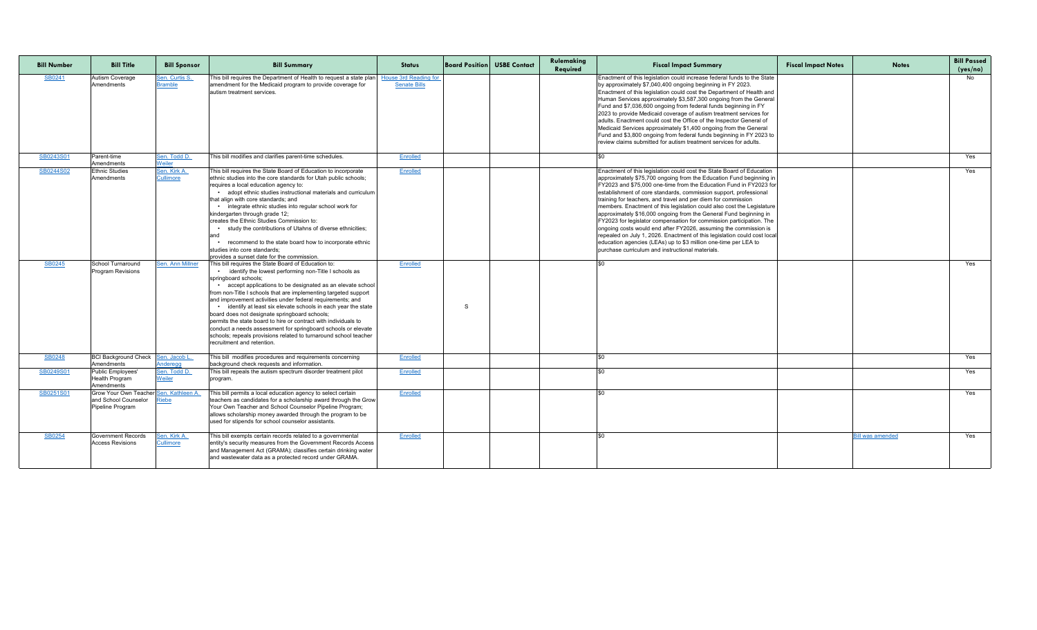| Bill Number | Bill Title | Bill Sponsor | Bill Summary | Status | Board Position | USBE Contact | Rulemaking Required | Fiscal Impact Summary | Fiscal Impact Notes | Notes | Bill Passed (yes/no) |
|---|---|---|---|---|---|---|---|---|---|---|---|
| SB0241 | Autism Coverage Amendments | Sen. Curtis S. Bramble | This bill requires the Department of Health to request a state plan amendment for the Medicaid program to provide coverage for autism treatment services. | House 3rd Reading for Senate Bills | | | | Enactment of this legislation could increase federal funds to the State by approximately $7,040,400 ongoing beginning in FY 2023. Enactment of this legislation could cost the Department of Health and Human Services approximately $3,587,300 ongoing from the General Fund and $7,036,600 ongoing from federal funds beginning in FY 2023 to provide Medicaid coverage of autism treatment services for adults. Enactment could cost the Office of the Inspector General of Medicaid Services approximately $1,400 ongoing from the General Fund and $3,800 ongoing from federal funds beginning in FY 2023 to review claims submitted for autism treatment services for adults. | | | No |
| SB0243S01 | Parent-time Amendments | Sen. Todd D. Weiler | This bill modifies and clarifies parent-time schedules. | Enrolled | | | | $0 | | | Yes |
| SB0244S02 | Ethnic Studies Amendments | Sen. Kirk A. Cullimore | This bill requires the State Board of Education to incorporate ethnic studies into the core standards for Utah public schools; requires a local education agency to: • adopt ethnic studies instructional materials and curriculum that align with core standards; and • integrate ethnic studies into regular school work for kindergarten through grade 12; creates the Ethnic Studies Commission to: • study the contributions of Utahns of diverse ethnicities; and • recommend to the state board how to incorporate ethnic studies into core standards; provides a sunset date for the commission. | Enrolled | | | | Enactment of this legislation could cost the State Board of Education approximately $75,700 ongoing from the Education Fund beginning in FY2023 and $75,000 one-time from the Education Fund in FY2023 for establishment of core standards, commission support, professional training for teachers, and travel and per diem for commission members. Enactment of this legislation could also cost the Legislature approximately $16,000 ongoing from the General Fund beginning in FY2023 for legislator compensation for commission participation. The ongoing costs would end after FY2026, assuming the commission is repealed on July 1, 2026. Enactment of this legislation could cost local education agencies (LEAs) up to $3 million one-time per LEA to purchase curriculum and instructional materials. | | | Yes |
| SB0245 | School Turnaround Program Revisions | Sen. Ann Millner | This bill requires the State Board of Education to: • identify the lowest performing non-Title I schools as springboard schools; • accept applications to be designated as an elevate school from non-Title I schools that are implementing targeted support and improvement activities under federal requirements; and • identify at least six elevate schools in each year the state board does not designate springboard schools; permits the state board to hire or contract with individuals to conduct a needs assessment for springboard schools or elevate schools; repeals provisions related to turnaround school teacher recruitment and retention. | Enrolled | S | | | $0 | | | Yes |
| SB0248 | BCI Background Check Amendments | Sen. Jacob L. Anderegg | This bill modifies procedures and requirements concerning background check requests and information. | Enrolled | | | | $0 | | | Yes |
| SB0249S01 | Public Employees' Health Program Amendments | Sen. Todd D. Weiler | This bill repeals the autism spectrum disorder treatment pilot program. | Enrolled | | | | $0 | | | Yes |
| SB0251S01 | Grow Your Own Teacher and School Counselor Pipeline Program | Sen. Kathleen A. Riebe | This bill permits a local education agency to select certain teachers as candidates for a scholarship award through the Grow Your Own Teacher and School Counselor Pipeline Program; allows scholarship money awarded through the program to be used for stipends for school counselor assistants. | Enrolled | | | | $0 | | | Yes |
| SB0254 | Government Records Access Revisions | Sen. Kirk A. Cullimore | This bill exempts certain records related to a governmental entity's security measures from the Government Records Access and Management Act (GRAMA); classifies certain drinking water and wastewater data as a protected record under GRAMA. | Enrolled | | | | $0 | | Bill was amended | Yes |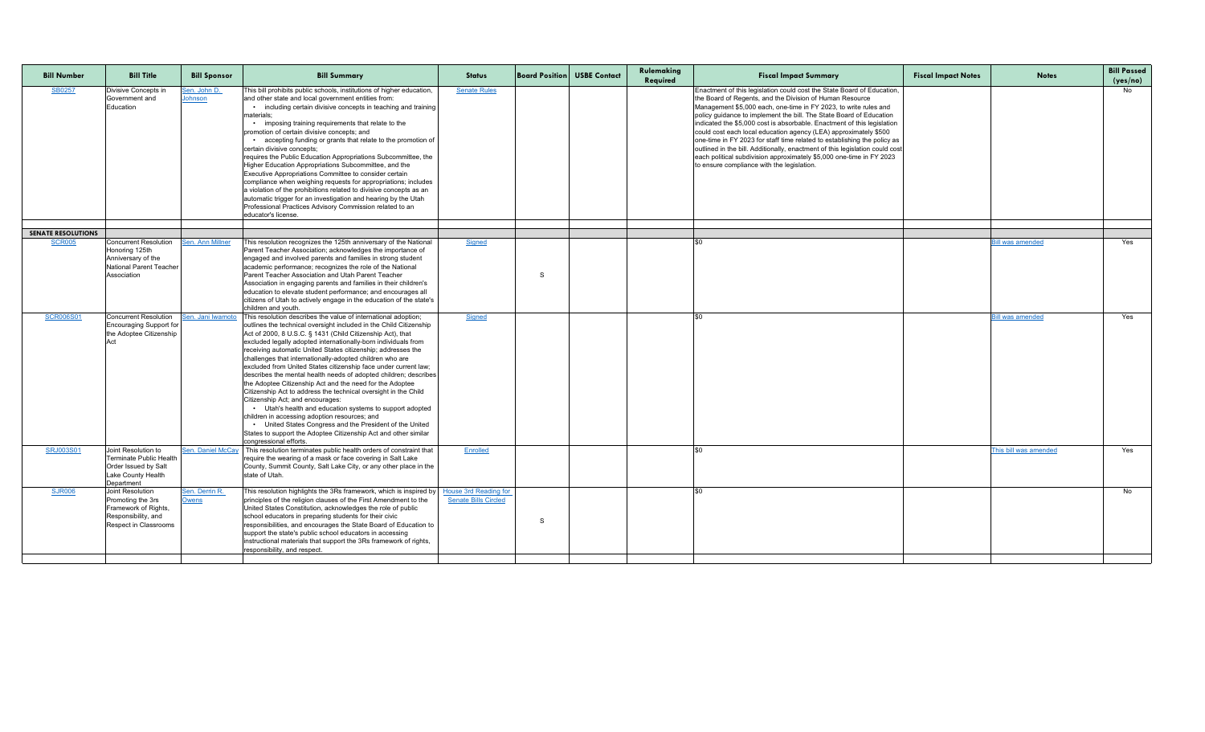| Bill Number | Bill Title | Bill Sponsor | Bill Summary | Status | Board Position | USBE Contact | Rulemaking Required | Fiscal Impact Summary | Fiscal Impact Notes | Notes | Bill Passed (yes/no) |
|---|---|---|---|---|---|---|---|---|---|---|---|
| SB0257 | Divisive Concepts in Government and Education | Sen. John D. Johnson | This bill prohibits public schools, institutions of higher education, and other state and local government entities from: • including certain divisive concepts in teaching and training materials; • imposing training requirements that relate to the promotion of certain divisive concepts; and • accepting funding or grants that relate to the promotion of certain divisive concepts; requires the Public Education Appropriations Subcommittee, the Higher Education Appropriations Subcommittee, and the Executive Appropriations Committee to consider certain compliance when weighing requests for appropriations; includes a violation of the prohibitions related to divisive concepts as an automatic trigger for an investigation and hearing by the Utah Professional Practices Advisory Commission related to an educator's license. | Senate Rules | | | | Enactment of this legislation could cost the State Board of Education, the Board of Regents, and the Division of Human Resource Management $5,000 each, one-time in FY 2023, to write rules and policy guidance to implement the bill. The State Board of Education indicated the $5,000 cost is absorbable. Enactment of this legislation could cost each local education agency (LEA) approximately $500 one-time in FY 2023 for staff time related to establishing the policy as outlined in the bill. Additionally, enactment of this legislation could cost each political subdivision approximately $5,000 one-time in FY 2023 to ensure compliance with the legislation. | | | No |
| | | | | | | | | | | | |
| **SENATE RESOLUTIONS** | | | | | | | | | | | |
| SCR005 | Concurrent Resolution Honoring 125th Anniversary of the National Parent Teacher Association | Sen. Ann Millner | This resolution recognizes the 125th anniversary of the National Parent Teacher Association; acknowledges the importance of engaged and involved parents and families in strong student academic performance; recognizes the role of the National Parent Teacher Association and Utah Parent Teacher Association in engaging parents and families in their children's education to elevate student performance; and encourages all citizens of Utah to actively engage in the education of the state's children and youth. | Signed | S | | | $0 | | Bill was amended | Yes |
| SCR006S01 | Concurrent Resolution Encouraging Support for the Adoptee Citizenship Act | Sen. Jani Iwamoto | This resolution describes the value of international adoption; outlines the technical oversight included in the Child Citizenship Act of 2000, 8 U.S.C. § 1431 (Child Citizenship Act), that excluded legally adopted internationally-born individuals from receiving automatic United States citizenship; addresses the challenges that internationally-adopted children who are excluded from United States citizenship face under current law; describes the mental health needs of adopted children; describes the Adoptee Citizenship Act and the need for the Adoptee Citizenship Act to address the technical oversight in the Child Citizenship Act; and encourages: • Utah's health and education systems to support adopted children in accessing adoption resources; and • United States Congress and the President of the United States to support the Adoptee Citizenship Act and other similar congressional efforts. | Signed | | | | $0 | | Bill was amended | Yes |
| SRJ003S01 | Joint Resolution to Terminate Public Health Order Issued by Salt Lake County Health Department | Sen. Daniel McCay | This resolution terminates public health orders of constraint that require the wearing of a mask or face covering in Salt Lake County, Summit County, Salt Lake City, or any other place in the state of Utah. | Enrolled | | | | $0 | | This bill was amended | Yes |
| SJR006 | Joint Resolution Promoting the 3rs Framework of Rights, Responsibility, and Respect in Classrooms | Sen. Derrin R. Owens | This resolution highlights the 3Rs framework, which is inspired by principles of the religion clauses of the First Amendment to the United States Constitution, acknowledges the role of public school educators in preparing students for their civic responsibilities, and encourages the State Board of Education to support the state's public school educators in accessing instructional materials that support the 3Rs framework of rights, responsibility, and respect. | House 3rd Reading for Senate Bills Circled | S | | | $0 | | | No |